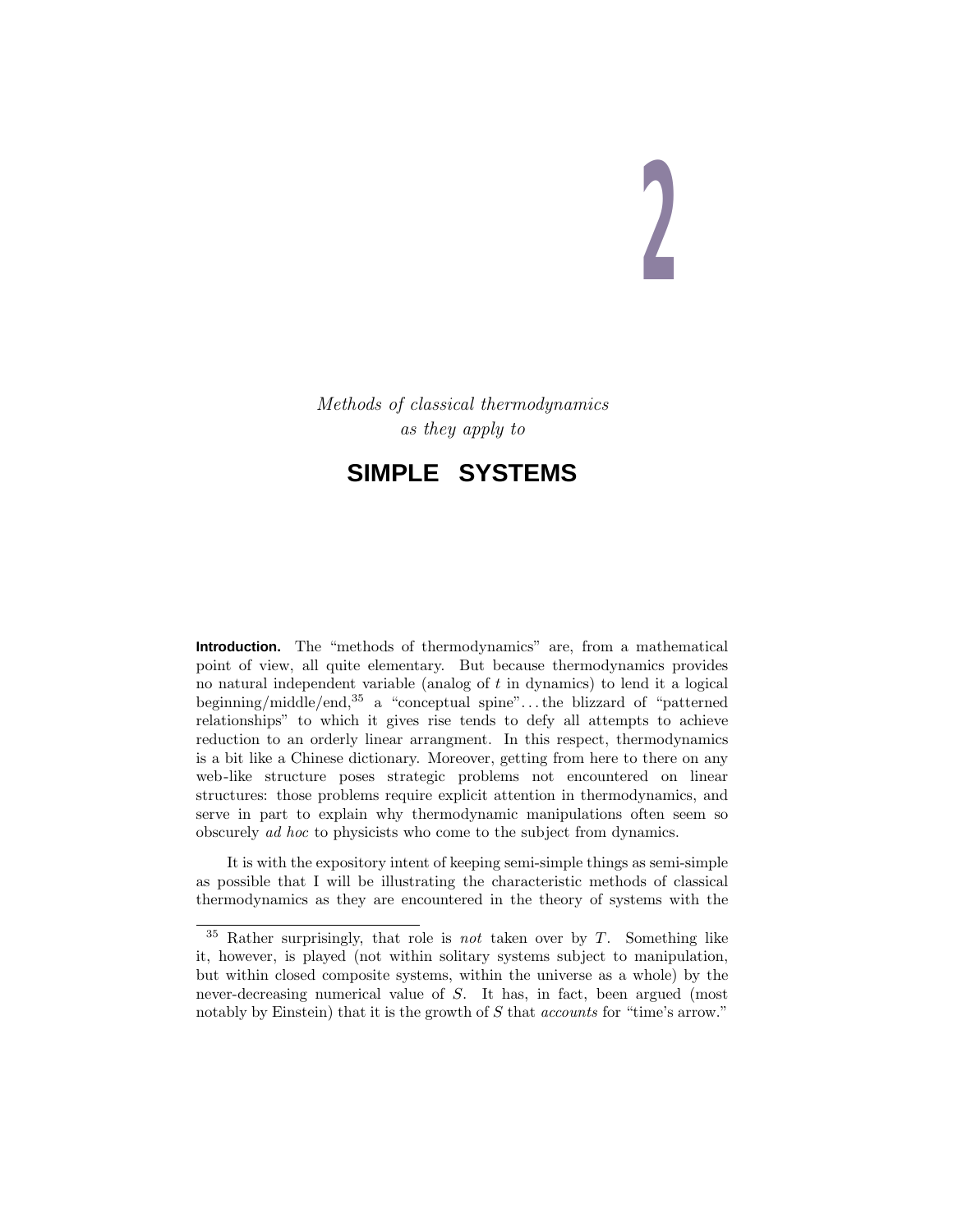# 2

*Methods of classical thermodynamics*
*as they apply to*

## SIMPLE SYSTEMS

**Introduction.** The "methods of thermodynamics" are, from a mathematical point of view, all quite elementary. But because thermodynamics provides no natural independent variable (analog of $t$ in dynamics) to lend it a logical beginning/middle/end,[35] a "conceptual spine"... the blizzard of "patterned relationships" to which it gives rise tends to defy all attempts to achieve reduction to an orderly linear arrangment. In this respect, thermodynamics is a bit like a Chinese dictionary. Moreover, getting from here to there on any web-like structure poses strategic problems not encountered on linear structures: those problems require explicit attention in thermodynamics, and serve in part to explain why thermodynamic manipulations often seem so obscurely *ad hoc* to physicists who come to the subject from dynamics.

It is with the expository intent of keeping semi-simple things as semi-simple as possible that I will be illustrating the characteristic methods of classical thermodynamics as they are encountered in the theory of systems with the

---

[35] Rather surprisingly, that role is *not* taken over by $T$. Something like it, however, is played (not within solitary systems subject to manipulation, but within closed composite systems, within the universe as a whole) by the never-decreasing numerical value of $S$. It has, in fact, been argued (most notably by Einstein) that it is the growth of $S$ that *accounts* for "time's arrow."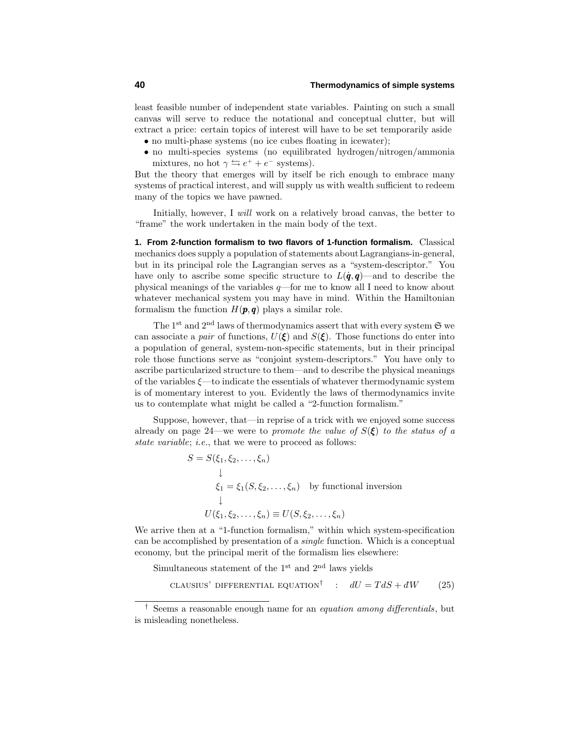least feasible number of independent state variables. Painting on such a small canvas will serve to reduce the notational and conceptual clutter, but will extract a price: certain topics of interest will have to be set temporarily aside

- no multi-phase systems (no ice cubes floating in icewater);
- no multi-species systems (no equilibrated hydrogen/nitrogen/ammonia mixtures, no hot $\gamma \leftrightarrows e^+ + e^-$ systems).

But the theory that emerges will by itself be rich enough to embrace many systems of practical interest, and will supply us with wealth sufficient to redeem many of the topics we have pawned.

Initially, however, I *will* work on a relatively broad canvas, the better to "frame" the work undertaken in the main body of the text.

**1. From 2-function formalism to two flavors of 1-function formalism.** Classical mechanics does supply a population of statements about Lagrangians-in-general, but in its principal role the Lagrangian serves as a "system-descriptor." You have only to ascribe some specific structure to $L(\dot{\boldsymbol{q}}, \boldsymbol{q})$—and to describe the physical meanings of the variables $q$—for me to know all I need to know about whatever mechanical system you may have in mind. Within the Hamiltonian formalism the function $H(\boldsymbol{p}, \boldsymbol{q})$ plays a similar role.

The 1st and 2nd laws of thermodynamics assert that with every system $\mathfrak{S}$ we can associate a *pair* of functions, $U(\boldsymbol{\xi})$ and $S(\boldsymbol{\xi})$. Those functions do enter into a population of general, system-non-specific statements, but in their principal role those functions serve as "conjoint system-descriptors." You have only to ascribe particularized structure to them—and to describe the physical meanings of the variables $\xi$—to indicate the essentials of whatever thermodynamic system is of momentary interest to you. Evidently the laws of thermodynamics invite us to contemplate what might be called a "2-function formalism."

Suppose, however, that—in reprise of a trick with we enjoyed some success already on page 24—we were to *promote the value of $S(\boldsymbol{\xi})$ to the status of a state variable*; *i.e.*, that we were to proceed as follows:

$$
\begin{aligned}
S &= S(\xi_1, \xi_2, \ldots, \xi_n) \\
&\quad\downarrow \\
&\quad \xi_1 = \xi_1(S, \xi_2, \ldots, \xi_n) \quad \text{by functional inversion} \\
&\quad\downarrow \\
U(\xi_1, \xi_2, \ldots, \xi_n) &\equiv U(S, \xi_2, \ldots, \xi_n)
\end{aligned}
$$

We arrive then at a "1-function formalism," within which system-specification can be accomplished by presentation of a *single* function. Which is a conceptual economy, but the principal merit of the formalism lies elsewhere:

Simultaneous statement of the 1st and 2nd laws yields

$$
\text{CLAUSIUS' DIFFERENTIAL EQUATION}^\dagger \quad : \quad dU = TdS + dW \tag{25}
$$

† Seems a reasonable enough name for an *equation among differentials*, but is misleading nonetheless.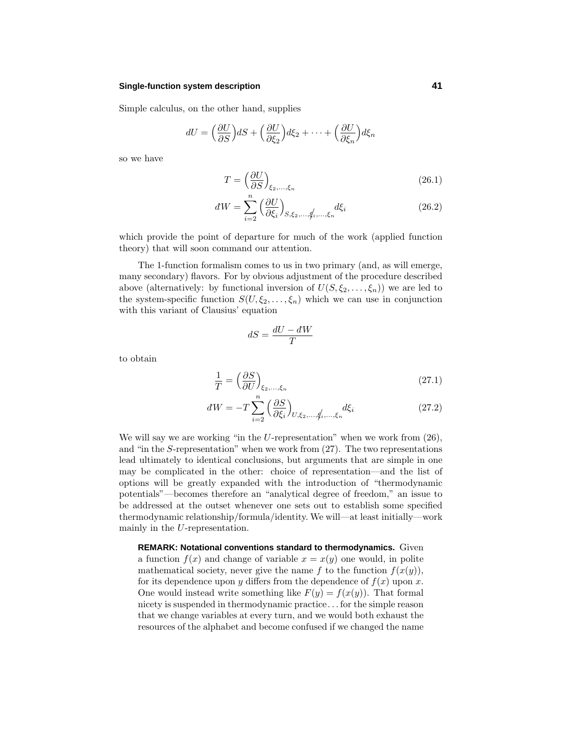Simple calculus, on the other hand, supplies

$$dU = \Big(\frac{\partial U}{\partial S}\Big)dS + \Big(\frac{\partial U}{\partial \xi_2}\Big)d\xi_2 + \cdots + \Big(\frac{\partial U}{\partial \xi_n}\Big)d\xi_n$$

so we have

$$T = \Big(\frac{\partial U}{\partial S}\Big)_{\xi_2,\ldots,\xi_n} \tag{26.1}$$

$$đW = \sum_{i=2}^{n} \Big(\frac{\partial U}{\partial \xi_i}\Big)_{S,\xi_2,\ldots,\not{\xi}_i,\ldots,\xi_n} d\xi_i \tag{26.2}$$

which provide the point of departure for much of the work (applied function theory) that will soon command our attention.

The 1-function formalism comes to us in two primary (and, as will emerge, many secondary) flavors. For by obvious adjustment of the procedure described above (alternatively: by functional inversion of $U(S, \xi_2, \ldots, \xi_n)$) we are led to the system-specific function $S(U, \xi_2, \ldots, \xi_n)$ which we can use in conjunction with this variant of Clausius' equation

$$dS = \frac{dU - đW}{T}$$

to obtain

$$\frac{1}{T} = \Big(\frac{\partial S}{\partial U}\Big)_{\xi_2,\ldots,\xi_n} \tag{27.1}$$

$$đW = -T\sum_{i=2}^{n} \Big(\frac{\partial S}{\partial \xi_i}\Big)_{U,\xi_2,\ldots,\not{\xi}_i,\ldots,\xi_n} d\xi_i \tag{27.2}$$

We will say we are working "in the $U$-representation" when we work from (26), and "in the $S$-representation" when we work from (27). The two representations lead ultimately to identical conclusions, but arguments that are simple in one may be complicated in the other: choice of representation—and the list of options will be greatly expanded with the introduction of "thermodynamic potentials"—becomes therefore an "analytical degree of freedom," an issue to be addressed at the outset whenever one sets out to establish some specified thermodynamic relationship/formula/identity. We will—at least initially—work mainly in the $U$-representation.

**REMARK: Notational conventions standard to thermodynamics.** Given a function $f(x)$ and change of variable $x = x(y)$ one would, in polite mathematical society, never give the name $f$ to the function $f(x(y))$, for its dependence upon $y$ differs from the dependence of $f(x)$ upon $x$. One would instead write something like $F(y) = f(x(y))$. That formal nicety is suspended in thermodynamic practice... for the simple reason that we change variables at every turn, and we would both exhaust the resources of the alphabet and become confused if we changed the name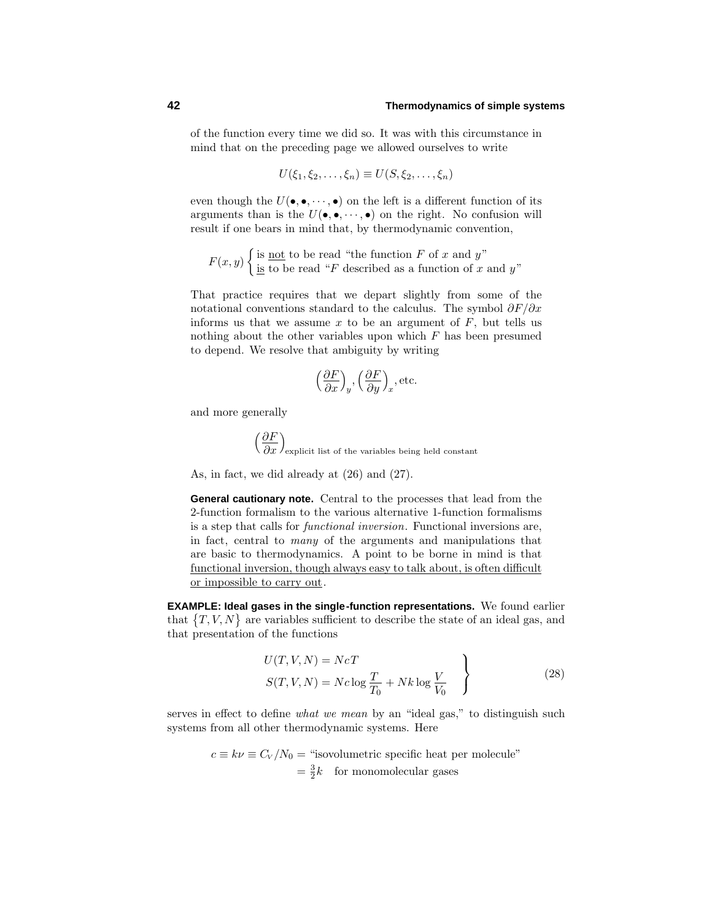of the function every time we did so. It was with this circumstance in mind that on the preceding page we allowed ourselves to write

$$U(\xi_1, \xi_2, \ldots, \xi_n) \equiv U(S, \xi_2, \ldots, \xi_n)$$

even though the $U(\bullet, \bullet, \cdots, \bullet)$ on the left is a different function of its arguments than is the $U(\bullet, \bullet, \cdots, \bullet)$ on the right. No confusion will result if one bears in mind that, by thermodynamic convention,

$$F(x, y) \begin{cases} \text{is } \underline{\text{not}} \text{ to be read "the function } F \text{ of } x \text{ and } y\text{"} \\ \underline{\text{is}} \text{ to be read "} F \text{ described as a function of } x \text{ and } y\text{"} \end{cases}$$

That practice requires that we depart slightly from some of the notational conventions standard to the calculus. The symbol $\partial F/\partial x$ informs us that we assume $x$ to be an argument of $F$, but tells us nothing about the other variables upon which $F$ has been presumed to depend. We resolve that ambiguity by writing

$$\Big(\frac{\partial F}{\partial x}\Big)_y, \Big(\frac{\partial F}{\partial y}\Big)_x, \text{etc.}$$

and more generally

$$\Big(\frac{\partial F}{\partial x}\Big)_{\text{explicit list of the variables being held constant}}$$

As, in fact, we did already at (26) and (27).

**General cautionary note.** Central to the processes that lead from the 2-function formalism to the various alternative 1-function formalisms is a step that calls for *functional inversion*. Functional inversions are, in fact, central to *many* of the arguments and manipulations that are basic to thermodynamics. A point to be borne in mind is that functional inversion, though always easy to talk about, is often difficult or impossible to carry out.

**EXAMPLE: Ideal gases in the single-function representations.** We found earlier that $\{T, V, N\}$ are variables sufficient to describe the state of an ideal gas, and that presentation of the functions

$$\left.\begin{aligned} U(T, V, N) &= NcT \\ S(T, V, N) &= Nc\log\frac{T}{T_0} + Nk\log\frac{V}{V_0} \end{aligned}\right\} \tag{28}$$

serves in effect to define *what we mean* by an "ideal gas," to distinguish such systems from all other thermodynamic systems. Here

$$\begin{aligned} c \equiv k\nu \equiv C_V/N_0 &= \text{"isovolumetric specific heat per molecule"} \\ &= \tfrac{3}{2}k \quad \text{for monomolecular gases} \end{aligned}$$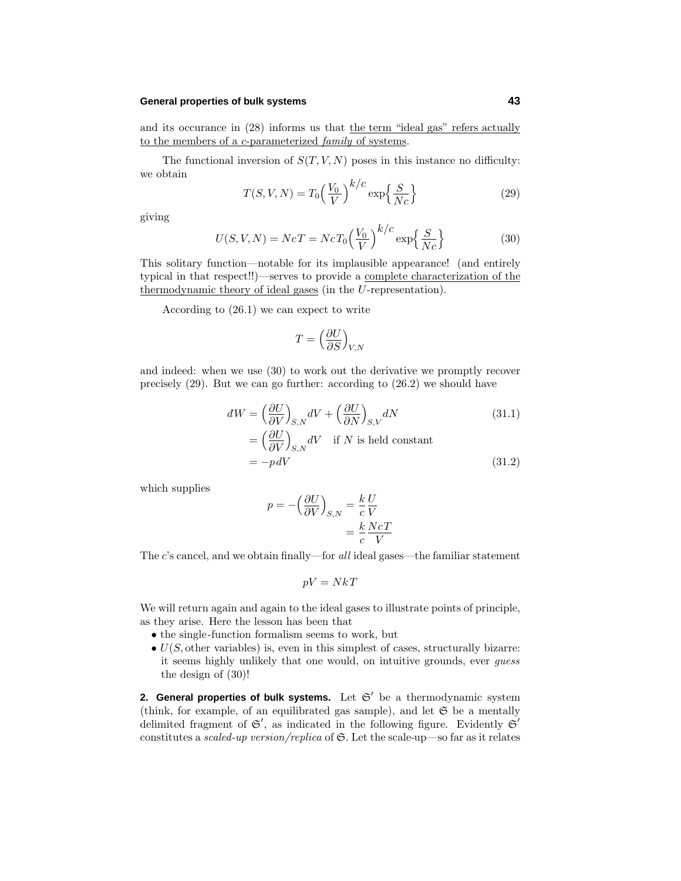and its occurance in (28) informs us that the term "ideal gas" refers actually to the members of a $c$-parameterized *family* of systems.

The functional inversion of $S(T, V, N)$ poses in this instance no difficulty: we obtain

$$T(S, V, N) = T_0 \Big(\frac{V_0}{V}\Big)^{k/c} \exp\Big\{\frac{S}{Nc}\Big\} \tag{29}$$

giving

$$U(S, V, N) = NcT = NcT_0 \Big(\frac{V_0}{V}\Big)^{k/c} \exp\Big\{\frac{S}{Nc}\Big\} \tag{30}$$

This solitary function—notable for its implausible appearance! (and entirely typical in that respect!!)—serves to provide a complete characterization of the thermodynamic theory of ideal gases (in the $U$-representation).

According to (26.1) we can expect to write

$$T = \Big(\frac{\partial U}{\partial S}\Big)_{V,N}$$

and indeed: when we use (30) to work out the derivative we promptly recover precisely (29). But we can go further: according to (26.2) we should have

$$\begin{aligned} dW &= \Big(\frac{\partial U}{\partial V}\Big)_{S,N} dV + \Big(\frac{\partial U}{\partial N}\Big)_{S,V} dN && (31.1) \\ &= \Big(\frac{\partial U}{\partial V}\Big)_{S,N} dV \quad \text{if } N \text{ is held constant} \\ &= -p\,dV && (31.2) \end{aligned}$$

which supplies

$$\begin{aligned} p = -\Big(\frac{\partial U}{\partial V}\Big)_{S,N} &= \frac{k}{c}\frac{U}{V} \\ &= \frac{k}{c}\frac{NcT}{V} \end{aligned}$$

The $c$'s cancel, and we obtain finally—for *all* ideal gases—the familiar statement

$$pV = NkT$$

We will return again and again to the ideal gases to illustrate points of principle, as they arise. Here the lesson has been that

- the single-function formalism seems to work, but
- $U(S, \text{other variables})$ is, even in this simplest of cases, structurally bizarre: it seems highly unlikely that one would, on intuitive grounds, ever *guess* the design of (30)!

**2. General properties of bulk systems.** Let $\mathfrak{S}'$ be a thermodynamic system (think, for example, of an equilibrated gas sample), and let $\mathfrak{S}$ be a mentally delimited fragment of $\mathfrak{S}'$, as indicated in the following figure. Evidently $\mathfrak{S}'$ constitutes a *scaled-up version/replica* of $\mathfrak{S}$. Let the scale-up—so far as it relates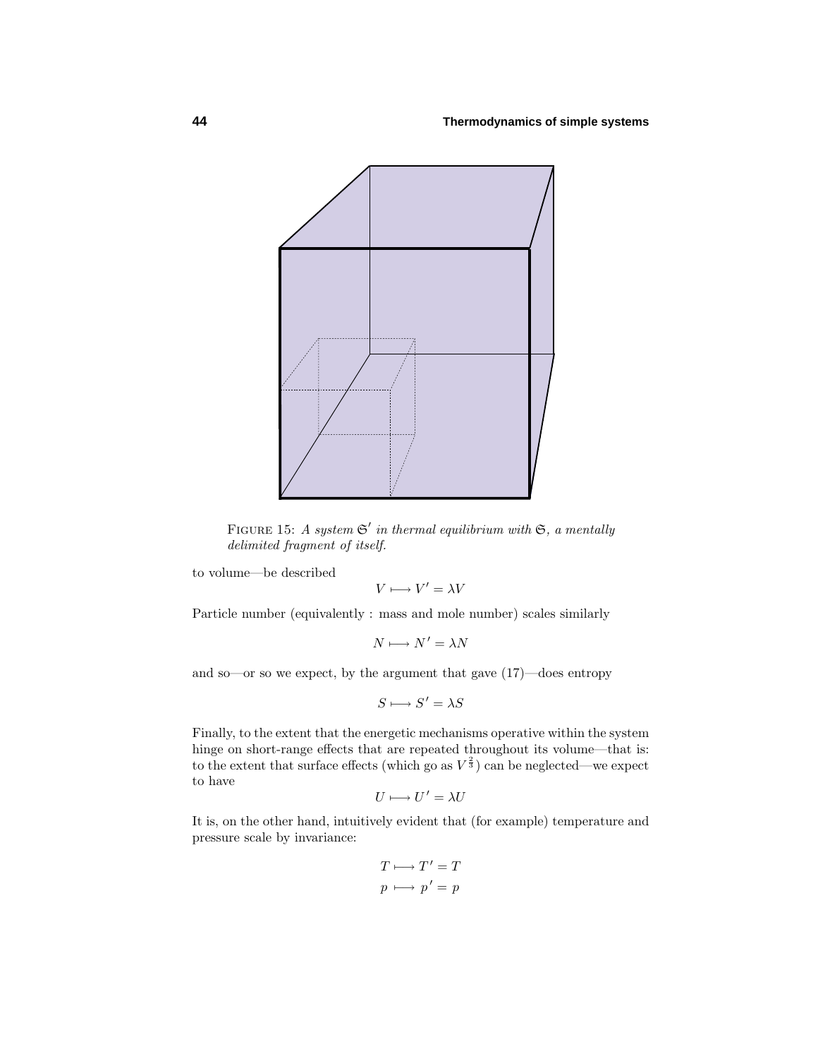FIGURE 15: *A system $\mathfrak{S}'$ in thermal equilibrium with $\mathfrak{S}$, a mentally delimited fragment of itself.*

to volume—be described

$$V \longmapsto V' = \lambda V$$

Particle number (equivalently : mass and mole number) scales similarly

$$N \longmapsto N' = \lambda N$$

and so—or so we expect, by the argument that gave (17)—does entropy

$$S \longmapsto S' = \lambda S$$

Finally, to the extent that the energetic mechanisms operative within the system hinge on short-range effects that are repeated throughout its volume—that is: to the extent that surface effects (which go as $V^{\frac{2}{3}}$) can be neglected—we expect to have

$$U \longmapsto U' = \lambda U$$

It is, on the other hand, intuitively evident that (for example) temperature and pressure scale by invariance:

$$T \longmapsto T' = T$$
$$p \longmapsto p' = p$$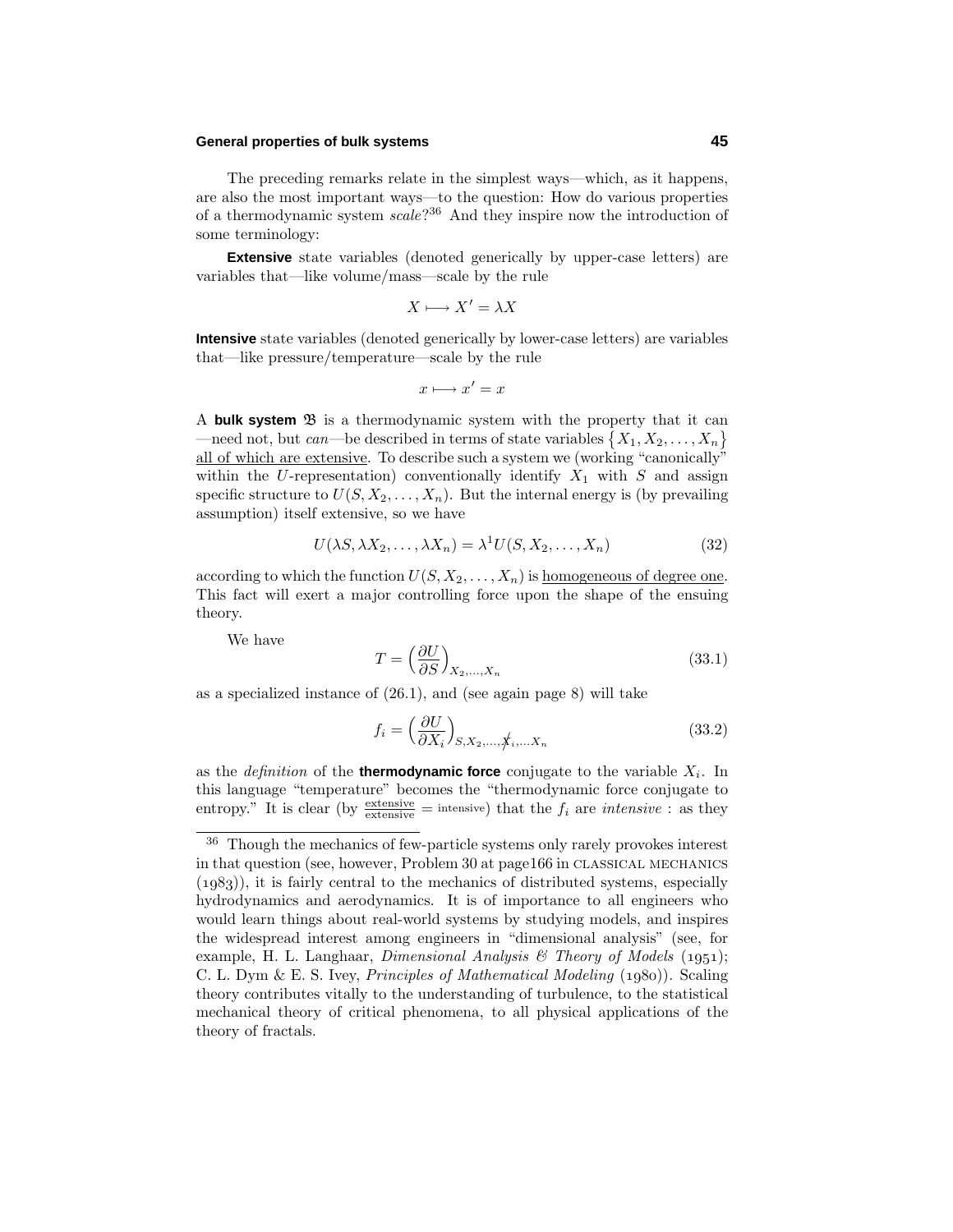The preceding remarks relate in the simplest ways—which, as it happens, are also the most important ways—to the question: How do various properties of a thermodynamic system *scale*?[36] And they inspire now the introduction of some terminology:

**Extensive** state variables (denoted generically by upper-case letters) are variables that—like volume/mass—scale by the rule

$$X \longmapsto X' = \lambda X$$

**Intensive** state variables (denoted generically by lower-case letters) are variables that—like pressure/temperature—scale by the rule

$$x \longmapsto x' = x$$

A **bulk system** $\mathfrak{B}$ is a thermodynamic system with the property that it can —need not, but *can*—be described in terms of state variables $\{X_1, X_2, \ldots, X_n\}$ <u>all of which are extensive</u>. To describe such a system we (working "canonically" within the $U$-representation) conventionally identify $X_1$ with $S$ and assign specific structure to $U(S, X_2, \ldots, X_n)$. But the internal energy is (by prevailing assumption) itself extensive, so we have

$$U(\lambda S, \lambda X_2, \ldots, \lambda X_n) = \lambda^1 U(S, X_2, \ldots, X_n) \tag{32}$$

according to which the function $U(S, X_2, \ldots, X_n)$ is <u>homogeneous of degree one</u>. This fact will exert a major controlling force upon the shape of the ensuing theory.

We have

$$T = \Big(\frac{\partial U}{\partial S}\Big)_{X_2,\ldots,X_n} \tag{33.1}$$

as a specialized instance of (26.1), and (see again page 8) will take

$$f_i = \Big(\frac{\partial U}{\partial X_i}\Big)_{S,X_2,\ldots,\not{X}_i,\ldots X_n} \tag{33.2}$$

as the *definition* of the **thermodynamic force** conjugate to the variable $X_i$. In this language "temperature" becomes the "thermodynamic force conjugate to entropy." It is clear (by $\frac{\text{extensive}}{\text{extensive}} = \text{intensive}$) that the $f_i$ are *intensive* : as they

---

[36] Though the mechanics of few-particle systems only rarely provokes interest in that question (see, however, Problem 30 at page166 in CLASSICAL MECHANICS (1983)), it is fairly central to the mechanics of distributed systems, especially hydrodynamics and aerodynamics. It is of importance to all engineers who would learn things about real-world systems by studying models, and inspires the widespread interest among engineers in "dimensional analysis" (see, for example, H. L. Langhaar, *Dimensional Analysis & Theory of Models* (1951); C. L. Dym & E. S. Ivey, *Principles of Mathematical Modeling* (1980)). Scaling theory contributes vitally to the understanding of turbulence, to the statistical mechanical theory of critical phenomena, to all physical applications of the theory of fractals.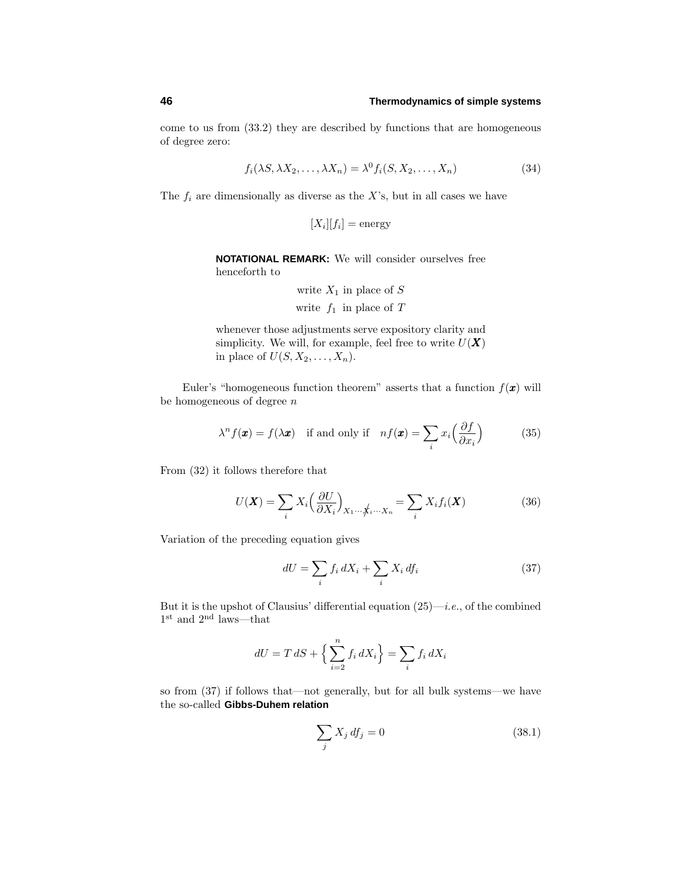come to us from (33.2) they are described by functions that are homogeneous of degree zero:

$$f_i(\lambda S, \lambda X_2, \ldots, \lambda X_n) = \lambda^0 f_i(S, X_2, \ldots, X_n) \tag{34}$$

The $f_i$ are dimensionally as diverse as the $X$'s, but in all cases we have

$$[X_i][f_i] = \text{energy}$$

**NOTATIONAL REMARK:** We will consider ourselves free henceforth to

write $X_1$ in place of $S$

write $f_1$ in place of $T$

whenever those adjustments serve expository clarity and simplicity. We will, for example, feel free to write $U(\boldsymbol{X})$ in place of $U(S, X_2, \ldots, X_n)$.

Euler's "homogeneous function theorem" asserts that a function $f(\boldsymbol{x})$ will be homogeneous of degree $n$

$$\lambda^n f(\boldsymbol{x}) = f(\lambda \boldsymbol{x}) \quad \text{if and only if} \quad n f(\boldsymbol{x}) = \sum_i x_i \Big( \frac{\partial f}{\partial x_i} \Big) \tag{35}$$

From (32) it follows therefore that

$$U(\boldsymbol{X}) = \sum_i X_i \Big( \frac{\partial U}{\partial X_i} \Big)_{X_1 \cdots \not{X}_i \cdots X_n} = \sum_i X_i f_i(\boldsymbol{X}) \tag{36}$$

Variation of the preceding equation gives

$$dU = \sum_i f_i \, dX_i + \sum_i X_i \, df_i \tag{37}$$

But it is the upshot of Clausius' differential equation (25)—*i.e.*, of the combined 1st and 2nd laws—that

$$dU = T\, dS + \Big\{ \sum_{i=2}^{n} f_i \, dX_i \Big\} = \sum_i f_i \, dX_i$$

so from (37) if follows that—not generally, but for all bulk systems—we have the so-called **Gibbs-Duhem relation**

$$\sum_j X_j \, df_j = 0 \tag{38.1}$$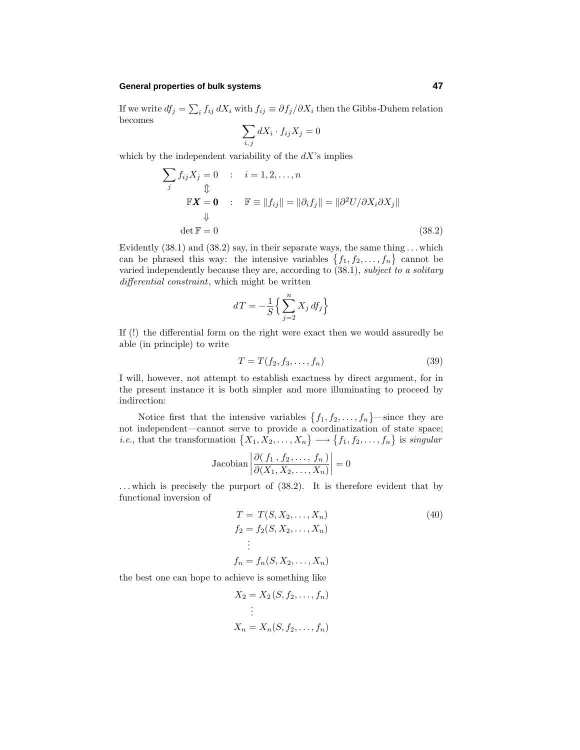If we write $df_j = \sum_i f_{ij}\, dX_i$ with $f_{ij} \equiv \partial f_j/\partial X_i$ then the Gibbs-Duhem relation becomes

$$\sum_{i,j} dX_i \cdot f_{ij} X_j = 0$$

which by the independent variability of the $dX$'s implies

$$\begin{aligned}
\sum_j f_{ij} X_j = 0 \quad &: \quad i = 1, 2, \ldots, n \\
\Updownarrow \qquad & \\
\mathbb{F}\boldsymbol{X} = \mathbf{0} \quad &: \quad \mathbb{F} \equiv \|f_{ij}\| = \|\partial_i f_j\| = \|\partial^2 U/\partial X_i \partial X_j\| \\
\Downarrow \qquad & \\
\det \mathbb{F} = 0 \qquad & 
\end{aligned} \tag{38.2}$$

Evidently (38.1) and (38.2) say, in their separate ways, the same thing . . . which can be phrased this way: the intensive variables $\{f_1, f_2, \ldots, f_n\}$ cannot be varied independently because they are, according to (38.1), *subject to a solitary differential constraint*, which might be written

$$dT = -\frac{1}{S}\Big\{\sum_{j=2}^{n} X_j\, df_j\Big\}$$

If (!) the differential form on the right were exact then we would assuredly be able (in principle) to write

$$T = T(f_2, f_3, \ldots, f_n) \tag{39}$$

I will, however, not attempt to establish exactness by direct argument, for in the present instance it is both simpler and more illuminating to proceed by indirection:

Notice first that the intensive variables $\{f_1, f_2, \ldots, f_n\}$—since they are not independent—cannot serve to provide a coordinatization of state space; *i.e.*, that the transformation $\{X_1, X_2, \ldots, X_n\} \longrightarrow \{f_1, f_2, \ldots, f_n\}$ is *singular*

$$\text{Jacobian}\left|\frac{\partial(\, f_1\,, f_2\,, \ldots,\, f_n\,)}{\partial(X_1, X_2, \ldots, X_n)}\right| = 0$$

. . . which is precisely the purport of (38.2). It is therefore evident that by functional inversion of

$$\begin{aligned}
T &= T(S, X_2, \ldots, X_n) \\
f_2 &= f_2(S, X_2, \ldots, X_n) \\
&\;\;\vdots \\
f_n &= f_n(S, X_2, \ldots, X_n)
\end{aligned} \tag{40}$$

the best one can hope to achieve is something like

$$\begin{aligned}
X_2 &= X_2\,(S, f_2, \ldots, f_n) \\
&\;\;\vdots \\
X_n &= X_n(S, f_2, \ldots, f_n)
\end{aligned}$$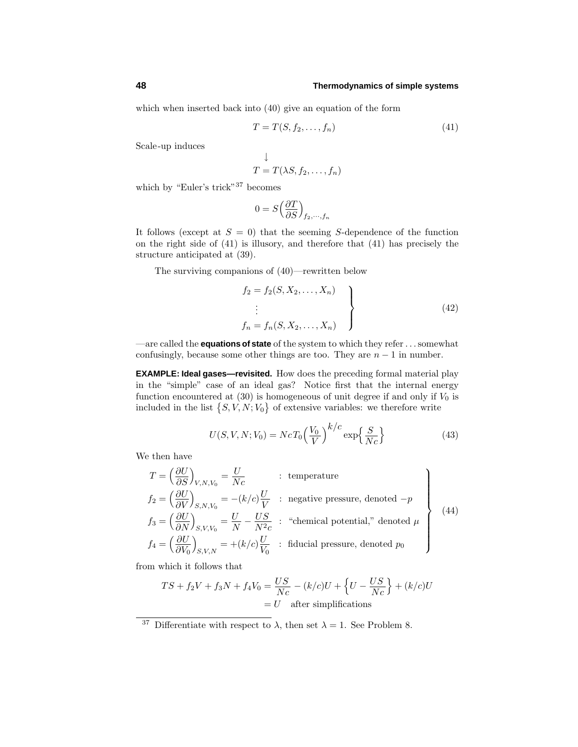which when inserted back into (40) give an equation of the form

$$T = T(S, f_2, \ldots, f_n) \tag{41}$$

Scale-up induces

$$\downarrow$$

$$T = T(\lambda S, f_2, \ldots, f_n)$$

which by "Euler's trick"[37] becomes

$$0 = S\Big(\frac{\partial T}{\partial S}\Big)_{f_2,\cdots,f_n}$$

It follows (except at $S = 0$) that the seeming $S$-dependence of the function on the right side of (41) is illusory, and therefore that (41) has precisely the structure anticipated at (39).

The surviving companions of (40)—rewritten below

$$\left.\begin{aligned} f_2 &= f_2(S, X_2, \ldots, X_n) \\ &\vdots \\ f_n &= f_n(S, X_2, \ldots, X_n) \end{aligned}\right\} \tag{42}$$

—are called the **equations of state** of the system to which they refer . . . somewhat confusingly, because some other things are too. They are $n-1$ in number.

**EXAMPLE: Ideal gases—revisited.** How does the preceding formal material play in the "simple" case of an ideal gas? Notice first that the internal energy function encountered at (30) is homogeneous of unit degree if and only if $V_0$ is included in the list $\{S, V, N; V_0\}$ of extensive variables: we therefore write

$$U(S, V, N; V_0) = NcT_0\Big(\frac{V_0}{V}\Big)^{k/c}\exp\Big\{\frac{S}{Nc}\Big\} \tag{43}$$

We then have

$$\left.\begin{aligned} T &= \Big(\frac{\partial U}{\partial S}\Big)_{V,N,V_0} = \frac{U}{Nc} && : \text{ temperature} \\ f_2 &= \Big(\frac{\partial U}{\partial V}\Big)_{S,N,V_0} = -(k/c)\frac{U}{V} && : \text{ negative pressure, denoted } -p \\ f_3 &= \Big(\frac{\partial U}{\partial N}\Big)_{S,V,V_0} = \frac{U}{N} - \frac{US}{N^2c} && : \text{ “chemical potential,” denoted } \mu \\ f_4 &= \Big(\frac{\partial U}{\partial V_0}\Big)_{S,V,N} = +(k/c)\frac{U}{V_0} && : \text{ fiducial pressure, denoted } p_0 \end{aligned}\right\} \tag{44}$$

from which it follows that

$$\begin{aligned} TS + f_2V + f_3N + f_4V_0 &= \frac{US}{Nc} - (k/c)U + \Big\{U - \frac{US}{Nc}\Big\} + (k/c)U \\ &= U \quad \text{after simplifications} \end{aligned}$$

[37] Differentiate with respect to $\lambda$, then set $\lambda = 1$. See Problem 8.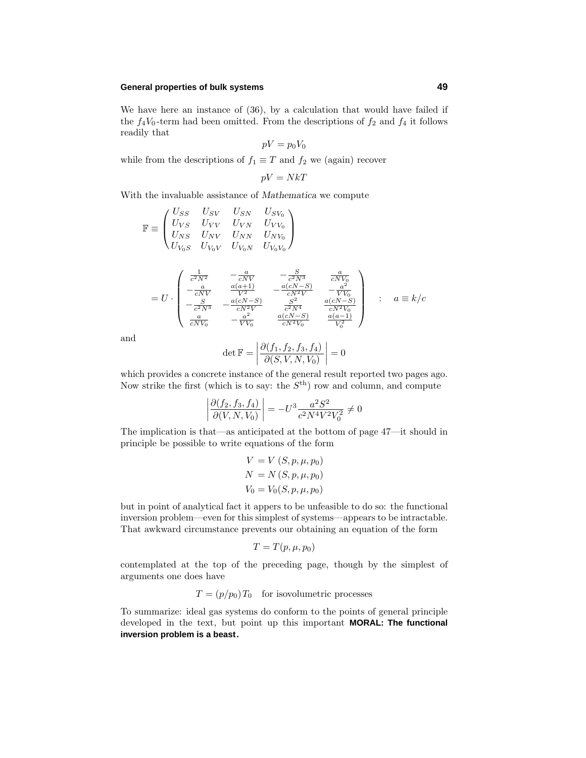We have here an instance of (36), by a calculation that would have failed if the $f_4V_0$-term had been omitted. From the descriptions of $f_2$ and $f_4$ it follows readily that

$$pV = p_0V_0$$

while from the descriptions of $f_1 \equiv T$ and $f_2$ we (again) recover

$$pV = NkT$$

With the invaluable assistance of *Mathematica* we compute

$$\mathbb{F} \equiv \begin{pmatrix} U_{SS} & U_{SV} & U_{SN} & U_{SV_0} \\ U_{VS} & U_{VV} & U_{VN} & U_{VV_0} \\ U_{NS} & U_{NV} & U_{NN} & U_{NV_0} \\ U_{V_0S} & U_{V_0V} & U_{V_0N} & U_{V_0V_0} \end{pmatrix}$$

$$= U \cdot \begin{pmatrix} \frac{1}{c^2N^2} & -\frac{a}{cNV} & -\frac{S}{c^2N^3} & \frac{a}{cNV_0} \\ -\frac{a}{cNV} & \frac{a(a+1)}{V^2} & -\frac{a(cN-S)}{cN^2V} & -\frac{a^2}{VV_0} \\ -\frac{S}{c^2N^3} & -\frac{a(cN-S)}{cN^2V} & \frac{S^2}{c^2N^4} & \frac{a(cN-S)}{cN^2V_0} \\ \frac{a}{cNV_0} & -\frac{a^2}{VV_0} & \frac{a(cN-S)}{cN^2V_0} & \frac{a(a-1)}{V_0^2} \end{pmatrix} \quad : \quad a \equiv k/c$$

and

$$\det \mathbb{F} = \left| \frac{\partial(f_1, f_2, f_3, f_4)}{\partial(S, V, N, V_0)} \right| = 0$$

which provides a concrete instance of the general result reported two pages ago. Now strike the first (which is to say: the $S^{\text{th}}$) row and column, and compute

$$\left| \frac{\partial(f_2, f_3, f_4)}{\partial(V, N, V_0)} \right| = -U^3 \frac{a^2S^2}{c^2N^4V^2V_0^2} \neq 0$$

The implication is that—as anticipated at the bottom of page 47—it should in principle be possible to write equations of the form

$$\begin{aligned} V &= V\,(S, p, \mu, p_0) \\ N &= N\,(S, p, \mu, p_0) \\ V_0 &= V_0(S, p, \mu, p_0) \end{aligned}$$

but in point of analytical fact it appers to be unfeasible to do so: the functional inversion problem—even for this simplest of systems—appears to be intractable. That awkward circumstance prevents our obtaining an equation of the form

$$T = T(p, \mu, p_0)$$

contemplated at the top of the preceding page, though by the simplest of arguments one does have

$$T = (p/p_0)T_0 \quad \text{for isovolumetric processes}$$

To summarize: ideal gas systems do conform to the points of general principle developed in the text, but point up this important **MORAL: The functional inversion problem is a beast.**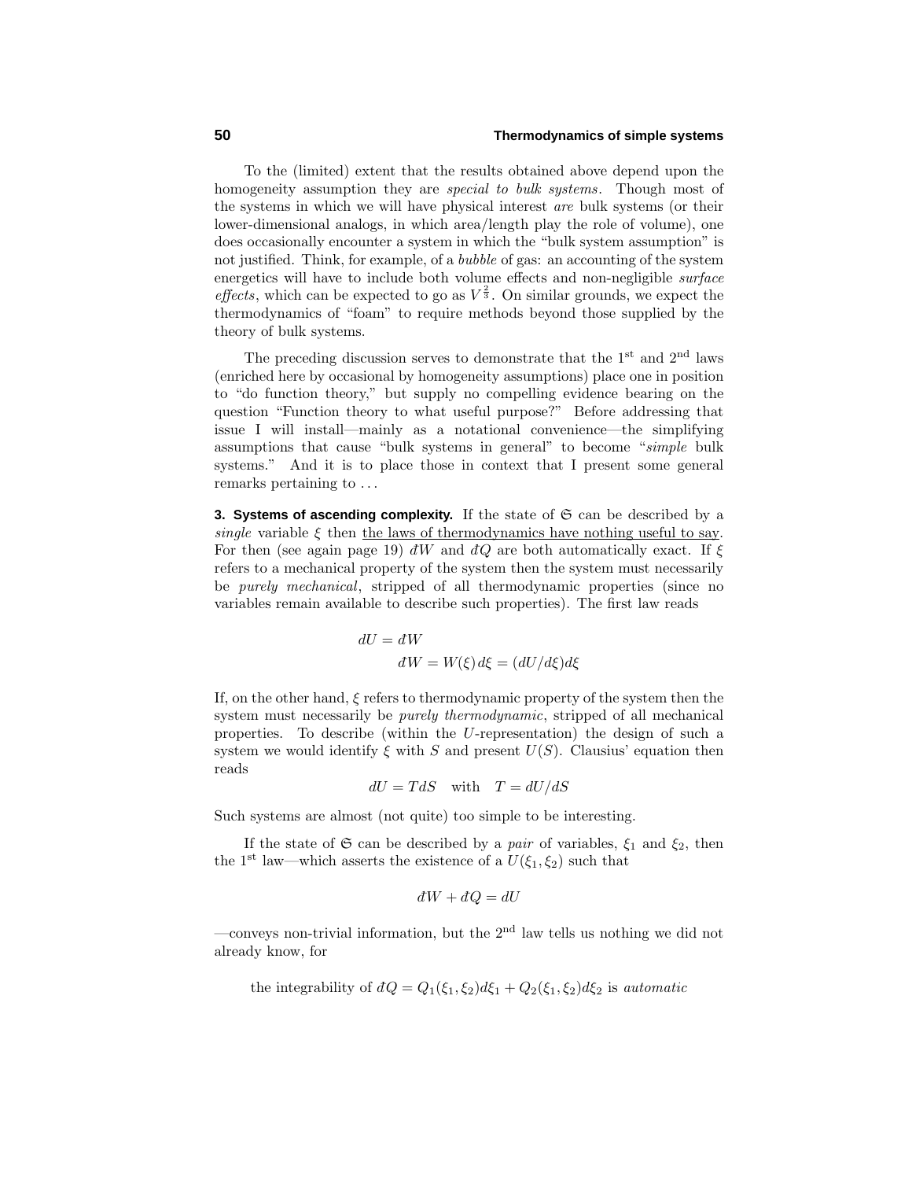To the (limited) extent that the results obtained above depend upon the homogeneity assumption they are *special to bulk systems*. Though most of the systems in which we will have physical interest *are* bulk systems (or their lower-dimensional analogs, in which area/length play the role of volume), one does occasionally encounter a system in which the "bulk system assumption" is not justified. Think, for example, of a *bubble* of gas: an accounting of the system energetics will have to include both volume effects and non-negligible *surface effects*, which can be expected to go as $V^{\frac{2}{3}}$. On similar grounds, we expect the thermodynamics of "foam" to require methods beyond those supplied by the theory of bulk systems.

The preceding discussion serves to demonstrate that the 1st and 2nd laws (enriched here by occasional by homogeneity assumptions) place one in position to "do function theory," but supply no compelling evidence bearing on the question "Function theory to what useful purpose?" Before addressing that issue I will install—mainly as a notational convenience—the simplifying assumptions that cause "bulk systems in general" to become "*simple* bulk systems." And it is to place those in context that I present some general remarks pertaining to . . .

**3. Systems of ascending complexity.** If the state of $\mathfrak{S}$ can be described by a *single* variable $\xi$ then the laws of thermodynamics have nothing useful to say. For then (see again page 19) $đW$ and $đQ$ are both automatically exact. If $\xi$ refers to a mechanical property of the system then the system must necessarily be *purely mechanical*, stripped of all thermodynamic properties (since no variables remain available to describe such properties). The first law reads

$$
\begin{aligned}
dU &= đW \\
&\quad đW = W(\xi)\,d\xi = (dU/d\xi)d\xi
\end{aligned}
$$

If, on the other hand, $\xi$ refers to thermodynamic property of the system then the system must necessarily be *purely thermodynamic*, stripped of all mechanical properties. To describe (within the $U$-representation) the design of such a system we would identify $\xi$ with $S$ and present $U(S)$. Clausius' equation then reads

$$
dU = TdS \quad \text{with} \quad T = dU/dS
$$

Such systems are almost (not quite) too simple to be interesting.

If the state of $\mathfrak{S}$ can be described by a *pair* of variables, $\xi_1$ and $\xi_2$, then the 1st law—which asserts the existence of a $U(\xi_1, \xi_2)$ such that

$$
đW + đQ = dU
$$

—conveys non-trivial information, but the 2nd law tells us nothing we did not already know, for

the integrability of $đQ = Q_1(\xi_1, \xi_2)d\xi_1 + Q_2(\xi_1, \xi_2)d\xi_2$ is *automatic*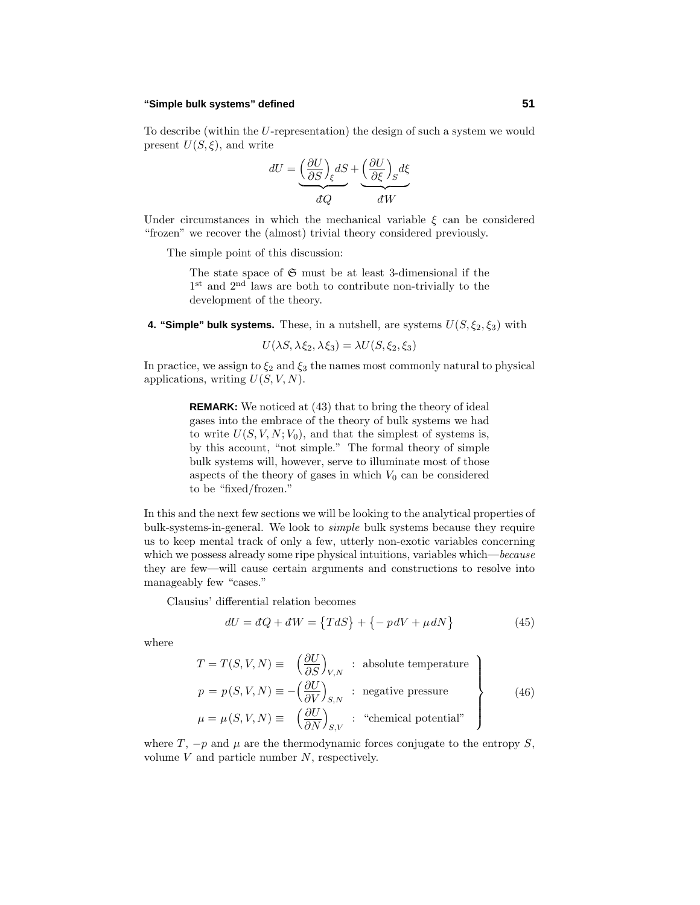To describe (within the $U$-representation) the design of such a system we would present $U(S,\xi)$, and write

$$dU = \underbrace{\Big(\frac{\partial U}{\partial S}\Big)_\xi dS}_{đQ} + \underbrace{\Big(\frac{\partial U}{\partial \xi}\Big)_S d\xi}_{đW}$$

Under circumstances in which the mechanical variable $\xi$ can be considered "frozen" we recover the (almost) trivial theory considered previously.

The simple point of this discussion:

> The state space of $\mathfrak{S}$ must be at least 3-dimensional if the 1st and 2nd laws are both to contribute non-trivially to the development of the theory.

**4. "Simple" bulk systems.** These, in a nutshell, are systems $U(S,\xi_2,\xi_3)$ with

$$U(\lambda S, \lambda\xi_2, \lambda\xi_3) = \lambda U(S,\xi_2,\xi_3)$$

In practice, we assign to $\xi_2$ and $\xi_3$ the names most commonly natural to physical applications, writing $U(S,V,N)$.

> **REMARK:** We noticed at (43) that to bring the theory of ideal gases into the embrace of the theory of bulk systems we had to write $U(S,V,N;V_0)$, and that the simplest of systems is, by this account, "not simple." The formal theory of simple bulk systems will, however, serve to illuminate most of those aspects of the theory of gases in which $V_0$ can be considered to be "fixed/frozen."

In this and the next few sections we will be looking to the analytical properties of bulk-systems-in-general. We look to *simple* bulk systems because they require us to keep mental track of only a few, utterly non-exotic variables concerning which we possess already some ripe physical intuitions, variables which—*because* they are few—will cause certain arguments and constructions to resolve into manageably few "cases."

Clausius' differential relation becomes

$$dU = đQ + đW = \big\{T\,dS\big\} + \big\{-p\,dV + \mu\,dN\big\} \tag{45}$$

where

$$\left.\begin{aligned}
T = T(S,V,N) &\equiv \ \ \Big(\frac{\partial U}{\partial S}\Big)_{V,N} &&: \text{ absolute temperature}\\
p = p(S,V,N) &\equiv -\Big(\frac{\partial U}{\partial V}\Big)_{S,N} &&: \text{ negative pressure}\\
\mu = \mu(S,V,N) &\equiv \ \ \Big(\frac{\partial U}{\partial N}\Big)_{S,V} &&: \text{ "chemical potential"}
\end{aligned}\right\} \tag{46}$$

where $T$, $-p$ and $\mu$ are the thermodynamic forces conjugate to the entropy $S$, volume $V$ and particle number $N$, respectively.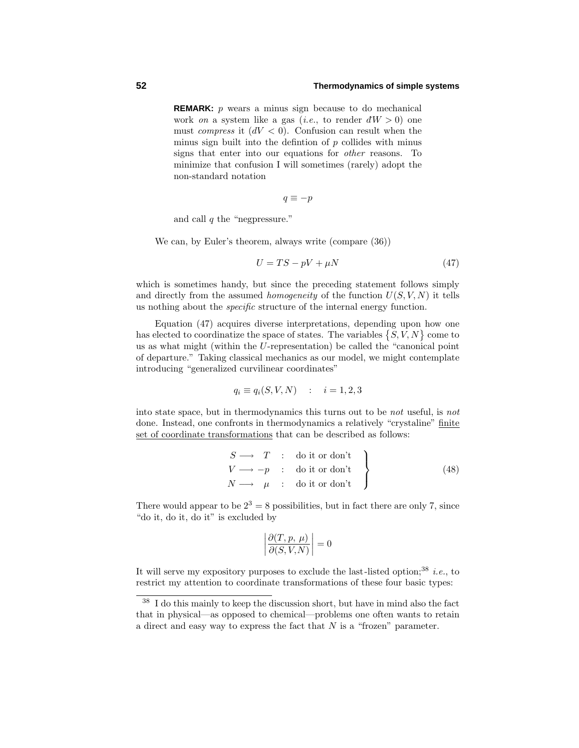**REMARK:** $p$ wears a minus sign because to do mechanical work *on* a system like a gas (*i.e.*, to render $đW > 0$) one must *compress* it ($dV < 0$). Confusion can result when the minus sign built into the defintion of $p$ collides with minus signs that enter into our equations for *other* reasons. To minimize that confusion I will sometimes (rarely) adopt the non-standard notation

$$q \equiv -p$$

and call $q$ the "negpressure."

We can, by Euler's theorem, always write (compare (36))

$$U = TS - pV + \mu N \tag{47}$$

which is sometimes handy, but since the preceding statement follows simply and directly from the assumed *homogeneity* of the function $U(S, V, N)$ it tells us nothing about the *specific* structure of the internal energy function.

Equation (47) acquires diverse interpretations, depending upon how one has elected to coordinatize the space of states. The variables $\{S, V, N\}$ come to us as what might (within the $U$-representation) be called the "canonical point of departure." Taking classical mechanics as our model, we might contemplate introducing "generalized curvilinear coordinates"

$$q_i \equiv q_i(S, V, N) \quad : \quad i = 1, 2, 3$$

into state space, but in thermodynamics this turns out to be *not* useful, is *not* done. Instead, one confronts in thermodynamics a relatively "crystaline" <u>finite set of coordinate transformations</u> that can be described as follows:

$$\left.\begin{array}{rcl} S \longrightarrow & T & : \quad \text{do it or don't} \\ V \longrightarrow & -p & : \quad \text{do it or don't} \\ N \longrightarrow & \mu & : \quad \text{do it or don't} \end{array}\right\} \tag{48}$$

There would appear to be $2^3 = 8$ possibilities, but in fact there are only 7, since "do it, do it, do it" is excluded by

$$\left|\frac{\partial(T, p, \mu)}{\partial(S, V, N)}\right| = 0$$

It will serve my expository purposes to exclude the last-listed option;[38] *i.e.*, to restrict my attention to coordinate transformations of these four basic types:

---

[38] I do this mainly to keep the discussion short, but have in mind also the fact that in physical—as opposed to chemical—problems one often wants to retain a direct and easy way to express the fact that $N$ is a "frozen" parameter.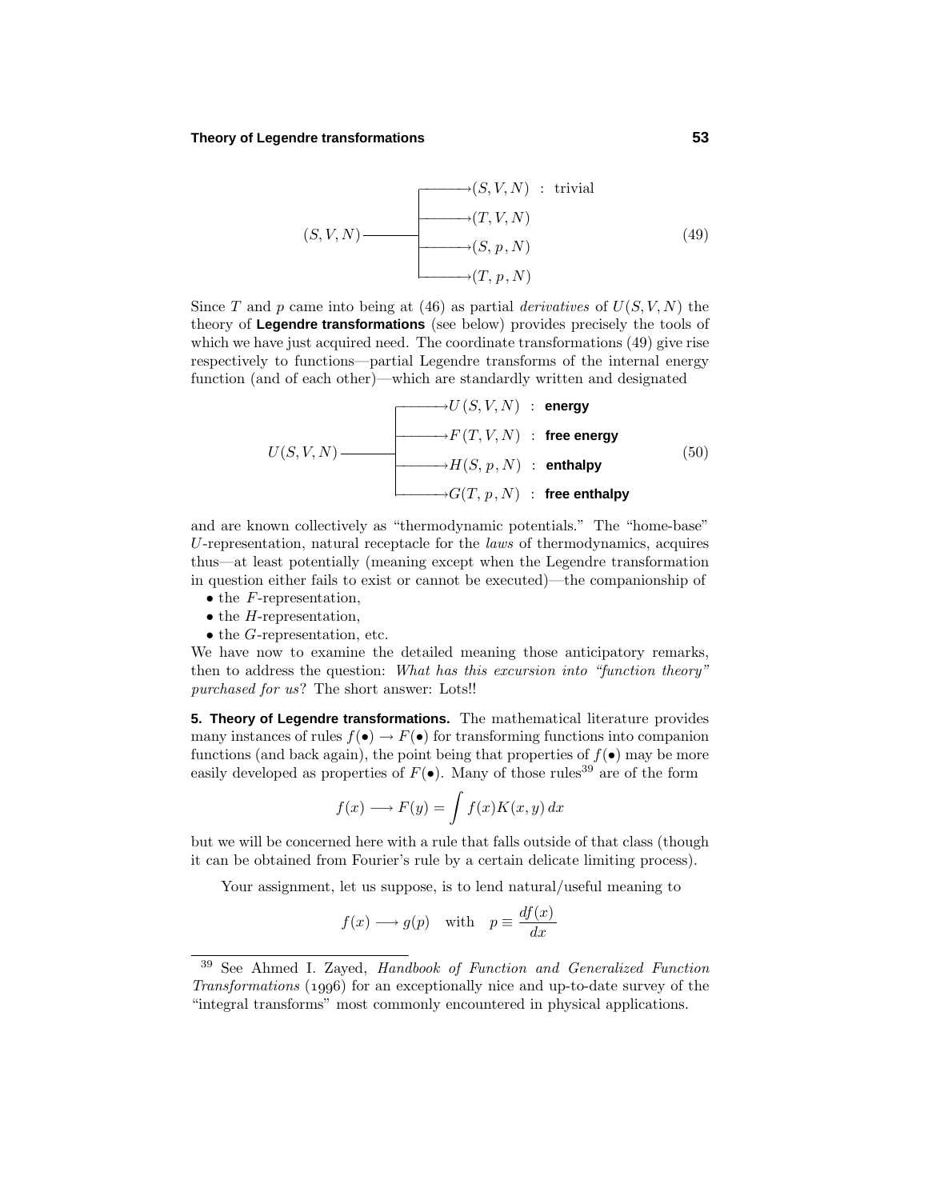$$
(S,V,N) \longrightarrow \begin{cases} \longrightarrow (S,V,N) & : \ \text{trivial} \\ \longrightarrow (T,V,N) \\ \longrightarrow (S,p,N) \\ \longrightarrow (T,p,N) \end{cases} \tag{49}
$$

Since $T$ and $p$ came into being at (46) as partial *derivatives* of $U(S,V,N)$ the theory of **Legendre transformations** (see below) provides precisely the tools of which we have just acquired need. The coordinate transformations (49) give rise respectively to functions—partial Legendre transforms of the internal energy function (and of each other)—which are standardly written and designated

$$
U(S,V,N) \longrightarrow \begin{cases} \longrightarrow U(S,V,N) & : \ \textbf{energy} \\ \longrightarrow F(T,V,N) & : \ \textbf{free energy} \\ \longrightarrow H(S,p,N) & : \ \textbf{enthalpy} \\ \longrightarrow G(T,p,N) & : \ \textbf{free enthalpy} \end{cases} \tag{50}
$$

and are known collectively as "thermodynamic potentials." The "home-base" $U$-representation, natural receptacle for the *laws* of thermodynamics, acquires thus—at least potentially (meaning except when the Legendre transformation in question either fails to exist or cannot be executed)—the companionship of

- the $F$-representation,
- the $H$-representation,
- the $G$-representation, etc.

We have now to examine the detailed meaning those anticipatory remarks, then to address the question: *What has this excursion into "function theory" purchased for us*? The short answer: Lots!!

**5. Theory of Legendre transformations.** The mathematical literature provides many instances of rules $f(\bullet) \rightarrow F(\bullet)$ for transforming functions into companion functions (and back again), the point being that properties of $f(\bullet)$ may be more easily developed as properties of $F(\bullet)$. Many of those rules[39] are of the form

$$
f(x) \longrightarrow F(y) = \int f(x) K(x,y)\, dx
$$

but we will be concerned here with a rule that falls outside of that class (though it can be obtained from Fourier's rule by a certain delicate limiting process).

Your assignment, let us suppose, is to lend natural/useful meaning to

$$
f(x) \longrightarrow g(p) \quad \text{with} \quad p \equiv \frac{df(x)}{dx}
$$

[39] See Ahmed I. Zayed, *Handbook of Function and Generalized Function Transformations* (1996) for an exceptionally nice and up-to-date survey of the "integral transforms" most commonly encountered in physical applications.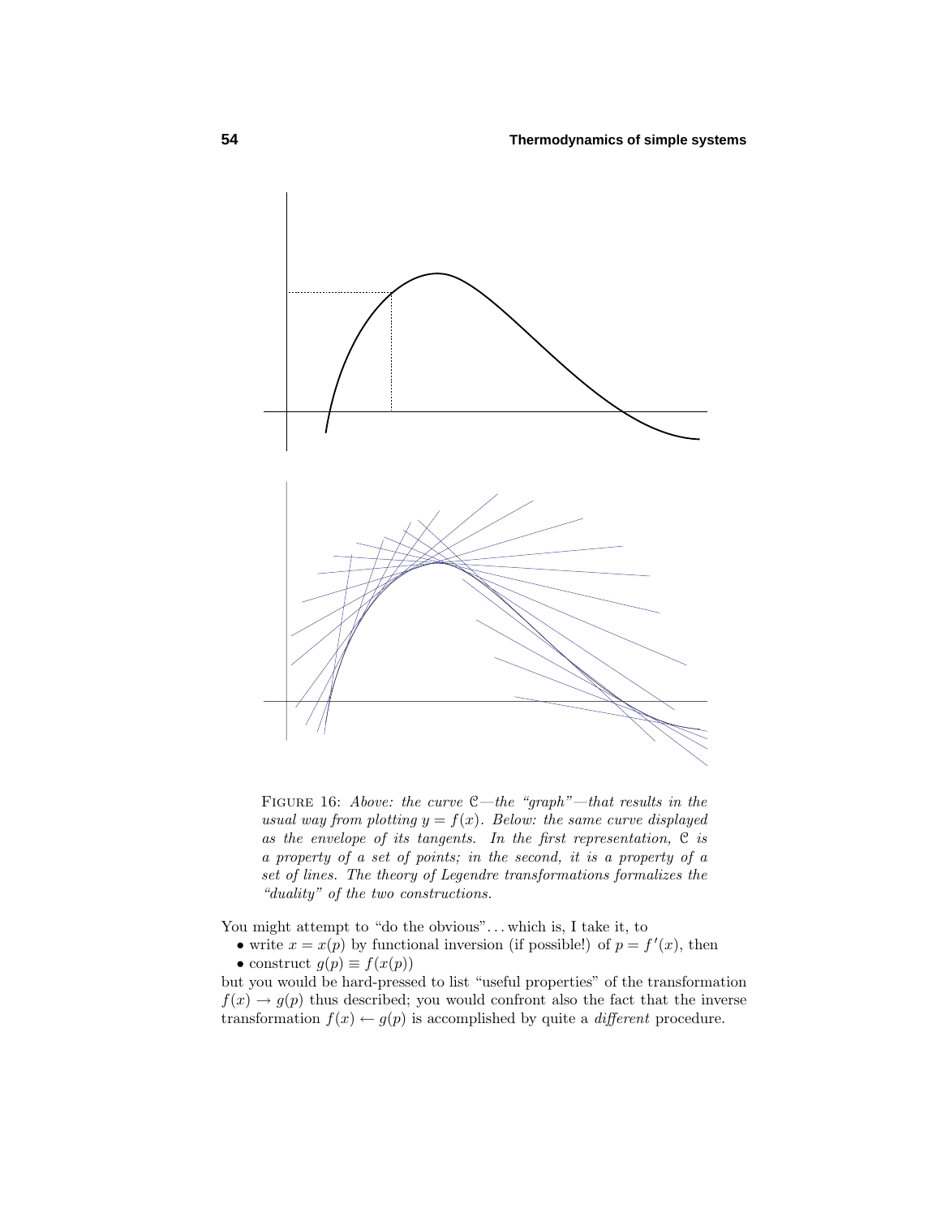FIGURE 16: *Above: the curve $\mathcal{C}$—the "graph"—that results in the usual way from plotting $y = f(x)$. Below: the same curve displayed as the envelope of its tangents. In the first representation, $\mathcal{C}$ is a property of a set of points; in the second, it is a property of a set of lines. The theory of Legendre transformations formalizes the "duality" of the two constructions.*

You might attempt to "do the obvious"... which is, I take it, to

- write $x = x(p)$ by functional inversion (if possible!) of $p = f'(x)$, then
- construct $g(p) \equiv f(x(p))$

but you would be hard-pressed to list "useful properties" of the transformation $f(x) \to g(p)$ thus described; you would confront also the fact that the inverse transformation $f(x) \leftarrow g(p)$ is accomplished by quite a *different* procedure.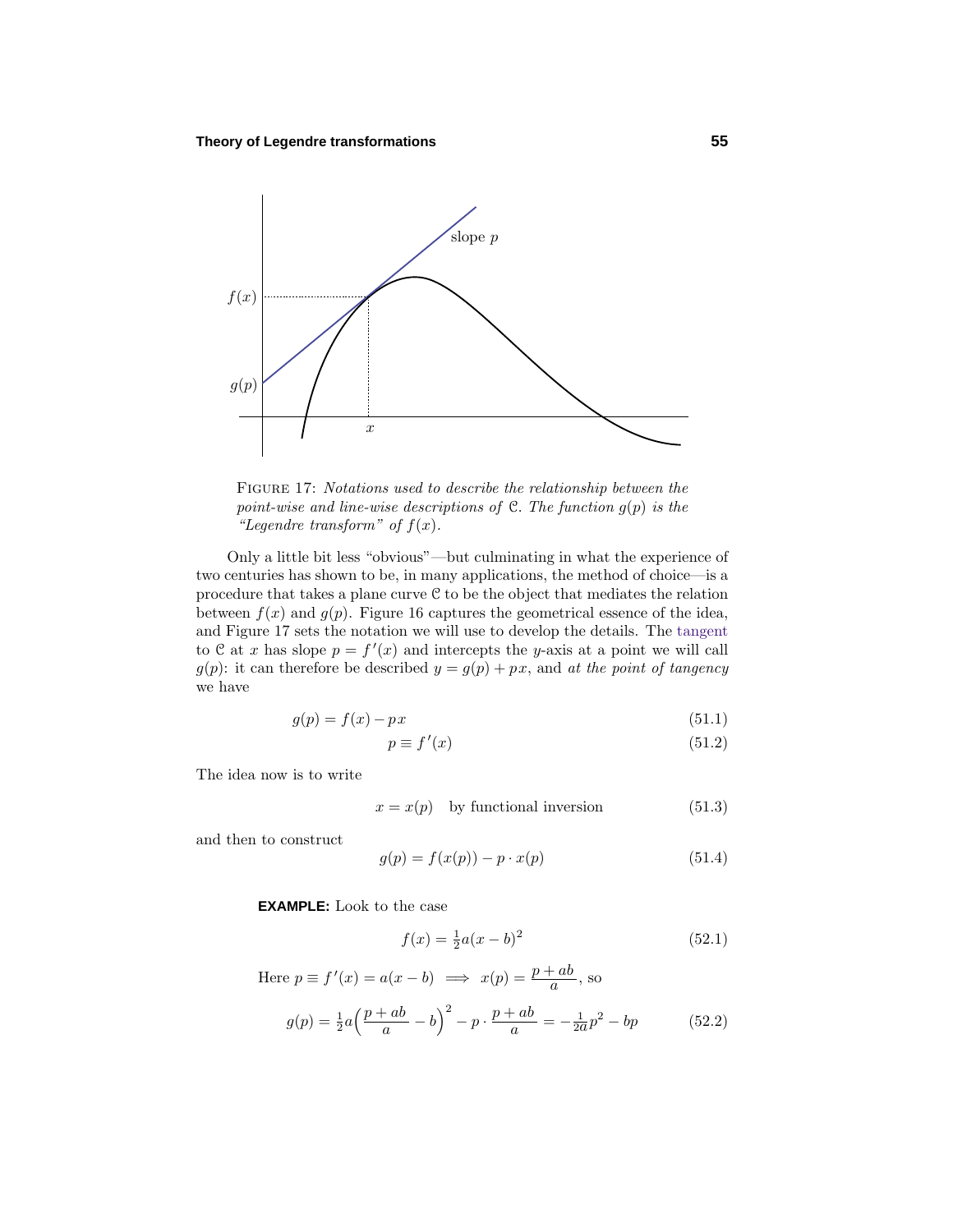FIGURE 17: *Notations used to describe the relationship between the point-wise and line-wise descriptions of $\mathcal{C}$. The function $g(p)$ is the "Legendre transform" of $f(x)$.*

Only a little bit less "obvious"—but culminating in what the experience of two centuries has shown to be, in many applications, the method of choice—is a procedure that takes a plane curve $\mathcal{C}$ to be the object that mediates the relation between $f(x)$ and $g(p)$. Figure 16 captures the geometrical essence of the idea, and Figure 17 sets the notation we will use to develop the details. The tangent to $\mathcal{C}$ at $x$ has slope $p = f'(x)$ and intercepts the $y$-axis at a point we will call $g(p)$: it can therefore be described $y = g(p) + px$, and *at the point of tangency* we have

$$g(p) = f(x) - px \tag{51.1}$$

$$p \equiv f'(x) \tag{51.2}$$

The idea now is to write

$$x = x(p) \quad \text{by functional inversion} \tag{51.3}$$

and then to construct

$$g(p) = f(x(p)) - p \cdot x(p) \tag{51.4}$$

**EXAMPLE:** Look to the case

$$f(x) = \tfrac{1}{2}a(x-b)^2 \tag{52.1}$$

Here $p \equiv f'(x) = a(x-b) \implies x(p) = \dfrac{p+ab}{a}$, so

$$g(p) = \tfrac{1}{2}a\Big(\frac{p+ab}{a} - b\Big)^2 - p \cdot \frac{p+ab}{a} = -\tfrac{1}{2a}p^2 - bp \tag{52.2}$$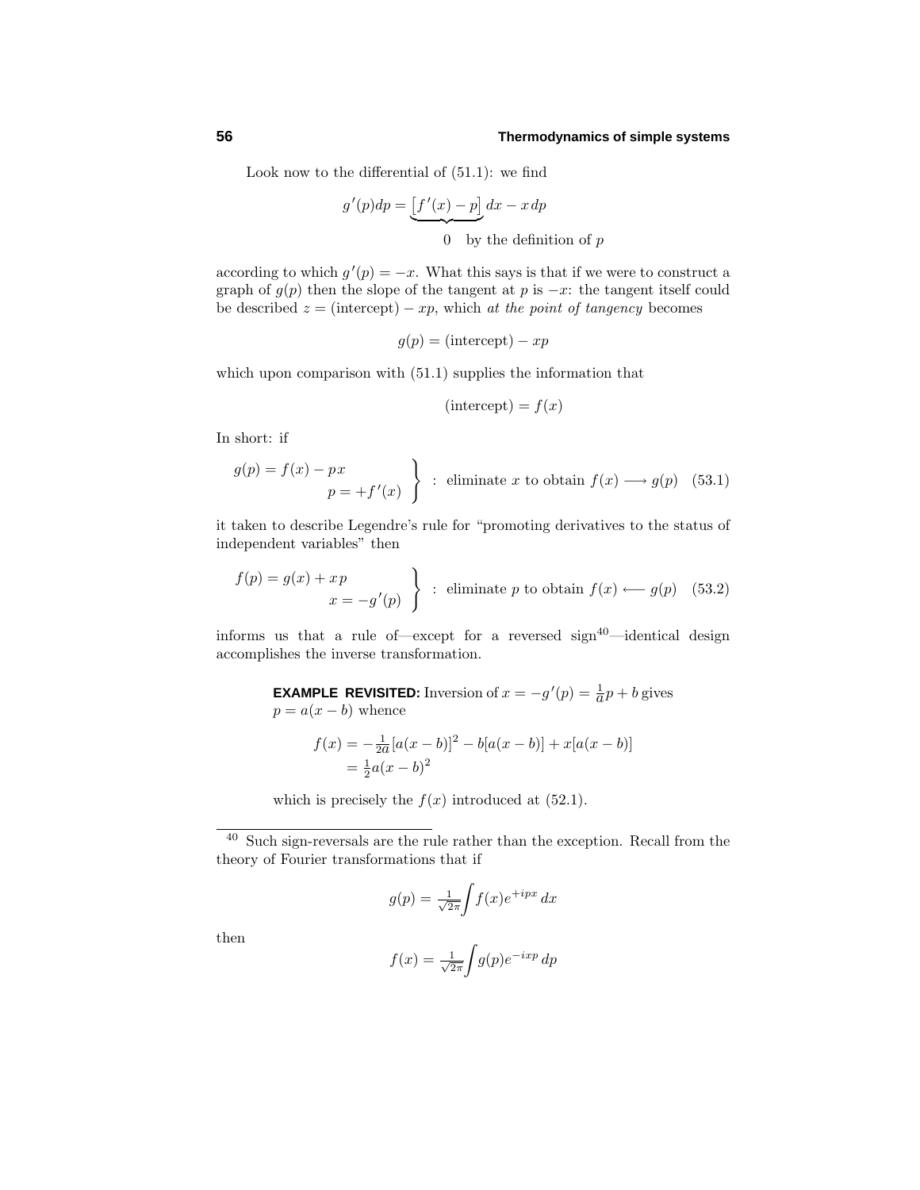Look now to the differential of (51.1): we find

$$g'(p)dp = \underbrace{\big[f'(x) - p\big]}_{0 \quad \text{by the definition of } p} dx - x\,dp$$

according to which $g'(p) = -x$. What this says is that if we were to construct a graph of $g(p)$ then the slope of the tangent at $p$ is $-x$: the tangent itself could be described $z = (\text{intercept}) - xp$, which *at the point of tangency* becomes

$$g(p) = (\text{intercept}) - xp$$

which upon comparison with (51.1) supplies the information that

$$(\text{intercept}) = f(x)$$

In short: if

$$\left.\begin{aligned} g(p) &= f(x) - px \\ p &= +f'(x) \end{aligned}\right\} \;:\; \text{eliminate } x \text{ to obtain } f(x) \longrightarrow g(p) \tag{53.1}$$

it taken to describe Legendre's rule for "promoting derivatives to the status of independent variables" then

$$\left.\begin{aligned} f(p) &= g(x) + xp \\ x &= -g'(p) \end{aligned}\right\} \;:\; \text{eliminate } p \text{ to obtain } f(x) \longleftarrow g(p) \tag{53.2}$$

informs us that a rule of—except for a reversed sign[40]—identical design accomplishes the inverse transformation.

> **EXAMPLE REVISITED:** Inversion of $x = -g'(p) = \frac{1}{a}p + b$ gives $p = a(x - b)$ whence
>
> $$\begin{aligned} f(x) &= -\tfrac{1}{2a}[a(x-b)]^2 - b[a(x-b)] + x[a(x-b)] \\ &= \tfrac{1}{2}a(x-b)^2 \end{aligned}$$
>
> which is precisely the $f(x)$ introduced at (52.1).

---

[40] Such sign-reversals are the rule rather than the exception. Recall from the theory of Fourier transformations that if

$$g(p) = \tfrac{1}{\sqrt{2\pi}}\int f(x)e^{+ipx}\,dx$$

then

$$f(x) = \tfrac{1}{\sqrt{2\pi}}\int g(p)e^{-ixp}\,dp$$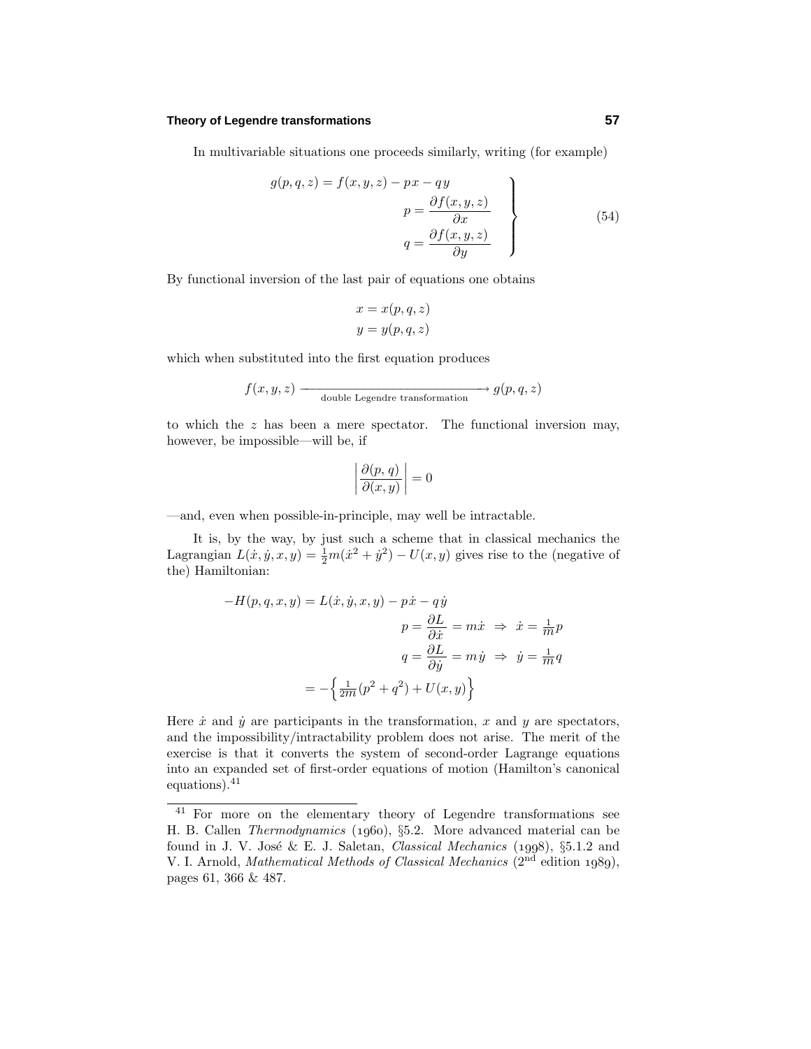In multivariable situations one proceeds similarly, writing (for example)

$$\left.\begin{aligned} g(p,q,z) = f(x,y,z) - px - qy \\ p = \frac{\partial f(x,y,z)}{\partial x} \\ q = \frac{\partial f(x,y,z)}{\partial y} \end{aligned}\right\} \tag{54}$$

By functional inversion of the last pair of equations one obtains

$$\begin{aligned} x &= x(p,q,z) \\ y &= y(p,q,z) \end{aligned}$$

which when substituted into the first equation produces

$$f(x,y,z) \xrightarrow[\text{double Legendre transformation}]{} g(p,q,z)$$

to which the $z$ has been a mere spectator. The functional inversion may, however, be impossible—will be, if

$$\left|\frac{\partial(p,q)}{\partial(x,y)}\right| = 0$$

—and, even when possible-in-principle, may well be intractable.

It is, by the way, by just such a scheme that in classical mechanics the Lagrangian $L(\dot{x},\dot{y},x,y) = \frac{1}{2}m(\dot{x}^2+\dot{y}^2) - U(x,y)$ gives rise to the (negative of the) Hamiltonian:

$$\begin{aligned} -H(p,q,x,y) &= L(\dot{x},\dot{y},x,y) - p\dot{x} - q\dot{y} \\ & \qquad p = \frac{\partial L}{\partial \dot{x}} = m\dot{x} \;\Rightarrow\; \dot{x} = \tfrac{1}{m}p \\ & \qquad q = \frac{\partial L}{\partial \dot{y}} = m\dot{y} \;\Rightarrow\; \dot{y} = \tfrac{1}{m}q \\ &= -\left\{\tfrac{1}{2m}(p^2+q^2) + U(x,y)\right\} \end{aligned}$$

Here $\dot{x}$ and $\dot{y}$ are participants in the transformation, $x$ and $y$ are spectators, and the impossibility/intractability problem does not arise. The merit of the exercise is that it converts the system of second-order Lagrange equations into an expanded set of first-order equations of motion (Hamilton's canonical equations).[41]

[41] For more on the elementary theory of Legendre transformations see H. B. Callen *Thermodynamics* (1960), §5.2. More advanced material can be found in J. V. José & E. J. Saletan, *Classical Mechanics* (1998), §5.1.2 and V. I. Arnold, *Mathematical Methods of Classical Mechanics* (2nd edition 1989), pages 61, 366 & 487.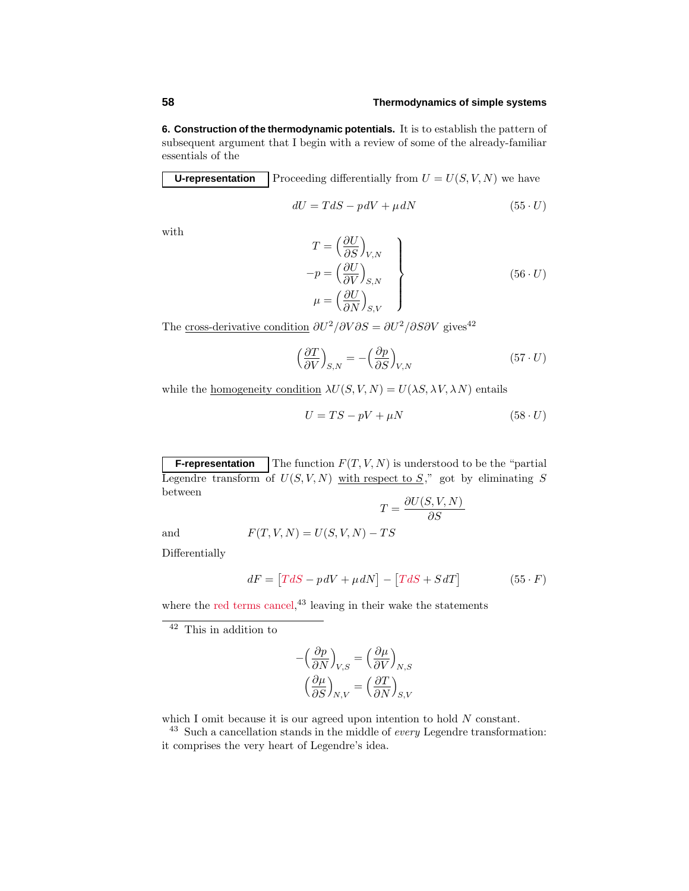**6. Construction of the thermodynamic potentials.** It is to establish the pattern of subsequent argument that I begin with a review of some of the already-familiar essentials of the

**U-representation** Proceeding differentially from $U = U(S, V, N)$ we have

$$dU = TdS - p\,dV + \mu\,dN \tag{55 $\cdot$ U}$$

with

$$\left.\begin{aligned} T &= \left(\frac{\partial U}{\partial S}\right)_{V,N} \\ -p &= \left(\frac{\partial U}{\partial V}\right)_{S,N} \\ \mu &= \left(\frac{\partial U}{\partial N}\right)_{S,V} \end{aligned}\right\} \tag{56 $\cdot$ U}$$

The cross-derivative condition $\partial U^2/\partial V\partial S = \partial U^2/\partial S\partial V$ gives[42]

$$\left(\frac{\partial T}{\partial V}\right)_{S,N} = -\left(\frac{\partial p}{\partial S}\right)_{V,N} \tag{57 $\cdot$ U}$$

while the homogeneity condition $\lambda U(S, V, N) = U(\lambda S, \lambda V, \lambda N)$ entails

$$U = TS - pV + \mu N \tag{58 $\cdot$ U}$$

**F-representation** The function $F(T, V, N)$ is understood to be the "partial Legendre transform of $U(S, V, N)$ with respect to $S$," got by eliminating $S$ between

$$T = \frac{\partial U(S, V, N)}{\partial S}$$

and

$$F(T, V, N) = U(S, V, N) - TS$$

Differentially

$$dF = \big[TdS - p\,dV + \mu\,dN\big] - \big[TdS + S\,dT\big] \tag{55 $\cdot$ F}$$

where the red terms cancel,[43] leaving in their wake the statements

---

[42] This in addition to

$$\begin{aligned} -\left(\frac{\partial p}{\partial N}\right)_{V,S} &= \left(\frac{\partial \mu}{\partial V}\right)_{N,S} \\ \left(\frac{\partial \mu}{\partial S}\right)_{N,V} &= \left(\frac{\partial T}{\partial N}\right)_{S,V} \end{aligned}$$

which I omit because it is our agreed upon intention to hold $N$ constant.

[43] Such a cancellation stands in the middle of *every* Legendre transformation: it comprises the very heart of Legendre's idea.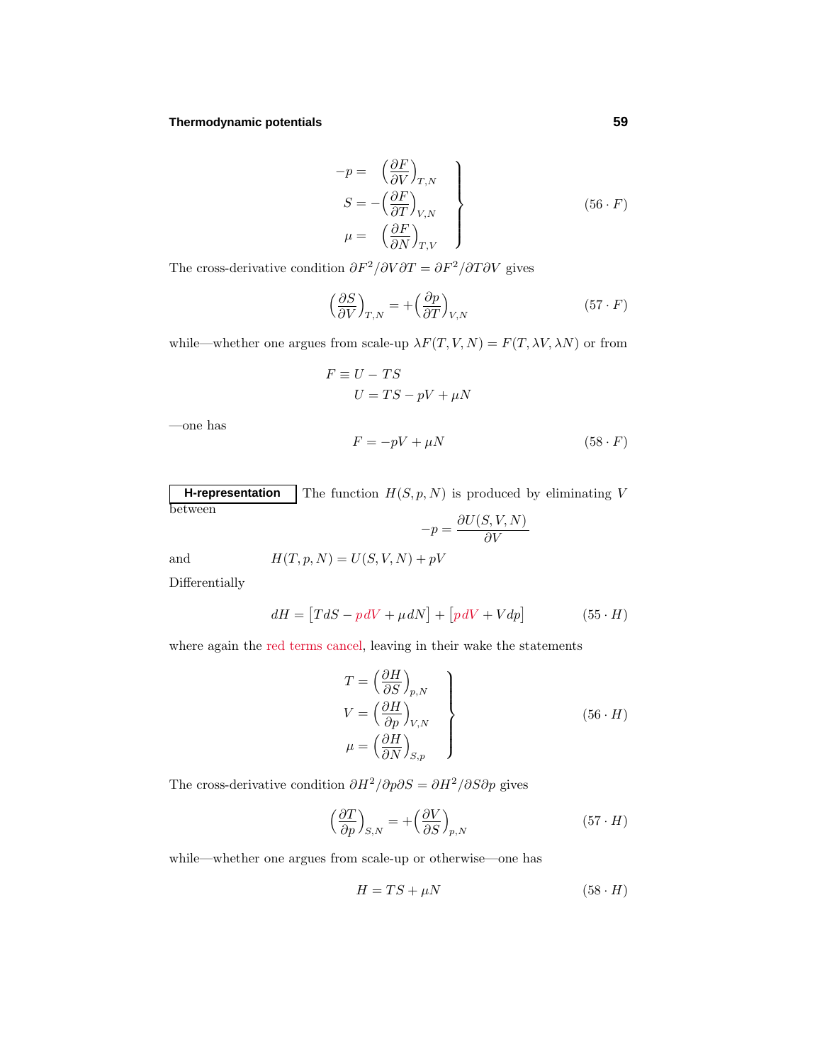$$
\left.\begin{aligned}
-p &= \left(\frac{\partial F}{\partial V}\right)_{T,N} \\
S &= -\left(\frac{\partial F}{\partial T}\right)_{V,N} \\
\mu &= \left(\frac{\partial F}{\partial N}\right)_{T,V}
\end{aligned}\right\} \tag{56 $\cdot$ F}
$$

The cross-derivative condition $\partial F^2/\partial V \partial T = \partial F^2/\partial T \partial V$ gives

$$
\left(\frac{\partial S}{\partial V}\right)_{T,N} = +\left(\frac{\partial p}{\partial T}\right)_{V,N} \tag{57 $\cdot$ F}
$$

while—whether one argues from scale-up $\lambda F(T,V,N) = F(T,\lambda V,\lambda N)$ or from

$$
\begin{aligned}
F &\equiv U - TS \\
&\quad U = TS - pV + \mu N
\end{aligned}
$$

—one has

$$
F = -pV + \mu N \tag{58 $\cdot$ F}
$$

**H-representation** The function $H(S,p,N)$ is produced by eliminating $V$ between

$$
-p = \frac{\partial U(S,V,N)}{\partial V}
$$

and $\qquad H(T,p,N) = U(S,V,N) + pV$

Differentially

$$
dH = \big[T\,dS - p\,dV + \mu\,dN\big] + \big[p\,dV + V\,dp\big] \tag{55 $\cdot$ H}
$$

where again the red terms cancel, leaving in their wake the statements

$$
\left.\begin{aligned}
T &= \left(\frac{\partial H}{\partial S}\right)_{p,N} \\
V &= \left(\frac{\partial H}{\partial p}\right)_{V,N} \\
\mu &= \left(\frac{\partial H}{\partial N}\right)_{S,p}
\end{aligned}\right\} \tag{56 $\cdot$ H}
$$

The cross-derivative condition $\partial H^2/\partial p \partial S = \partial H^2/\partial S \partial p$ gives

$$
\left(\frac{\partial T}{\partial p}\right)_{S,N} = +\left(\frac{\partial V}{\partial S}\right)_{p,N} \tag{57 $\cdot$ H}
$$

while—whether one argues from scale-up or otherwise—one has

$$
H = TS + \mu N \tag{58 $\cdot$ H}
$$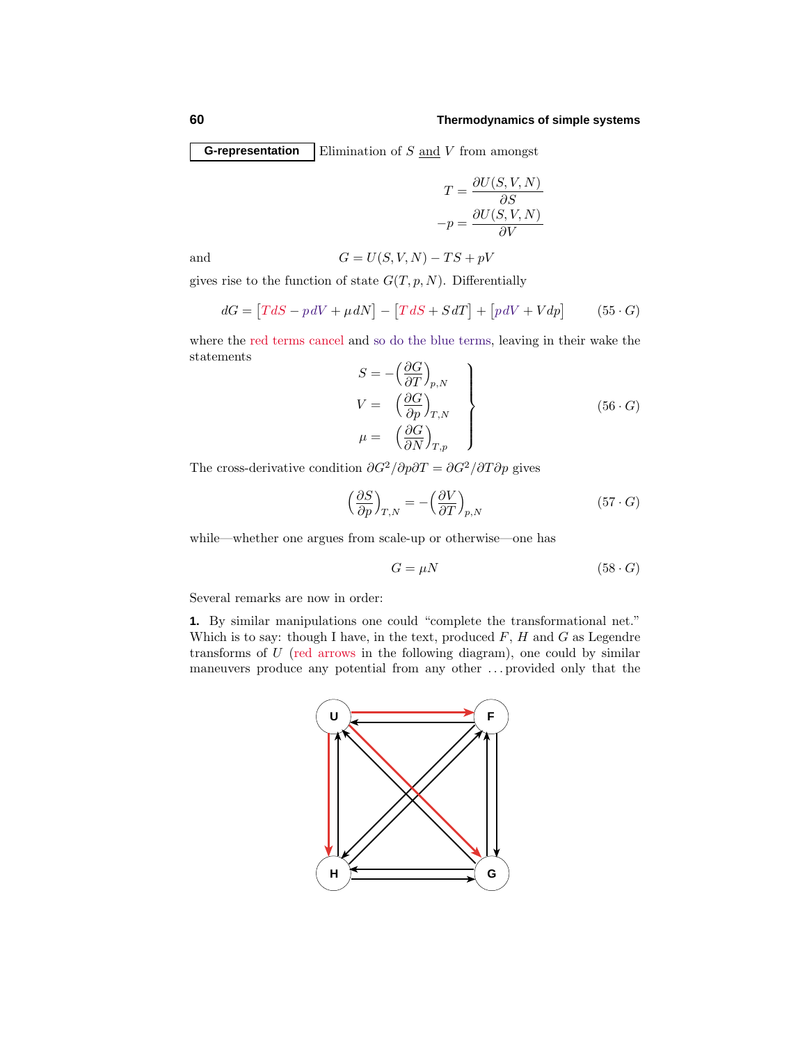**G-representation** Elimination of $S$ and $V$ from amongst

$$T = \frac{\partial U(S,V,N)}{\partial S}$$
$$-p = \frac{\partial U(S,V,N)}{\partial V}$$

and
$$G = U(S,V,N) - TS + pV$$

gives rise to the function of state $G(T,p,N)$. Differentially

$$dG = \big[TdS - pdV + \mu dN\big] - \big[TdS + SdT\big] + \big[pdV + Vdp\big] \tag{55 · G}$$

where the red terms cancel and so do the blue terms, leaving in their wake the statements

$$\left.\begin{aligned} S &= -\Big(\frac{\partial G}{\partial T}\Big)_{p,N} \\ V &= \ \ \Big(\frac{\partial G}{\partial p}\Big)_{T,N} \\ \mu &= \ \ \Big(\frac{\partial G}{\partial N}\Big)_{T,p} \end{aligned}\right\} \tag{56 · G}$$

The cross-derivative condition $\partial G^2/\partial p\partial T = \partial G^2/\partial T\partial p$ gives

$$\Big(\frac{\partial S}{\partial p}\Big)_{T,N} = -\Big(\frac{\partial V}{\partial T}\Big)_{p,N} \tag{57 · G}$$

while—whether one argues from scale-up or otherwise—one has

$$G = \mu N \tag{58 · G}$$

Several remarks are now in order:

**1.** By similar manipulations one could "complete the transformational net." Which is to say: though I have, in the text, produced $F$, $H$ and $G$ as Legendre transforms of $U$ (red arrows in the following diagram), one could by similar maneuvers produce any potential from any other ... provided only that the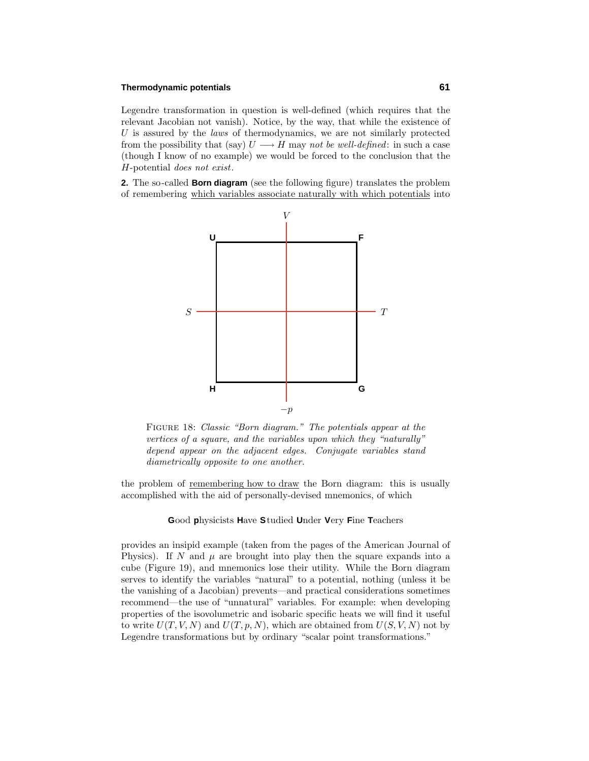Legendre transformation in question is well-defined (which requires that the relevant Jacobian not vanish). Notice, by the way, that while the existence of $U$ is assured by the *laws* of thermodynamics, we are not similarly protected from the possibility that (say) $U \longrightarrow H$ may *not be well-defined*: in such a case (though I know of no example) we would be forced to the conclusion that the $H$-potential *does not exist*.

**2.** The so-called **Born diagram** (see the following figure) translates the problem of remembering which variables associate naturally with which potentials into

FIGURE 18: *Classic "Born diagram." The potentials appear at the vertices of a square, and the variables upon which they "naturally" depend appear on the adjacent edges. Conjugate variables stand diametrically opposite to one another.*

the problem of remembering how to draw the Born diagram: this is usually accomplished with the aid of personally-devised mnemonics, of which

**G**ood **p**hysicists **H**ave **S**tudied **U**nder **V**ery **F**ine **T**eachers

provides an insipid example (taken from the pages of the American Journal of Physics). If $N$ and $\mu$ are brought into play then the square expands into a cube (Figure 19), and mnemonics lose their utility. While the Born diagram serves to identify the variables "natural" to a potential, nothing (unless it be the vanishing of a Jacobian) prevents—and practical considerations sometimes recommend—the use of "unnatural" variables. For example: when developing properties of the isovolumetric and isobaric specific heats we will find it useful to write $U(T, V, N)$ and $U(T, p, N)$, which are obtained from $U(S, V, N)$ not by Legendre transformations but by ordinary "scalar point transformations."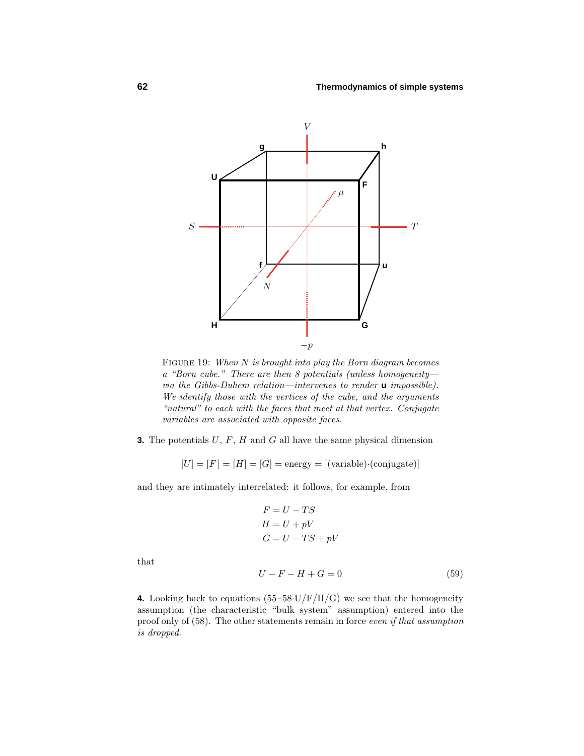FIGURE 19: *When $N$ is brought into play the Born diagram becomes a "Born cube." There are then 8 potentials (unless homogeneity—via the Gibbs-Duhem relation—intervenes to render* **u** *impossible). We identify those with the vertices of the cube, and the arguments "natural" to each with the faces that meet at that vertex. Conjugate variables are associated with opposite faces.*

**3.** The potentials $U$, $F$, $H$ and $G$ all have the same physical dimension

$$[U] = [F] = [H] = [G] = \text{energy} = [(\text{variable})\cdot(\text{conjugate})]$$

and they are intimately interrelated: it follows, for example, from

$$\begin{aligned} F &= U - TS \\ H &= U + pV \\ G &= U - TS + pV \end{aligned}$$

that

$$U - F - H + G = 0 \tag{59}$$

**4.** Looking back to equations (55–58·U/F/H/G) we see that the homogeneity assumption (the characteristic "bulk system" assumption) entered into the proof only of (58). The other statements remain in force *even if that assumption is dropped*.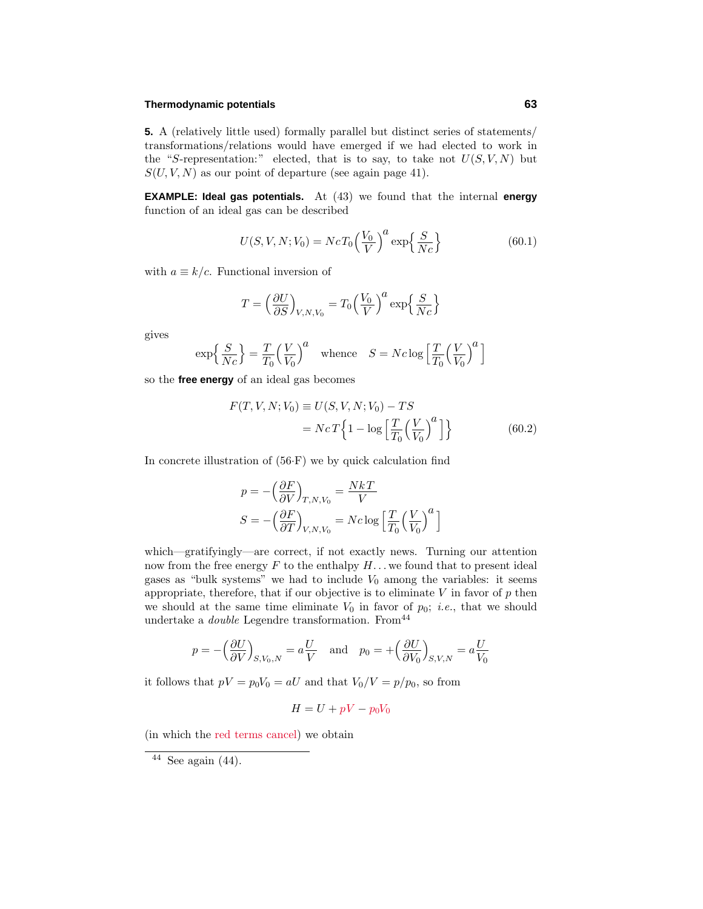**5.** A (relatively little used) formally parallel but distinct series of statements/transformations/relations would have emerged if we had elected to work in the "$S$-representation:" elected, that is to say, to take not $U(S,V,N)$ but $S(U,V,N)$ as our point of departure (see again page 41).

**EXAMPLE: Ideal gas potentials.** At (43) we found that the internal **energy** function of an ideal gas can be described

$$U(S,V,N;V_0) = NcT_0\Big(\frac{V_0}{V}\Big)^a \exp\Big\{\frac{S}{Nc}\Big\} \tag{60.1}$$

with $a \equiv k/c$. Functional inversion of

$$T = \Big(\frac{\partial U}{\partial S}\Big)_{V,N,V_0} = T_0\Big(\frac{V_0}{V}\Big)^a \exp\Big\{\frac{S}{Nc}\Big\}$$

gives

$$\exp\Big\{\frac{S}{Nc}\Big\} = \frac{T}{T_0}\Big(\frac{V}{V_0}\Big)^a \quad \text{whence} \quad S = Nc\log\Big[\frac{T}{T_0}\Big(\frac{V}{V_0}\Big)^a\Big]$$

so the **free energy** of an ideal gas becomes

$$\begin{aligned} F(T,V,N;V_0) &\equiv U(S,V,N;V_0) - TS \\ &= NcT\Big\{1 - \log\Big[\frac{T}{T_0}\Big(\frac{V}{V_0}\Big)^a\Big]\Big\} \end{aligned} \tag{60.2}$$

In concrete illustration of (56·F) we by quick calculation find

$$\begin{aligned} p &= -\Big(\frac{\partial F}{\partial V}\Big)_{T,N,V_0} = \frac{NkT}{V} \\ S &= -\Big(\frac{\partial F}{\partial T}\Big)_{V,N,V_0} = Nc\log\Big[\frac{T}{T_0}\Big(\frac{V}{V_0}\Big)^a\Big] \end{aligned}$$

which—gratifyingly—are correct, if not exactly news. Turning our attention now from the free energy $F$ to the enthalpy $H$... we found that to present ideal gases as "bulk systems" we had to include $V_0$ among the variables: it seems appropriate, therefore, that if our objective is to eliminate $V$ in favor of $p$ then we should at the same time eliminate $V_0$ in favor of $p_0$; *i.e.*, that we should undertake a *double* Legendre transformation. From[44]

$$p = -\Big(\frac{\partial U}{\partial V}\Big)_{S,V_0,N} = a\frac{U}{V} \quad \text{and} \quad p_0 = +\Big(\frac{\partial U}{\partial V_0}\Big)_{S,V,N} = a\frac{U}{V_0}$$

it follows that $pV = p_0V_0 = aU$ and that $V_0/V = p/p_0$, so from

$$H = U + pV - p_0V_0$$

(in which the red terms cancel) we obtain

[44] See again (44).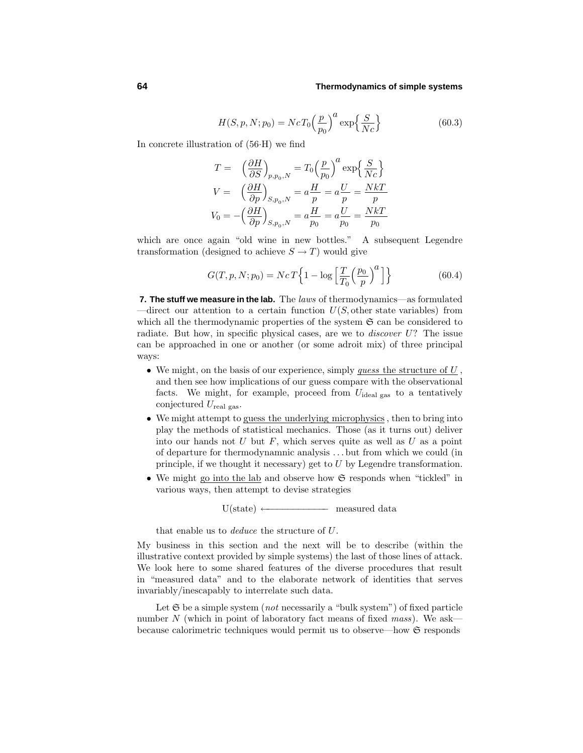$$H(S, p, N; p_0) = NcT_0\Big(\frac{p}{p_0}\Big)^a \exp\Big\{\frac{S}{Nc}\Big\} \tag{60.3}$$

In concrete illustration of (56·H) we find

$$\begin{aligned}
T &= \Big(\frac{\partial H}{\partial S}\Big)_{p,p_0,N} = T_0\Big(\frac{p}{p_0}\Big)^a \exp\Big\{\frac{S}{Nc}\Big\} \\
V &= \Big(\frac{\partial H}{\partial p}\Big)_{S,p_0,N} = a\frac{H}{p} = a\frac{U}{p} = \frac{NkT}{p} \\
V_0 &= -\Big(\frac{\partial H}{\partial p}\Big)_{S,p_0,N} = a\frac{H}{p_0} = a\frac{U}{p_0} = \frac{NkT}{p_0}
\end{aligned}$$

which are once again "old wine in new bottles." A subsequent Legendre transformation (designed to achieve $S \to T$) would give

$$G(T, p, N; p_0) = NcT\Big\{1 - \log\Big[\frac{T}{T_0}\Big(\frac{p_0}{p}\Big)^a\Big]\Big\} \tag{60.4}$$

**7. The stuff we measure in the lab.** The *laws* of thermodynamics—as formulated—direct our attention to a certain function $U(S, \text{other state variables})$ from which all the thermodynamic properties of the system $\mathfrak{S}$ can be considered to radiate. But how, in specific physical cases, are we to *discover* $U$? The issue can be approached in one or another (or some adroit mix) of three principal ways:

- We might, on the basis of our experience, simply <u>*guess* the structure of $U$</u>, and then see how implications of our guess compare with the observational facts. We might, for example, proceed from $U_{\text{ideal gas}}$ to a tentatively conjectured $U_{\text{real gas}}$.
- We might attempt to <u>guess the underlying microphysics</u>, then to bring into play the methods of statistical mechanics. Those (as it turns out) deliver into our hands not $U$ but $F$, which serves quite as well as $U$ as a point of departure for thermodynamnic analysis . . . but from which we could (in principle, if we thought it necessary) get to $U$ by Legendre transformation.
- We might <u>go into the lab</u> and observe how $\mathfrak{S}$ responds when "tickled" in various ways, then attempt to devise strategies

  $$\text{U(state)} \longleftarrow\!\!\!-\!\!\!-\!\!\!-\!\!\!-\!\!\!-\!\!\!- \text{ measured data}$$

  that enable us to *deduce* the structure of $U$.

My business in this section and the next will be to describe (within the illustrative context provided by simple systems) the last of those lines of attack. We look here to some shared features of the diverse procedures that result in "measured data" and to the elaborate network of identities that serves invariably/inescapably to interrelate such data.

Let $\mathfrak{S}$ be a simple system (*not* necessarily a "bulk system") of fixed particle number $N$ (which in point of laboratory fact means of fixed *mass*). We ask—because calorimetric techniques would permit us to observe—how $\mathfrak{S}$ responds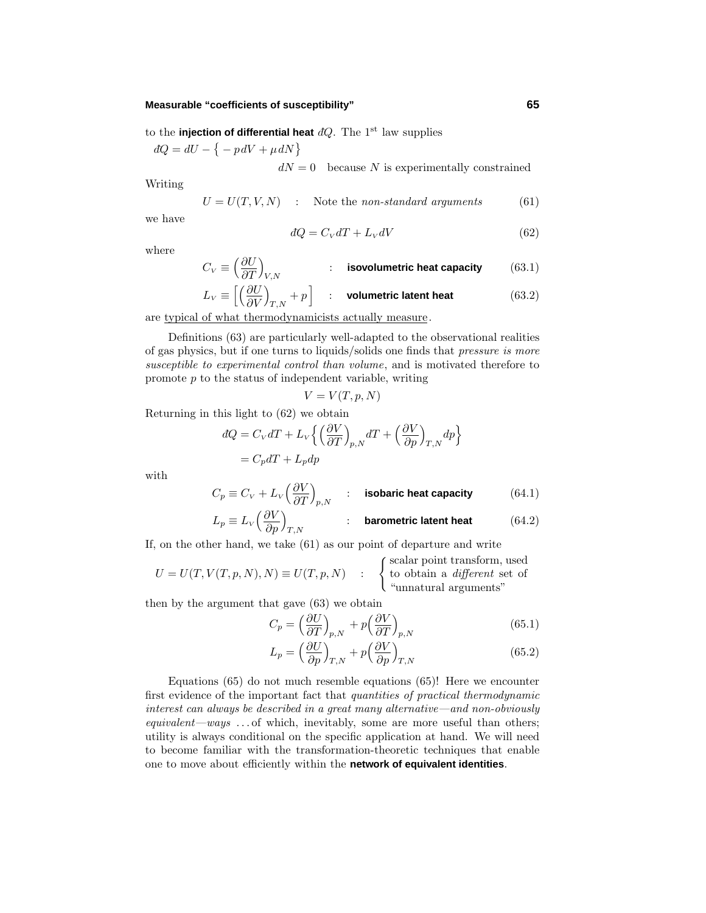to the **injection of differential heat** $đQ$. The 1[st] law supplies

$$đQ = dU - \big\{ -p\,dV + \mu\,dN \big\}$$

$$dN = 0 \quad \text{because } N \text{ is experimentally constrained}$$

Writing

$$U = U(T, V, N) \quad : \quad \text{Note the } \textit{non-standard arguments} \tag{61}$$

we have

$$đQ = C_{V} dT + L_{V} dV \tag{62}$$

where

$$C_{V} \equiv \Big(\frac{\partial U}{\partial T}\Big)_{V,N} \quad : \quad \textbf{isovolumetric heat capacity} \tag{63.1}$$

$$L_{V} \equiv \Big[\Big(\frac{\partial U}{\partial V}\Big)_{T,N} + p\Big] \quad : \quad \textbf{volumetric latent heat} \tag{63.2}$$

are typical of what thermodynamicists actually measure.

Definitions (63) are particularly well-adapted to the observational realities of gas physics, but if one turns to liquids/solids one finds that *pressure is more susceptible to experimental control than volume*, and is motivated therefore to promote $p$ to the status of independent variable, writing

$$V = V(T, p, N)$$

Returning in this light to (62) we obtain

$$\begin{aligned} đQ &= C_{V} dT + L_{V} \Big\{ \Big(\frac{\partial V}{\partial T}\Big)_{p,N} dT + \Big(\frac{\partial V}{\partial p}\Big)_{T,N} dp \Big\} \\ &= C_{p} dT + L_{p} dp \end{aligned}$$

with

$$C_{p} \equiv C_{V} + L_{V} \Big(\frac{\partial V}{\partial T}\Big)_{p,N} \quad : \quad \textbf{isobaric heat capacity} \tag{64.1}$$

$$L_{p} \equiv L_{V} \Big(\frac{\partial V}{\partial p}\Big)_{T,N} \quad : \quad \textbf{barometric latent heat} \tag{64.2}$$

If, on the other hand, we take (61) as our point of departure and write

$$U = U(T, V(T,p,N), N) \equiv U(T,p,N) \quad : \quad \begin{cases} \text{scalar point transform, used} \\ \text{to obtain a } \textit{different} \text{ set of} \\ \text{“unnatural arguments”} \end{cases}$$

then by the argument that gave (63) we obtain

$$C_{p} = \Big(\frac{\partial U}{\partial T}\Big)_{p,N} + p\Big(\frac{\partial V}{\partial T}\Big)_{p,N} \tag{65.1}$$

$$L_{p} = \Big(\frac{\partial U}{\partial p}\Big)_{T,N} + p\Big(\frac{\partial V}{\partial p}\Big)_{T,N} \tag{65.2}$$

Equations (65) do not much resemble equations (65)! Here we encounter first evidence of the important fact that *quantities of practical thermodynamic interest can always be described in a great many alternative—and non-obviously equivalent—ways* ...of which, inevitably, some are more useful than others; utility is always conditional on the specific application at hand. We will need to become familiar with the transformation-theoretic techniques that enable one to move about efficiently within the **network of equivalent identities**.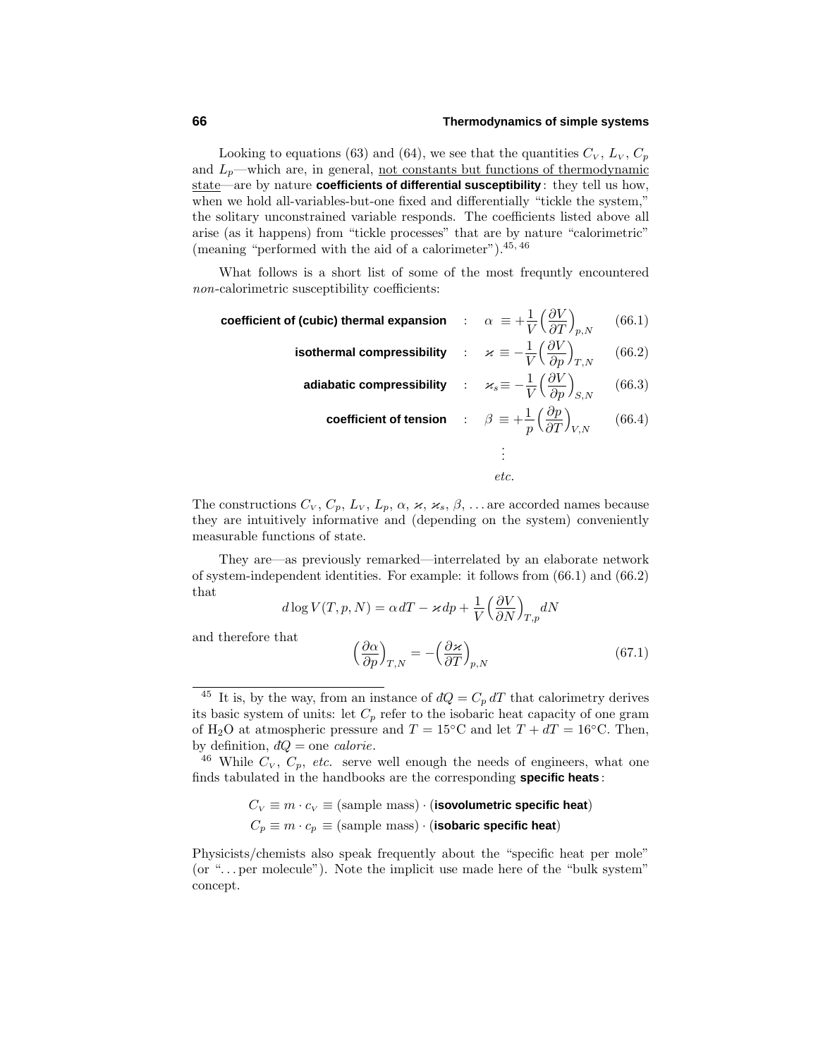Looking to equations (63) and (64), we see that the quantities $C_V$, $L_V$, $C_p$ and $L_p$—which are, in general, not constants but functions of thermodynamic state—are by nature **coefficients of differential susceptibility**: they tell us how, when we hold all-variables-but-one fixed and differentially "tickle the system," the solitary unconstrained variable responds. The coefficients listed above all arise (as it happens) from "tickle processes" that are by nature "calorimetric" (meaning "performed with the aid of a calorimeter").[45, 46]

What follows is a short list of some of the most frequntly encountered *non*-calorimetric susceptibility coefficients:

$$\textbf{coefficient of (cubic) thermal expansion} \;:\quad \alpha \equiv +\frac{1}{V}\Big(\frac{\partial V}{\partial T}\Big)_{p,N} \tag{66.1}$$

$$\textbf{isothermal compressibility} \;:\quad \varkappa \equiv -\frac{1}{V}\Big(\frac{\partial V}{\partial p}\Big)_{T,N} \tag{66.2}$$

$$\textbf{adiabatic compressibility} \;:\quad \varkappa_s \equiv -\frac{1}{V}\Big(\frac{\partial V}{\partial p}\Big)_{S,N} \tag{66.3}$$

$$\textbf{coefficient of tension} \;:\quad \beta \equiv +\frac{1}{p}\Big(\frac{\partial p}{\partial T}\Big)_{V,N} \tag{66.4}$$

$$\vdots$$

$$etc.$$

The constructions $C_V$, $C_p$, $L_V$, $L_p$, $\alpha$, $\varkappa$, $\varkappa_s$, $\beta$, ... are accorded names because they are intuitively informative and (depending on the system) conveniently measurable functions of state.

They are—as previously remarked—interrelated by an elaborate network of system-independent identities. For example: it follows from (66.1) and (66.2) that

$$d\log V(T,p,N) = \alpha\, dT - \varkappa\, dp + \frac{1}{V}\Big(\frac{\partial V}{\partial N}\Big)_{T,p} dN$$

and therefore that

$$\Big(\frac{\partial \alpha}{\partial p}\Big)_{T,N} = -\Big(\frac{\partial \varkappa}{\partial T}\Big)_{p,N} \tag{67.1}$$

---

[45] It is, by the way, from an instance of $đQ = C_p\, dT$ that calorimetry derives its basic system of units: let $C_p$ refer to the isobaric heat capacity of one gram of $H_2O$ at atmospheric pressure and $T = 15°\text{C}$ and let $T + dT = 16°\text{C}$. Then, by definition, $đQ = $ one *calorie*.

[46] While $C_V$, $C_p$, *etc.* serve well enough the needs of engineers, what one finds tabulated in the handbooks are the corresponding **specific heats**:

$$C_V \equiv m \cdot c_V \equiv (\text{sample mass}) \cdot (\textbf{isovolumetric specific heat})$$
$$C_p \equiv m \cdot c_p \equiv (\text{sample mass}) \cdot (\textbf{isobaric specific heat})$$

Physicists/chemists also speak frequently about the "specific heat per mole" (or "...per molecule"). Note the implicit use made here of the "bulk system" concept.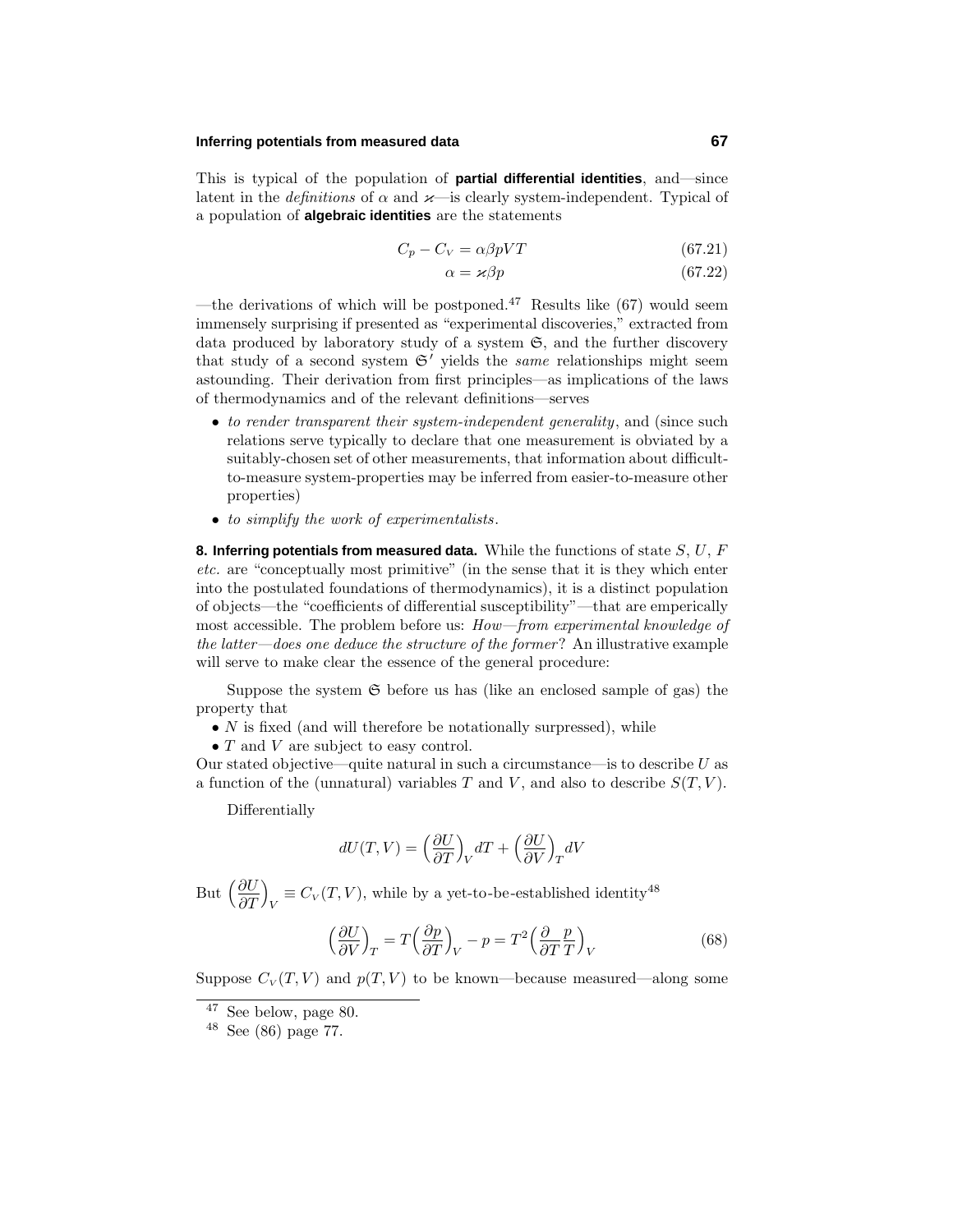This is typical of the population of **partial differential identities**, and—since latent in the *definitions* of $\alpha$ and $\varkappa$—is clearly system-independent. Typical of a population of **algebraic identities** are the statements

$$C_p - C_V = \alpha\beta pVT \tag{67.21}$$

$$\alpha = \varkappa\beta p \tag{67.22}$$

—the derivations of which will be postponed.[47] Results like (67) would seem immensely surprising if presented as "experimental discoveries," extracted from data produced by laboratory study of a system $\mathfrak{S}$, and the further discovery that study of a second system $\mathfrak{S}'$ yields the *same* relationships might seem astounding. Their derivation from first principles—as implications of the laws of thermodynamics and of the relevant definitions—serves

- *to render transparent their system-independent generality*, and (since such relations serve typically to declare that one measurement is obviated by a suitably-chosen set of other measurements, that information about difficult-to-measure system-properties may be inferred from easier-to-measure other properties)
- *to simplify the work of experimentalists*.

**8. Inferring potentials from measured data.** While the functions of state $S$, $U$, $F$ *etc.* are "conceptually most primitive" (in the sense that it is they which enter into the postulated foundations of thermodynamics), it is a distinct population of objects—the "coefficients of differential susceptibility"—that are emperically most accessible. The problem before us: *How—from experimental knowledge of the latter—does one deduce the structure of the former*? An illustrative example will serve to make clear the essence of the general procedure:

Suppose the system $\mathfrak{S}$ before us has (like an enclosed sample of gas) the property that

- $N$ is fixed (and will therefore be notationally surpressed), while
- $T$ and $V$ are subject to easy control.

Our stated objective—quite natural in such a circumstance—is to describe $U$ as a function of the (unnatural) variables $T$ and $V$, and also to describe $S(T, V)$.

Differentially

$$dU(T,V) = \Big(\frac{\partial U}{\partial T}\Big)_V dT + \Big(\frac{\partial U}{\partial V}\Big)_T dV$$

But $\Big(\dfrac{\partial U}{\partial T}\Big)_V \equiv C_V(T,V)$, while by a yet-to-be-established identity[48]

$$\Big(\frac{\partial U}{\partial V}\Big)_T = T\Big(\frac{\partial p}{\partial T}\Big)_V - p = T^2\Big(\frac{\partial}{\partial T}\frac{p}{T}\Big)_V \tag{68}$$

Suppose $C_V(T,V)$ and $p(T,V)$ to be known—because measured—along some

[47] See below, page 80.

[48] See (86) page 77.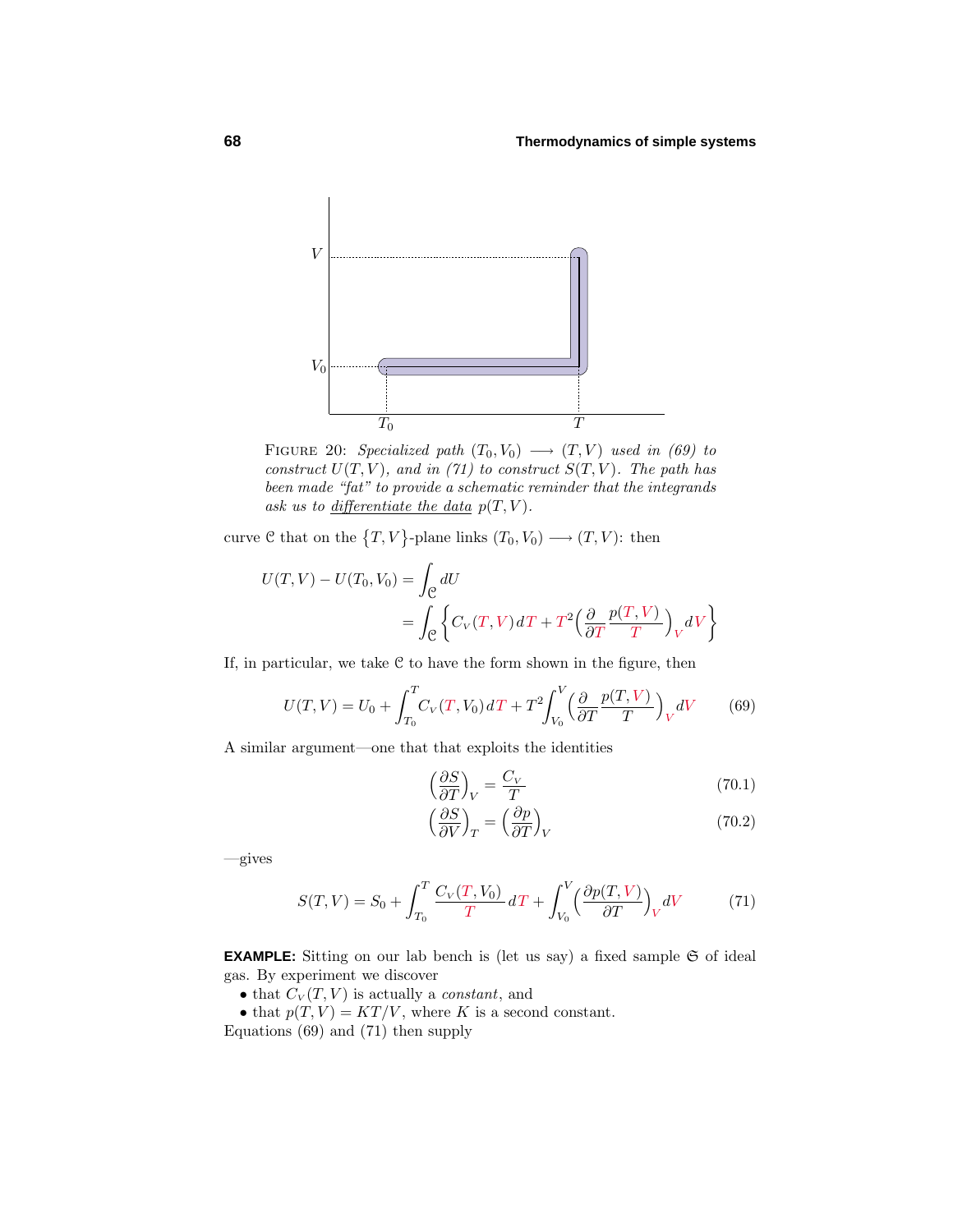FIGURE 20: *Specialized path $(T_0, V_0) \longrightarrow (T, V)$ used in (69) to construct $U(T,V)$, and in (71) to construct $S(T,V)$. The path has been made "fat" to provide a schematic reminder that the integrands ask us to* <u>*differentiate the data*</u> *$p(T,V)$.*

curve $\mathcal{C}$ that on the $\{T, V\}$-plane links $(T_0, V_0) \longrightarrow (T, V)$: then

$$
\begin{aligned}
U(T,V) - U(T_0,V_0) &= \int_{\mathcal{C}} dU \\
&= \int_{\mathcal{C}} \Big\{ C_V(T,V)\,dT + T^2\Big(\frac{\partial}{\partial T}\frac{p(T,V)}{T}\Big)_V dV \Big\}
\end{aligned}
$$

If, in particular, we take $\mathcal{C}$ to have the form shown in the figure, then

$$
U(T,V) = U_0 + \int_{T_0}^{T} C_V(T,V_0)\,dT + T^2 \int_{V_0}^{V} \Big(\frac{\partial}{\partial T}\frac{p(T,V)}{T}\Big)_V dV \tag{69}
$$

A similar argument—one that that exploits the identities

$$
\Big(\frac{\partial S}{\partial T}\Big)_V = \frac{C_V}{T} \tag{70.1}
$$

$$
\Big(\frac{\partial S}{\partial V}\Big)_T = \Big(\frac{\partial p}{\partial T}\Big)_V \tag{70.2}
$$

—gives

$$
S(T,V) = S_0 + \int_{T_0}^{T} \frac{C_V(T,V_0)}{T}\,dT + \int_{V_0}^{V} \Big(\frac{\partial p(T,V)}{\partial T}\Big)_V dV \tag{71}
$$

**EXAMPLE:** Sitting on our lab bench is (let us say) a fixed sample $\mathfrak{S}$ of ideal gas. By experiment we discover

- that $C_V(T,V)$ is actually a *constant*, and
- that $p(T,V) = KT/V$, where $K$ is a second constant.

Equations (69) and (71) then supply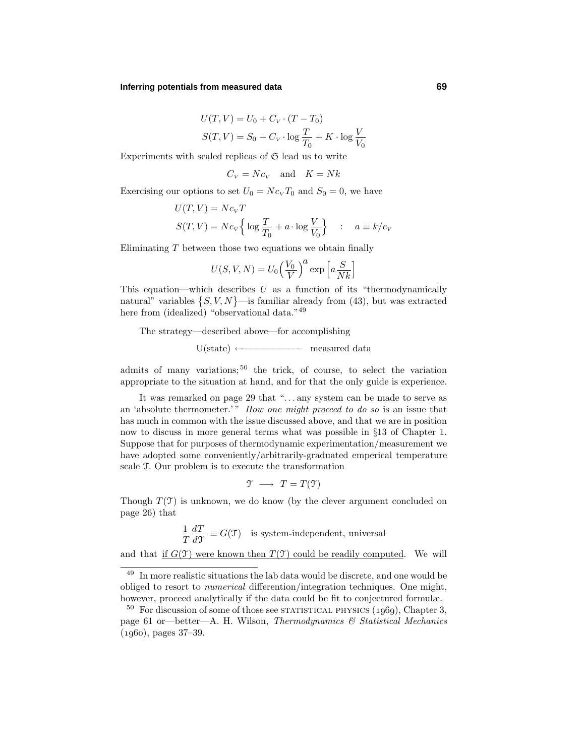$$
\begin{aligned}
U(T,V) &= U_0 + C_V \cdot (T - T_0) \\
S(T,V) &= S_0 + C_V \cdot \log \frac{T}{T_0} + K \cdot \log \frac{V}{V_0}
\end{aligned}
$$

Experiments with scaled replicas of $\mathfrak{S}$ lead us to write

$$
C_V = Nc_V \quad \text{and} \quad K = Nk
$$

Exercising our options to set $U_0 = Nc_V T_0$ and $S_0 = 0$, we have

$$
\begin{aligned}
U(T,V) &= Nc_V T \\
S(T,V) &= Nc_V \Big\{ \log \frac{T}{T_0} + a \cdot \log \frac{V}{V_0} \Big\} \quad : \quad a \equiv k/c_V
\end{aligned}
$$

Eliminating $T$ between those two equations we obtain finally

$$
U(S,V,N) = U_0 \Big( \frac{V_0}{V} \Big)^a \exp \Big[ a \frac{S}{Nk} \Big]
$$

This equation—which describes $U$ as a function of its "thermodynamically natural" variables $\big\{S,V,N\big\}$—is familiar already from (43), but was extracted here from (idealized) "observational data."[49]

The strategy—described above—for accomplishing

$$
\text{U(state)} \longleftarrow\!\!\!-\!\!\!-\!\!\!-\!\!\!-\!\!\!-\!\!\!-\!\!\!- \text{ measured data}
$$

admits of many variations;[50] the trick, of course, to select the variation appropriate to the situation at hand, and for that the only guide is experience.

It was remarked on page 29 that "...any system can be made to serve as an 'absolute thermometer.'" *How one might proceed to do so* is an issue that has much in common with the issue discussed above, and that we are in position now to discuss in more general terms what was possible in §13 of Chapter 1. Suppose that for purposes of thermodynamic experimentation/measurement we have adopted some conveniently/arbitrarily-graduated emperical temperature scale $\mathcal{T}$. Our problem is to execute the transformation

$$
\mathcal{T} \longrightarrow T = T(\mathcal{T})
$$

Though $T(\mathcal{T})$ is unknown, we do know (by the clever argument concluded on page 26) that

$$
\frac{1}{T}\frac{dT}{d\mathcal{T}} \equiv G(\mathcal{T}) \quad \text{is system-independent, universal}
$$

and that <u>if $G(\mathcal{T})$ were known then $T(\mathcal{T})$ could be readily computed</u>. We will

---

[49] In more realistic situations the lab data would be discrete, and one would be obliged to resort to *numerical* differention/integration techniques. One might, however, proceed analytically if the data could be fit to conjectured formulæ.

[50] For discussion of some of those see STATISTICAL PHYSICS (1969), Chapter 3, page 61 or—better—A. H. Wilson, *Thermodynamics & Statistical Mechanics* (1960), pages 37–39.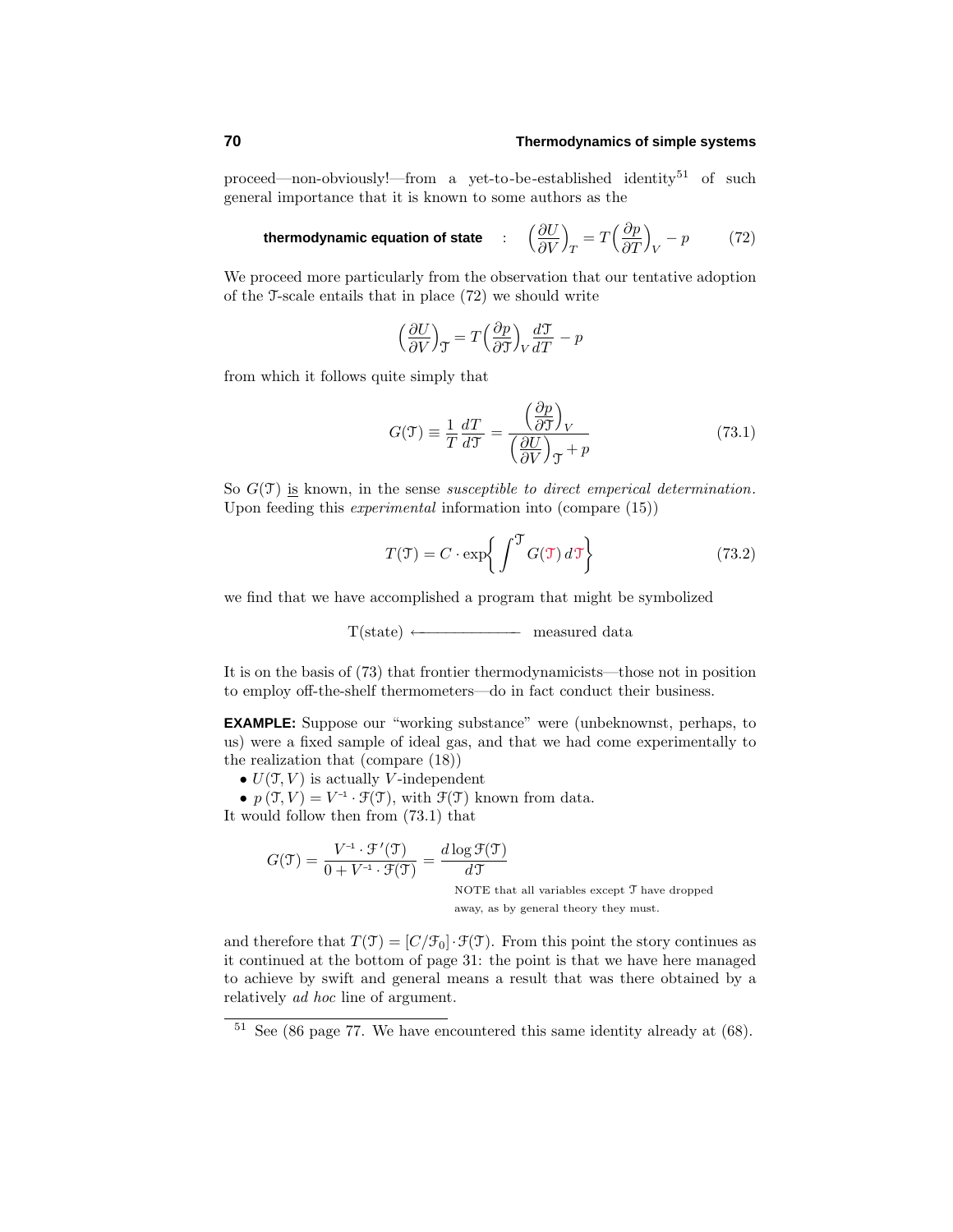proceed—non-obviously!—from a yet-to-be-established identity[51] of such general importance that it is known to some authors as the

$$\textbf{thermodynamic equation of state} \quad : \quad \Big(\frac{\partial U}{\partial V}\Big)_T = T\Big(\frac{\partial p}{\partial T}\Big)_V - p \tag{72}$$

We proceed more particularly from the observation that our tentative adoption of the $\mathfrak{T}$-scale entails that in place (72) we should write

$$\Big(\frac{\partial U}{\partial V}\Big)_{\mathfrak{T}} = T\Big(\frac{\partial p}{\partial \mathfrak{T}}\Big)_V \frac{d\mathfrak{T}}{dT} - p$$

from which it follows quite simply that

$$G(\mathfrak{T}) \equiv \frac{1}{T}\frac{dT}{d\mathfrak{T}} = \frac{\Big(\dfrac{\partial p}{\partial \mathfrak{T}}\Big)_V}{\Big(\dfrac{\partial U}{\partial V}\Big)_{\mathfrak{T}} + p} \tag{73.1}$$

So $G(\mathfrak{T})$ is known, in the sense *susceptible to direct emperical determination*. Upon feeding this *experimental* information into (compare (15))

$$T(\mathfrak{T}) = C \cdot \exp\Big\{\int^{\mathfrak{T}} G(\mathfrak{T})\, d\mathfrak{T}\Big\} \tag{73.2}$$

we find that we have accomplished a program that might be symbolized

$$\text{T(state)} \longleftarrow\!\!\!-\!\!\!-\!\!\!-\!\!\!-\!\!\!- \text{measured data}$$

It is on the basis of (73) that frontier thermodynamicists—those not in position to employ off-the-shelf thermometers—do in fact conduct their business.

**EXAMPLE:** Suppose our "working substance" were (unbeknownst, perhaps, to us) were a fixed sample of ideal gas, and that we had come experimentally to the realization that (compare (18))

- $U(\mathfrak{T}, V)$ is actually $V$-independent
- $p\,(\mathfrak{T}, V) = V^{-1} \cdot \mathcal{F}(\mathfrak{T})$, with $\mathcal{F}(\mathfrak{T})$ known from data.

It would follow then from (73.1) that

$$G(\mathfrak{T}) = \frac{V^{-1} \cdot \mathcal{F}\,'(\mathfrak{T})}{0 + V^{-1} \cdot \mathcal{F}(\mathfrak{T})} = \frac{d \log \mathcal{F}(\mathfrak{T})}{d\mathfrak{T}}$$

NOTE that all variables except $\mathfrak{T}$ have dropped away, as by general theory they must.

and therefore that $T(\mathfrak{T}) = [C/\mathcal{F}_0] \cdot \mathcal{F}(\mathfrak{T})$. From this point the story continues as it continued at the bottom of page 31: the point is that we have here managed to achieve by swift and general means a result that was there obtained by a relatively *ad hoc* line of argument.

[51] See (86 page 77. We have encountered this same identity already at (68).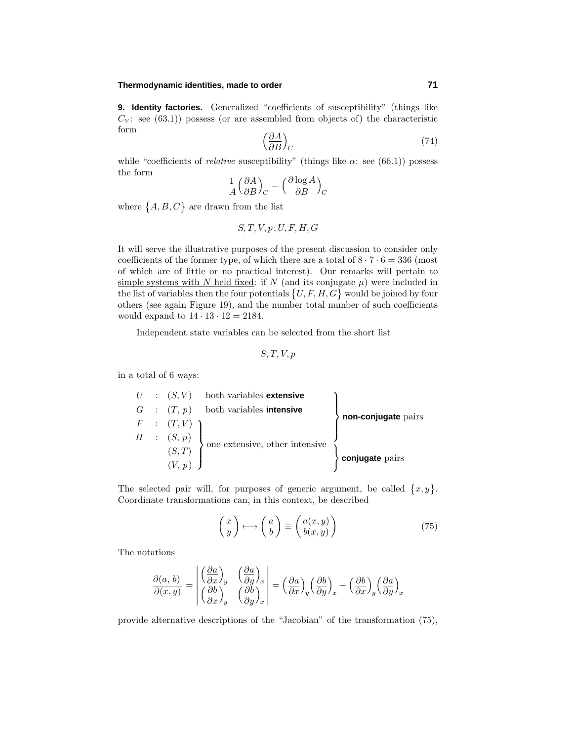**9. Identity factories.** Generalized "coefficients of susceptibility" (things like $C_V$: see (63.1)) possess (or are assembled from objects of) the characteristic form

$$\Big(\frac{\partial A}{\partial B}\Big)_C \tag{74}$$

while "coefficients of *relative* susceptibility" (things like $\alpha$: see (66.1)) possess the form

$$\frac{1}{A}\Big(\frac{\partial A}{\partial B}\Big)_C = \Big(\frac{\partial \log A}{\partial B}\Big)_C$$

where $\{A, B, C\}$ are drawn from the list

$$S, T, V, p; U, F, H, G$$

It will serve the illustrative purposes of the present discussion to consider only coefficients of the former type, of which there are a total of $8 \cdot 7 \cdot 6 = 336$ (most of which are of little or no practical interest). Our remarks will pertain to simple systems with $N$ held fixed: if $N$ (and its conjugate $\mu$) were included in the list of variables then the four potentials $\{U, F, H, G\}$ would be joined by four others (see again Figure 19), and the number total number of such coefficients would expand to $14 \cdot 13 \cdot 12 = 2184$.

Independent state variables can be selected from the short list

$$S, T, V, p$$

in a total of 6 ways:

$$\left.\begin{array}{lll}
U & : & (S, V) \quad \text{both variables } \textbf{extensive} \\
G & : & (T, p) \quad \text{both variables } \textbf{intensive} \\
F & : & (T, V) \\
H & : & (S, p)
\end{array}\right\} \textbf{non-conjugate} \text{ pairs}$$

$$\left.\begin{array}{l}
(T, V) \\
(S, p) \\
(S, T) \\
(V, p)
\end{array}\right\} \text{one extensive, other intensive}; \quad \left.\begin{array}{l}(S,T)\\(V,p)\end{array}\right\} \textbf{conjugate} \text{ pairs}$$

The selected pair will, for purposes of generic argument, be called $\{x, y\}$. Coordinate transformations can, in this context, be described

$$\begin{pmatrix} x \\ y \end{pmatrix} \longmapsto \begin{pmatrix} a \\ b \end{pmatrix} \equiv \begin{pmatrix} a(x, y) \\ b(x, y) \end{pmatrix} \tag{75}$$

The notations

$$\frac{\partial(a, b)}{\partial(x, y)} = \begin{vmatrix} \Big(\dfrac{\partial a}{\partial x}\Big)_y & \Big(\dfrac{\partial a}{\partial y}\Big)_x \\ \Big(\dfrac{\partial b}{\partial x}\Big)_y & \Big(\dfrac{\partial b}{\partial y}\Big)_x \end{vmatrix} = \Big(\frac{\partial a}{\partial x}\Big)_y \Big(\frac{\partial b}{\partial y}\Big)_x - \Big(\frac{\partial b}{\partial x}\Big)_y \Big(\frac{\partial a}{\partial y}\Big)_x$$

provide alternative descriptions of the "Jacobian" of the transformation (75),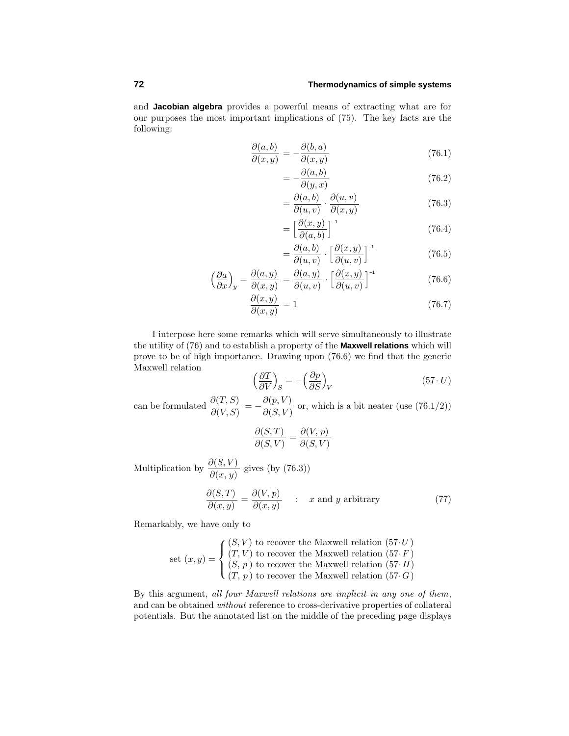and **Jacobian algebra** provides a powerful means of extracting what are for our purposes the most important implications of (75). The key facts are the following:

$$\frac{\partial(a,b)}{\partial(x,y)} = -\frac{\partial(b,a)}{\partial(x,y)} \tag{76.1}$$

$$= -\frac{\partial(a,b)}{\partial(y,x)} \tag{76.2}$$

$$= \frac{\partial(a,b)}{\partial(u,v)} \cdot \frac{\partial(u,v)}{\partial(x,y)} \tag{76.3}$$

$$= \Big[\frac{\partial(x,y)}{\partial(a,b)}\Big]^{-1} \tag{76.4}$$

$$= \frac{\partial(a,b)}{\partial(u,v)} \cdot \Big[\frac{\partial(x,y)}{\partial(u,v)}\Big]^{-1} \tag{76.5}$$

$$\Big(\frac{\partial a}{\partial x}\Big)_y = \frac{\partial(a,y)}{\partial(x,y)} = \frac{\partial(a,y)}{\partial(u,v)} \cdot \Big[\frac{\partial(x,y)}{\partial(u,v)}\Big]^{-1} \tag{76.6}$$

$$\frac{\partial(x,y)}{\partial(x,y)} = 1 \tag{76.7}$$

I interpose here some remarks which will serve simultaneously to illustrate the utility of (76) and to establish a property of the **Maxwell relations** which will prove to be of high importance. Drawing upon (76.6) we find that the generic Maxwell relation

$$\Big(\frac{\partial T}{\partial V}\Big)_S = -\Big(\frac{\partial p}{\partial S}\Big)_V \tag{57·U}$$

can be formulated $\dfrac{\partial(T,S)}{\partial(V,S)} = -\dfrac{\partial(p,V)}{\partial(S,V)}$ or, which is a bit neater (use (76.1/2))

$$\frac{\partial(S,T)}{\partial(S,V)} = \frac{\partial(V,p)}{\partial(S,V)}$$

Multiplication by $\dfrac{\partial(S,V)}{\partial(x,y)}$ gives (by (76.3))

$$\frac{\partial(S,T)}{\partial(x,y)} = \frac{\partial(V,p)}{\partial(x,y)} \quad : \quad x \text{ and } y \text{ arbitrary} \tag{77}$$

Remarkably, we have only to

$$\text{set } (x,y) = \begin{cases} (S,V) \text{ to recover the Maxwell relation } (57\cdot U) \\ (T,V) \text{ to recover the Maxwell relation } (57\cdot F) \\ (S,\,p\,) \text{ to recover the Maxwell relation } (57\cdot H) \\ (T,\,p\,) \text{ to recover the Maxwell relation } (57\cdot G) \end{cases}$$

By this argument, *all four Maxwell relations are implicit in any one of them*, and can be obtained *without* reference to cross-derivative properties of collateral potentials. But the annotated list on the middle of the preceding page displays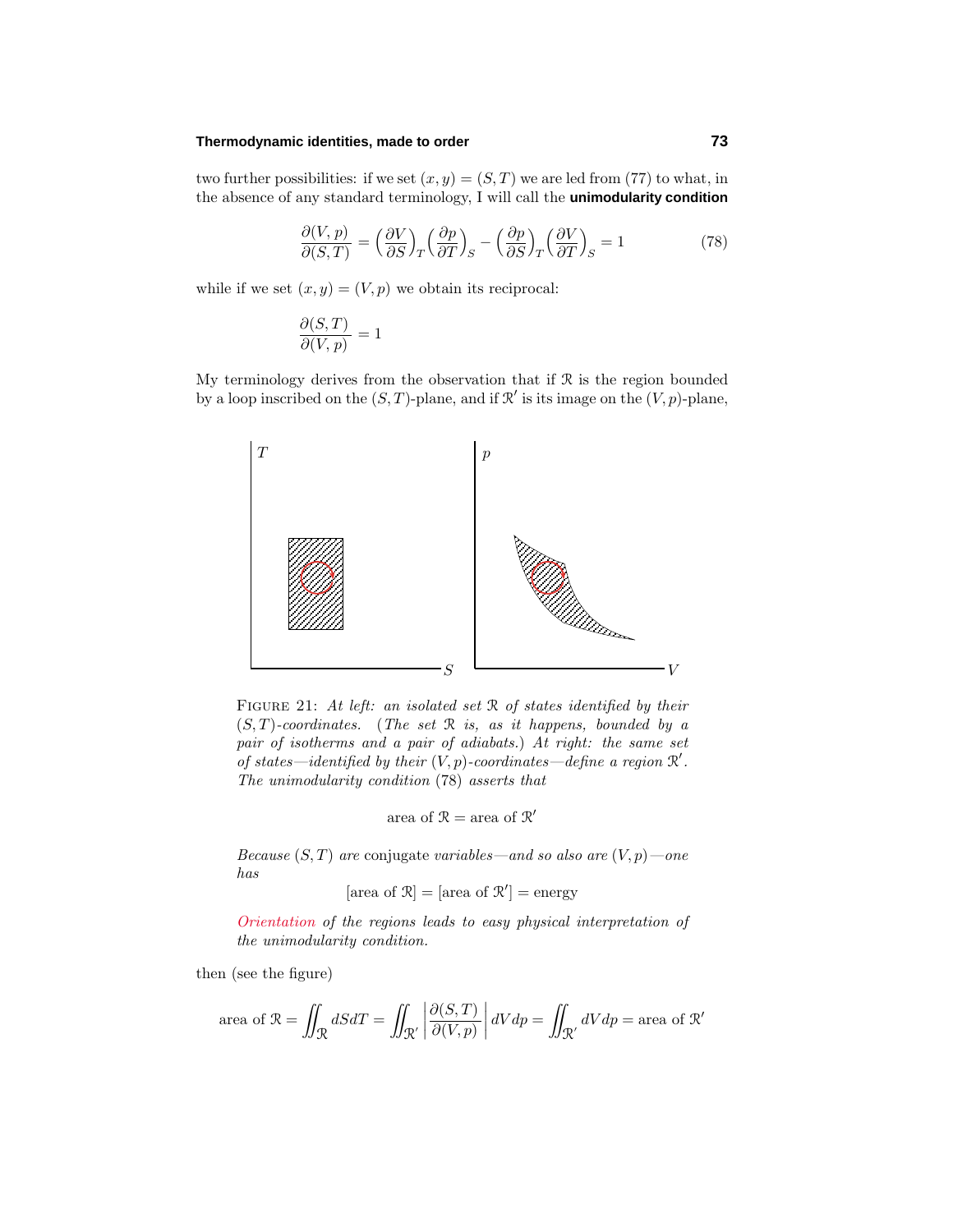two further possibilities: if we set $(x,y) = (S,T)$ we are led from (77) to what, in the absence of any standard terminology, I will call the **unimodularity condition**

$$\frac{\partial(V,p)}{\partial(S,T)} = \Big(\frac{\partial V}{\partial S}\Big)_T \Big(\frac{\partial p}{\partial T}\Big)_S - \Big(\frac{\partial p}{\partial S}\Big)_T \Big(\frac{\partial V}{\partial T}\Big)_S = 1 \tag{78}$$

while if we set $(x,y) = (V,p)$ we obtain its reciprocal:

$$\frac{\partial(S,T)}{\partial(V,p)} = 1$$

My terminology derives from the observation that if $\mathcal{R}$ is the region bounded by a loop inscribed on the $(S,T)$-plane, and if $\mathcal{R}'$ is its image on the $(V,p)$-plane,

FIGURE 21: *At left: an isolated set $\mathcal{R}$ of states identified by their $(S,T)$-coordinates. (The set $\mathcal{R}$ is, as it happens, bounded by a pair of isotherms and a pair of adiabats.) At right: the same set of states—identified by their $(V,p)$-coordinates—define a region $\mathcal{R}'$. The unimodularity condition* (78) *asserts that*

$$\text{area of } \mathcal{R} = \text{area of } \mathcal{R}'$$

*Because $(S,T)$ are* conjugate *variables—and so also are $(V,p)$—one has*

$$[\text{area of } \mathcal{R}] = [\text{area of } \mathcal{R}'] = \text{energy}$$

*Orientation of the regions leads to easy physical interpretation of the unimodularity condition.*

then (see the figure)

$$\text{area of } \mathcal{R} = \iint_{\mathcal{R}} dSdT = \iint_{\mathcal{R}'} \left|\frac{\partial(S,T)}{\partial(V,p)}\right| dVdp = \iint_{\mathcal{R}'} dVdp = \text{area of } \mathcal{R}'$$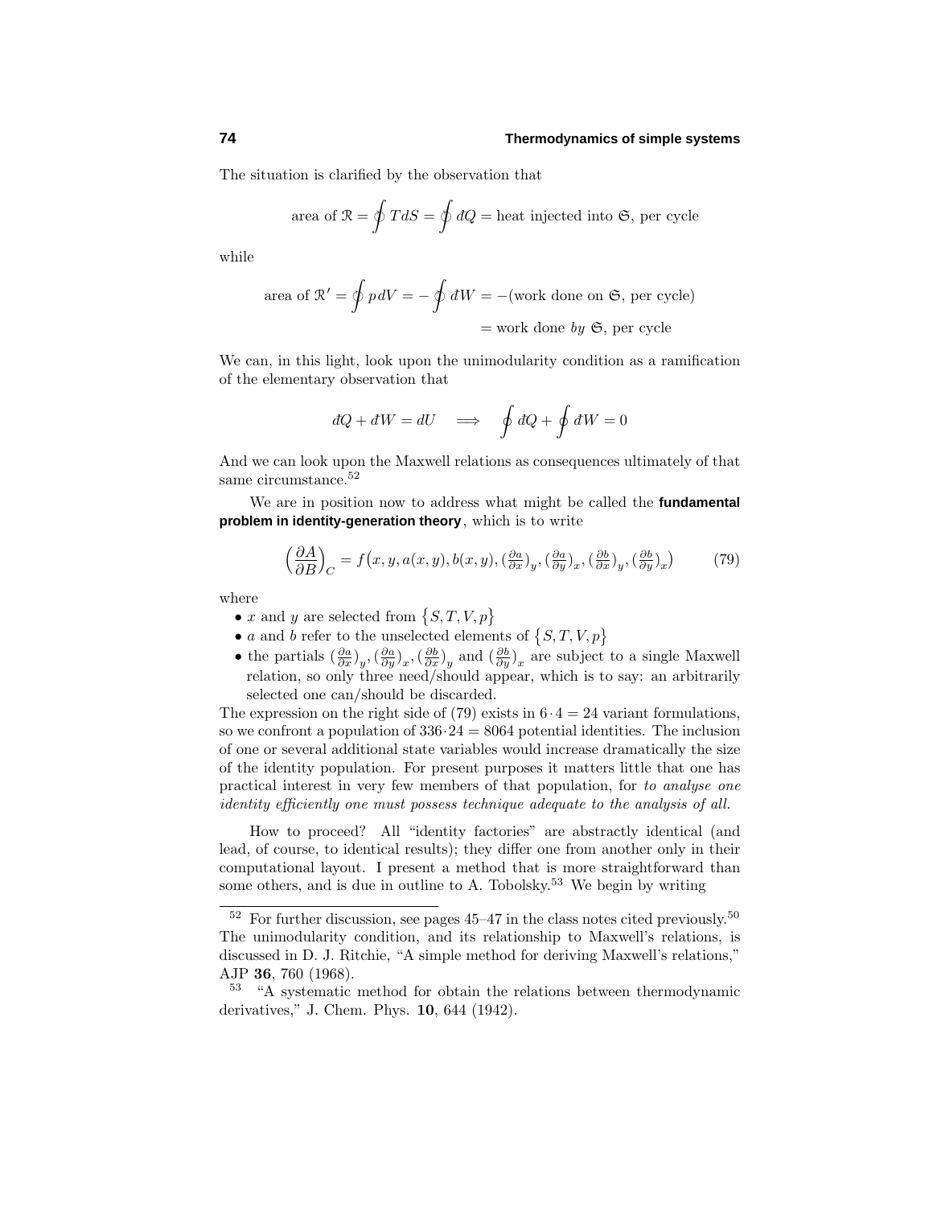The situation is clarified by the observation that

$$\text{area of } \mathcal{R} = \oint T\,dS = \oint đQ = \text{heat injected into } \mathfrak{S}, \text{ per cycle}$$

while

$$\begin{aligned}\text{area of } \mathcal{R}' = \oint p\,dV = -\oint đW &= -(\text{work done on } \mathfrak{S}, \text{ per cycle})\\ &= \text{work done } by\ \mathfrak{S}, \text{ per cycle}\end{aligned}$$

We can, in this light, look upon the unimodularity condition as a ramification of the elementary observation that

$$đQ + đW = dU \quad \Longrightarrow \quad \oint đQ + \oint đW = 0$$

And we can look upon the Maxwell relations as consequences ultimately of that same circumstance.[52]

We are in position now to address what might be called the **fundamental problem in identity-generation theory**, which is to write

$$\Big(\frac{\partial A}{\partial B}\Big)_C = f\big(x, y, a(x,y), b(x,y), (\tfrac{\partial a}{\partial x})_y, (\tfrac{\partial a}{\partial y})_x, (\tfrac{\partial b}{\partial x})_y, (\tfrac{\partial b}{\partial y})_x\big) \tag{79}$$

where

- $x$ and $y$ are selected from $\{S, T, V, p\}$
- $a$ and $b$ refer to the unselected elements of $\{S, T, V, p\}$
- the partials $(\frac{\partial a}{\partial x})_y, (\frac{\partial a}{\partial y})_x, (\frac{\partial b}{\partial x})_y$ and $(\frac{\partial b}{\partial y})_x$ are subject to a single Maxwell relation, so only three need/should appear, which is to say: an arbitrarily selected one can/should be discarded.

The expression on the right side of (79) exists in $6\cdot 4 = 24$ variant formulations, so we confront a population of $336\cdot 24 = 8064$ potential identities. The inclusion of one or several additional state variables would increase dramatically the size of the identity population. For present purposes it matters little that one has practical interest in very few members of that population, for *to analyse one identity efficiently one must possess technique adequate to the analysis of all.*

How to proceed? All "identity factories" are abstractly identical (and lead, of course, to identical results); they differ one from another only in their computational layout. I present a method that is more straightforward than some others, and is due in outline to A. Tobolsky.[53] We begin by writing

---

[52] For further discussion, see pages 45–47 in the class notes cited previously.[50] The unimodularity condition, and its relationship to Maxwell's relations, is discussed in D. J. Ritchie, "A simple method for deriving Maxwell's relations," AJP **36**, 760 (1968).

[53] "A systematic method for obtain the relations between thermodynamic derivatives," J. Chem. Phys. **10**, 644 (1942).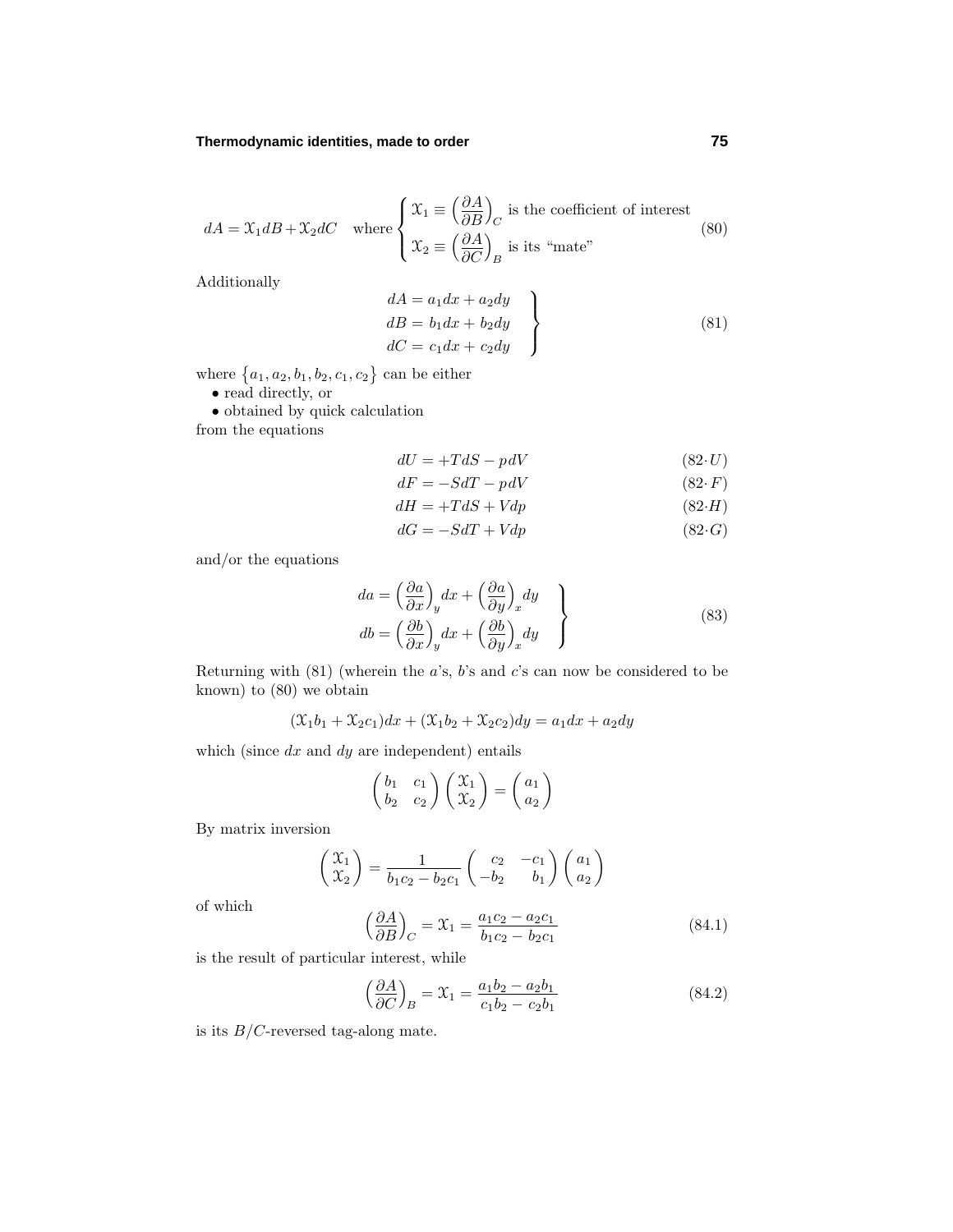$$dA = \mathfrak{X}_1 dB + \mathfrak{X}_2 dC \quad \text{where} \begin{cases} \mathfrak{X}_1 \equiv \left(\dfrac{\partial A}{\partial B}\right)_C \text{ is the coefficient of interest} \\ \mathfrak{X}_2 \equiv \left(\dfrac{\partial A}{\partial C}\right)_B \text{ is its "mate"} \end{cases} \tag{80}$$

Additionally

$$\left.\begin{aligned} dA &= a_1 dx + a_2 dy \\ dB &= b_1 dx + b_2 dy \\ dC &= c_1 dx + c_2 dy \end{aligned}\right\} \tag{81}$$

where $\{a_1, a_2, b_1, b_2, c_1, c_2\}$ can be either

- read directly, or
- obtained by quick calculation

from the equations

$$dU = +TdS - pdV \tag{82$\cdot U$}$$

$$dF = -SdT - pdV \tag{82$\cdot F$}$$

$$dH = +TdS + Vdp \tag{82$\cdot H$}$$

$$dG = -SdT + Vdp \tag{82$\cdot G$}$$

and/or the equations

$$\left.\begin{aligned} da &= \left(\frac{\partial a}{\partial x}\right)_y dx + \left(\frac{\partial a}{\partial y}\right)_x dy \\ db &= \left(\frac{\partial b}{\partial x}\right)_y dx + \left(\frac{\partial b}{\partial y}\right)_x dy \end{aligned}\right\} \tag{83}$$

Returning with (81) (wherein the $a$'s, $b$'s and $c$'s can now be considered to be known) to (80) we obtain

$$(\mathfrak{X}_1 b_1 + \mathfrak{X}_2 c_1)dx + (\mathfrak{X}_1 b_2 + \mathfrak{X}_2 c_2)dy = a_1 dx + a_2 dy$$

which (since $dx$ and $dy$ are independent) entails

$$\begin{pmatrix} b_1 & c_1 \\ b_2 & c_2 \end{pmatrix} \begin{pmatrix} \mathfrak{X}_1 \\ \mathfrak{X}_2 \end{pmatrix} = \begin{pmatrix} a_1 \\ a_2 \end{pmatrix}$$

By matrix inversion

$$\begin{pmatrix} \mathfrak{X}_1 \\ \mathfrak{X}_2 \end{pmatrix} = \frac{1}{b_1 c_2 - b_2 c_1} \begin{pmatrix} c_2 & -c_1 \\ -b_2 & b_1 \end{pmatrix} \begin{pmatrix} a_1 \\ a_2 \end{pmatrix}$$

of which

$$\left(\frac{\partial A}{\partial B}\right)_C = \mathfrak{X}_1 = \frac{a_1 c_2 - a_2 c_1}{b_1 c_2 - b_2 c_1} \tag{84.1}$$

is the result of particular interest, while

$$\left(\frac{\partial A}{\partial C}\right)_B = \mathfrak{X}_1 = \frac{a_1 b_2 - a_2 b_1}{c_1 b_2 - c_2 b_1} \tag{84.2}$$

is its $B/C$-reversed tag-along mate.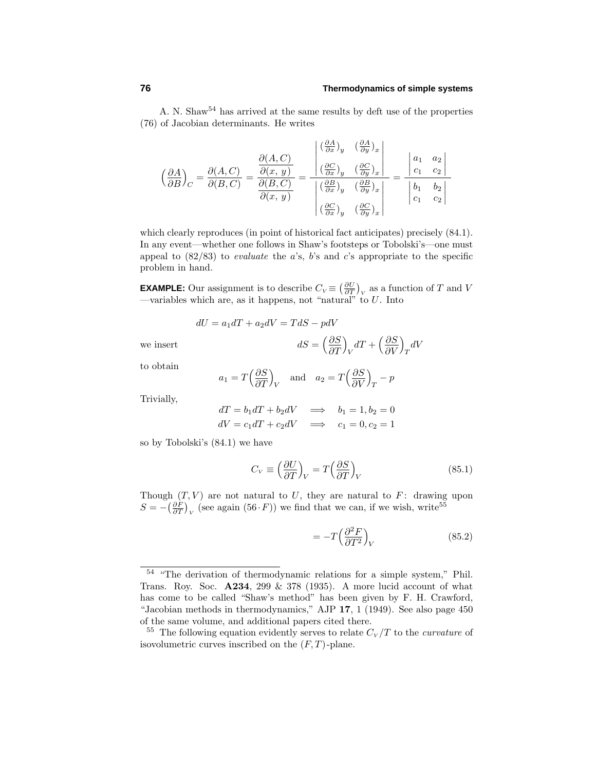A. N. Shaw[54] has arrived at the same results by deft use of the properties (76) of Jacobian determinants. He writes

$$\Big(\frac{\partial A}{\partial B}\Big)_C = \frac{\partial(A,C)}{\partial(B,C)} = \frac{\dfrac{\partial(A,C)}{\partial(x,\,y)}}{\dfrac{\partial(B,C)}{\partial(x,\,y)}} = \frac{\begin{vmatrix} \big(\frac{\partial A}{\partial x}\big)_y & \big(\frac{\partial A}{\partial y}\big)_x \\ \big(\frac{\partial C}{\partial x}\big)_y & \big(\frac{\partial C}{\partial y}\big)_x \end{vmatrix}}{\begin{vmatrix} \big(\frac{\partial B}{\partial x}\big)_y & \big(\frac{\partial B}{\partial y}\big)_x \\ \big(\frac{\partial C}{\partial x}\big)_y & \big(\frac{\partial C}{\partial y}\big)_x \end{vmatrix}} = \frac{\begin{vmatrix} a_1 & a_2 \\ c_1 & c_2 \end{vmatrix}}{\begin{vmatrix} b_1 & b_2 \\ c_1 & c_2 \end{vmatrix}}$$

which clearly reproduces (in point of historical fact anticipates) precisely (84.1). In any event—whether one follows in Shaw's footsteps or Tobolski's—one must appeal to (82/83) to *evaluate* the $a$'s, $b$'s and $c$'s appropriate to the specific problem in hand.

**EXAMPLE:** Our assignment is to describe $C_V \equiv \big(\frac{\partial U}{\partial T}\big)_V$ as a function of $T$ and $V$ —variables which are, as it happens, not "natural" to $U$. Into

$$dU = a_1 dT + a_2 dV = T dS - p dV$$

we insert

$$dS = \Big(\frac{\partial S}{\partial T}\Big)_V dT + \Big(\frac{\partial S}{\partial V}\Big)_T dV$$

to obtain

$$a_1 = T\Big(\frac{\partial S}{\partial T}\Big)_V \quad \text{and} \quad a_2 = T\Big(\frac{\partial S}{\partial V}\Big)_T - p$$

Trivially,

$$dT = b_1 dT + b_2 dV \implies b_1 = 1, b_2 = 0$$
$$dV = c_1 dT + c_2 dV \implies c_1 = 0, c_2 = 1$$

so by Tobolski's (84.1) we have

$$C_V \equiv \Big(\frac{\partial U}{\partial T}\Big)_V = T\Big(\frac{\partial S}{\partial T}\Big)_V \tag{85.1}$$

Though $(T, V)$ are not natural to $U$, they are natural to $F$: drawing upon $S = -\big(\frac{\partial F}{\partial T}\big)_V$ (see again $(56\cdot F)$) we find that we can, if we wish, write[55]

$$= -T\Big(\frac{\partial^2 F}{\partial T^2}\Big)_V \tag{85.2}$$

---

[54] "The derivation of thermodynamic relations for a simple system," Phil. Trans. Roy. Soc. **A234**, 299 & 378 (1935). A more lucid account of what has come to be called "Shaw's method" has been given by F. H. Crawford, "Jacobian methods in thermodynamics," AJP **17**, 1 (1949). See also page 450 of the same volume, and additional papers cited there.

[55] The following equation evidently serves to relate $C_V/T$ to the *curvature* of isovolumetric curves inscribed on the $(F, T)$-plane.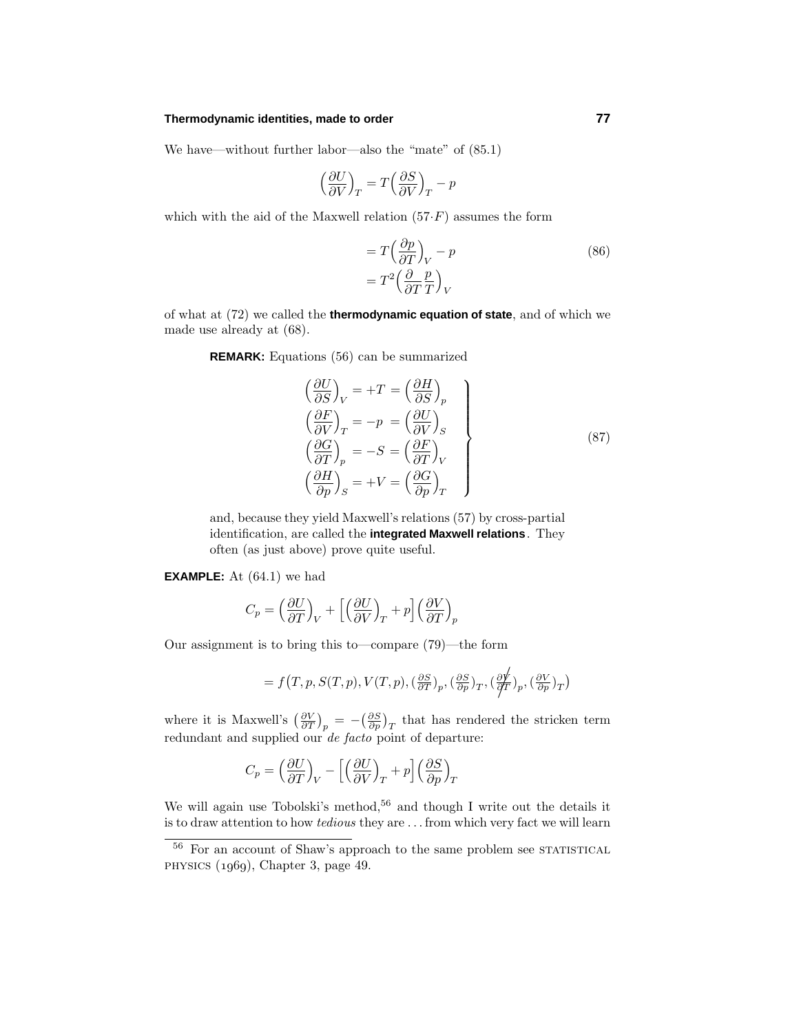We have—without further labor—also the "mate" of (85.1)

$$\Big(\frac{\partial U}{\partial V}\Big)_T = T\Big(\frac{\partial S}{\partial V}\Big)_T - p$$

which with the aid of the Maxwell relation (57·$F$) assumes the form

$$\begin{aligned} &= T\Big(\frac{\partial p}{\partial T}\Big)_V - p \\ &= T^2\Big(\frac{\partial}{\partial T}\frac{p}{T}\Big)_V \end{aligned} \tag{86}$$

of what at (72) we called the **thermodynamic equation of state**, and of which we made use already at (68).

**REMARK:** Equations (56) can be summarized

$$\left.\begin{aligned} \Big(\frac{\partial U}{\partial S}\Big)_V &= +T = \Big(\frac{\partial H}{\partial S}\Big)_p \\ \Big(\frac{\partial F}{\partial V}\Big)_T &= -p \;= \Big(\frac{\partial U}{\partial V}\Big)_S \\ \Big(\frac{\partial G}{\partial T}\Big)_p &= -S = \Big(\frac{\partial F}{\partial T}\Big)_V \\ \Big(\frac{\partial H}{\partial p}\Big)_S &= +V = \Big(\frac{\partial G}{\partial p}\Big)_T \end{aligned}\right\} \tag{87}$$

and, because they yield Maxwell's relations (57) by cross-partial identification, are called the **integrated Maxwell relations**. They often (as just above) prove quite useful.

**EXAMPLE:** At (64.1) we had

$$C_p = \Big(\frac{\partial U}{\partial T}\Big)_V + \Big[\Big(\frac{\partial U}{\partial V}\Big)_T + p\Big]\Big(\frac{\partial V}{\partial T}\Big)_p$$

Our assignment is to bring this to—compare (79)—the form

$$= f\big(T, p, S(T,p), V(T,p), (\tfrac{\partial S}{\partial T})_p, (\tfrac{\partial S}{\partial p})_T, \cancel{(\tfrac{\partial V}{\partial T})_p}, (\tfrac{\partial V}{\partial p})_T\big)$$

where it is Maxwell's $\big(\frac{\partial V}{\partial T}\big)_p = -\big(\frac{\partial S}{\partial p}\big)_T$ that has rendered the stricken term redundant and supplied our *de facto* point of departure:

$$C_p = \Big(\frac{\partial U}{\partial T}\Big)_V - \Big[\Big(\frac{\partial U}{\partial V}\Big)_T + p\Big]\Big(\frac{\partial S}{\partial p}\Big)_T$$

We will again use Tobolski's method,[56] and though I write out the details it is to draw attention to how *tedious* they are ... from which very fact we will learn

---

[56] For an account of Shaw's approach to the same problem see STATISTICAL PHYSICS (1969), Chapter 3, page 49.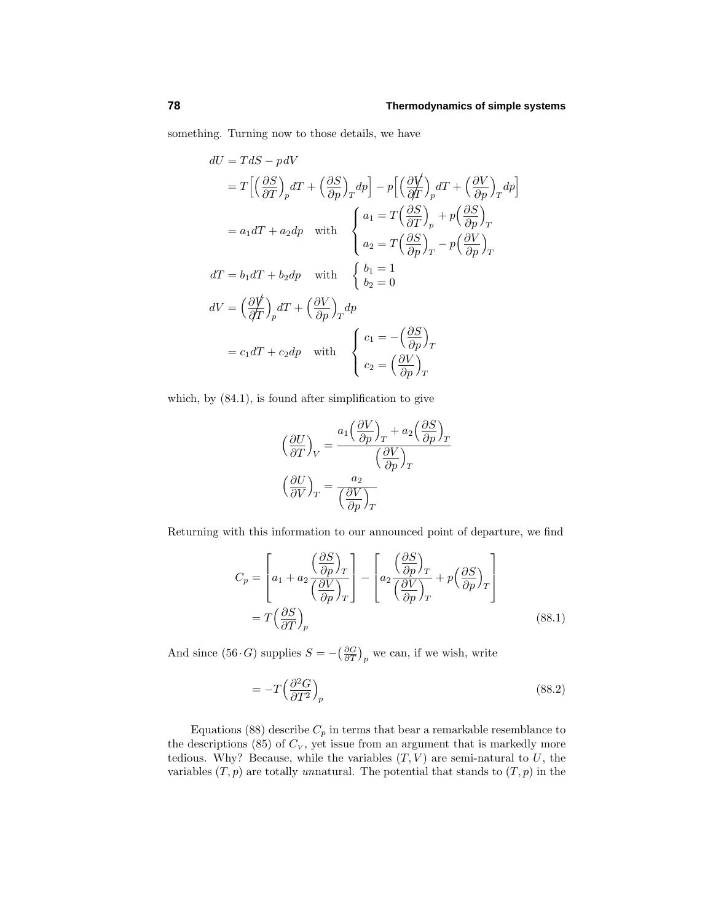something. Turning now to those details, we have

$$
\begin{aligned}
dU &= TdS - pdV \\
&= T\Big[\Big(\frac{\partial S}{\partial T}\Big)_p dT + \Big(\frac{\partial S}{\partial p}\Big)_T dp\Big] - p\Big[\Big(\frac{\partial \not V}{\not\partial T}\Big)_p dT + \Big(\frac{\partial V}{\partial p}\Big)_T dp\Big] \\
&= a_1 dT + a_2 dp \quad \text{with} \quad \begin{cases} a_1 = T\Big(\dfrac{\partial S}{\partial T}\Big)_p + p\Big(\dfrac{\partial S}{\partial p}\Big)_T \\ a_2 = T\Big(\dfrac{\partial S}{\partial p}\Big)_T - p\Big(\dfrac{\partial V}{\partial p}\Big)_T \end{cases} \\
dT &= b_1 dT + b_2 dp \quad \text{with} \quad \begin{cases} b_1 = 1 \\ b_2 = 0 \end{cases} \\
dV &= \Big(\frac{\partial \not V}{\not\partial T}\Big)_p dT + \Big(\frac{\partial V}{\partial p}\Big)_T dp \\
&= c_1 dT + c_2 dp \quad \text{with} \quad \begin{cases} c_1 = -\Big(\dfrac{\partial S}{\partial p}\Big)_T \\ c_2 = \Big(\dfrac{\partial V}{\partial p}\Big)_T \end{cases}
\end{aligned}
$$

which, by (84.1), is found after simplification to give

$$
\begin{aligned}
\Big(\frac{\partial U}{\partial T}\Big)_V &= \frac{a_1\Big(\dfrac{\partial V}{\partial p}\Big)_T + a_2\Big(\dfrac{\partial S}{\partial p}\Big)_T}{\Big(\dfrac{\partial V}{\partial p}\Big)_T} \\
\Big(\frac{\partial U}{\partial V}\Big)_T &= \frac{a_2}{\Big(\dfrac{\partial V}{\partial p}\Big)_T}
\end{aligned}
$$

Returning with this information to our announced point of departure, we find

$$
\begin{aligned}
C_p &= \left[a_1 + a_2\frac{\Big(\dfrac{\partial S}{\partial p}\Big)_T}{\Big(\dfrac{\partial V}{\partial p}\Big)_T}\right] - \left[a_2\frac{\Big(\dfrac{\partial S}{\partial p}\Big)_T}{\Big(\dfrac{\partial V}{\partial p}\Big)_T} + p\Big(\frac{\partial S}{\partial p}\Big)_T\right] \\
&= T\Big(\frac{\partial S}{\partial T}\Big)_p
\end{aligned} \tag{88.1}
$$

And since $(56\cdot G)$ supplies $S = -\big(\frac{\partial G}{\partial T}\big)_p$ we can, if we wish, write

$$
= -T\Big(\frac{\partial^2 G}{\partial T^2}\Big)_p \tag{88.2}
$$

Equations (88) describe $C_p$ in terms that bear a remarkable resemblance to the descriptions (85) of $C_V$, yet issue from an argument that is markedly more tedious. Why? Because, while the variables $(T, V)$ are semi-natural to $U$, the variables $(T, p)$ are totally *un*natural. The potential that stands to $(T, p)$ in the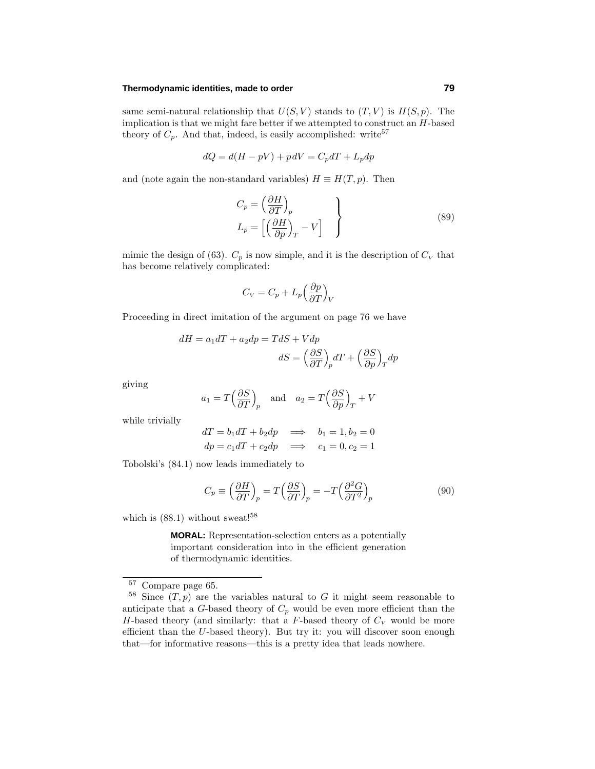same semi-natural relationship that $U(S,V)$ stands to $(T,V)$ is $H(S,p)$. The implication is that we might fare better if we attempted to construct an $H$-based theory of $C_p$. And that, indeed, is easily accomplished: write[57]

$$dQ = d(H - pV) + p\,dV = C_p dT + L_p dp$$

and (note again the non-standard variables) $H \equiv H(T,p)$. Then

$$\left.\begin{aligned} C_p &= \Big(\frac{\partial H}{\partial T}\Big)_p \\ L_p &= \Big[\Big(\frac{\partial H}{\partial p}\Big)_T - V\Big] \end{aligned}\right\} \tag{89}$$

mimic the design of (63). $C_p$ is now simple, and it is the description of $C_V$ that has become relatively complicated:

$$C_V = C_p + L_p\Big(\frac{\partial p}{\partial T}\Big)_V$$

Proceeding in direct imitation of the argument on page 76 we have

$$dH = a_1 dT + a_2 dp = T dS + V dp$$
$$dS = \Big(\frac{\partial S}{\partial T}\Big)_p dT + \Big(\frac{\partial S}{\partial p}\Big)_T dp$$

giving

$$a_1 = T\Big(\frac{\partial S}{\partial T}\Big)_p \quad \text{and} \quad a_2 = T\Big(\frac{\partial S}{\partial p}\Big)_T + V$$

while trivially

$$dT = b_1 dT + b_2 dp \quad \Longrightarrow \quad b_1 = 1, b_2 = 0$$
$$dp = c_1 dT + c_2 dp \quad \Longrightarrow \quad c_1 = 0, c_2 = 1$$

Tobolski's (84.1) now leads immediately to

$$C_p \equiv \Big(\frac{\partial H}{\partial T}\Big)_p = T\Big(\frac{\partial S}{\partial T}\Big)_p = -T\Big(\frac{\partial^2 G}{\partial T^2}\Big)_p \tag{90}$$

which is (88.1) without sweat![58]

> **MORAL:** Representation-selection enters as a potentially important consideration into in the efficient generation of thermodynamic identities.

---

[57] Compare page 65.

[58] Since $(T,p)$ are the variables natural to $G$ it might seem reasonable to anticipate that a $G$-based theory of $C_p$ would be even more efficient than the $H$-based theory (and similarly: that a $F$-based theory of $C_V$ would be more efficient than the $U$-based theory). But try it: you will discover soon enough that—for informative reasons—this is a pretty idea that leads nowhere.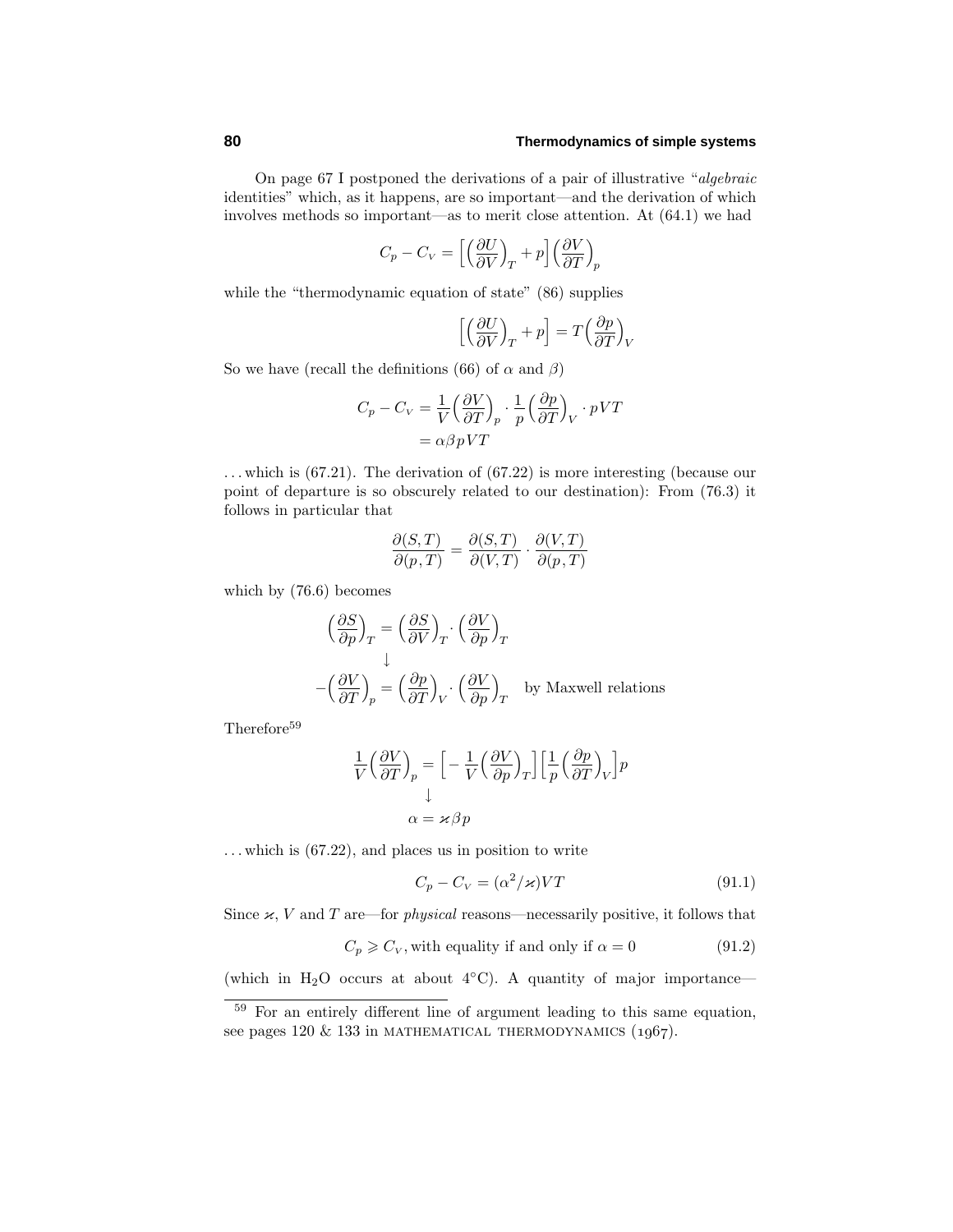On page 67 I postponed the derivations of a pair of illustrative "*algebraic* identities" which, as it happens, are so important—and the derivation of which involves methods so important—as to merit close attention. At (64.1) we had

$$C_p - C_V = \Big[\Big(\frac{\partial U}{\partial V}\Big)_T + p\Big]\Big(\frac{\partial V}{\partial T}\Big)_p$$

while the "thermodynamic equation of state" (86) supplies

$$\Big[\Big(\frac{\partial U}{\partial V}\Big)_T + p\Big] = T\Big(\frac{\partial p}{\partial T}\Big)_V$$

So we have (recall the definitions (66) of $\alpha$ and $\beta$)

$$\begin{aligned}C_p - C_V &= \frac{1}{V}\Big(\frac{\partial V}{\partial T}\Big)_p \cdot \frac{1}{p}\Big(\frac{\partial p}{\partial T}\Big)_V \cdot pVT\\ &= \alpha\beta pVT\end{aligned}$$

...which is (67.21). The derivation of (67.22) is more interesting (because our point of departure is so obscurely related to our destination): From (76.3) it follows in particular that

$$\frac{\partial(S,T)}{\partial(p,T)} = \frac{\partial(S,T)}{\partial(V,T)}\cdot\frac{\partial(V,T)}{\partial(p,T)}$$

which by (76.6) becomes

$$\begin{aligned}\Big(\frac{\partial S}{\partial p}\Big)_T &= \Big(\frac{\partial S}{\partial V}\Big)_T \cdot \Big(\frac{\partial V}{\partial p}\Big)_T\\ &\downarrow\\ -\Big(\frac{\partial V}{\partial T}\Big)_p &= \Big(\frac{\partial p}{\partial T}\Big)_V \cdot \Big(\frac{\partial V}{\partial p}\Big)_T \quad \text{by Maxwell relations}\end{aligned}$$

Therefore[59]

$$\begin{aligned}\frac{1}{V}\Big(\frac{\partial V}{\partial T}\Big)_p &= \Big[-\frac{1}{V}\Big(\frac{\partial V}{\partial p}\Big)_T\Big]\Big[\frac{1}{p}\Big(\frac{\partial p}{\partial T}\Big)_V\Big]p\\ &\downarrow\\ \alpha &= \varkappa\beta p\end{aligned}$$

...which is (67.22), and places us in position to write

$$C_p - C_V = (\alpha^2/\varkappa)VT \tag{91.1}$$

Since $\varkappa$, $V$ and $T$ are—for *physical* reasons—necessarily positive, it follows that

$$C_p \geqslant C_V, \text{with equality if and only if } \alpha = 0 \tag{91.2}$$

(which in $H_2O$ occurs at about 4°C). A quantity of major importance—

[59] For an entirely different line of argument leading to this same equation, see pages 120 & 133 in MATHEMATICAL THERMODYNAMICS (1967).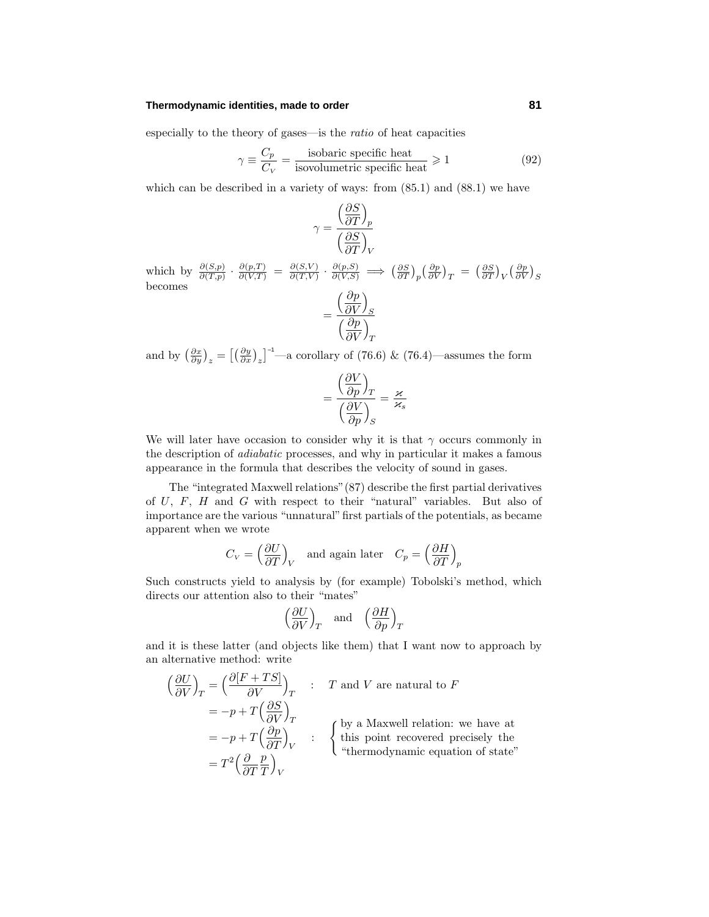especially to the theory of gases—is the *ratio* of heat capacities

$$\gamma \equiv \frac{C_p}{C_V} = \frac{\text{isobaric specific heat}}{\text{isovolumetric specific heat}} \geqslant 1 \tag{92}$$

which can be described in a variety of ways: from (85.1) and (88.1) we have

$$\gamma = \frac{\left(\dfrac{\partial S}{\partial T}\right)_p}{\left(\dfrac{\partial S}{\partial T}\right)_V}$$

which by $\frac{\partial(S,p)}{\partial(T,p)} \cdot \frac{\partial(p,T)}{\partial(V,T)} = \frac{\partial(S,V)}{\partial(T,V)} \cdot \frac{\partial(p,S)}{\partial(V,S)} \Longrightarrow \left(\frac{\partial S}{\partial T}\right)_p \left(\frac{\partial p}{\partial V}\right)_T = \left(\frac{\partial S}{\partial T}\right)_V \left(\frac{\partial p}{\partial V}\right)_S$ becomes

$$= \frac{\left(\dfrac{\partial p}{\partial V}\right)_S}{\left(\dfrac{\partial p}{\partial V}\right)_T}$$

and by $\left(\frac{\partial x}{\partial y}\right)_z = \left[\left(\frac{\partial y}{\partial x}\right)_z\right]^{-1}$—a corollary of (76.6) & (76.4)—assumes the form

$$= \frac{\left(\dfrac{\partial V}{\partial p}\right)_T}{\left(\dfrac{\partial V}{\partial p}\right)_S} = \frac{\varkappa}{\varkappa_s}$$

We will later have occasion to consider why it is that $\gamma$ occurs commonly in the description of *adiabatic* processes, and why in particular it makes a famous appearance in the formula that describes the velocity of sound in gases.

The "integrated Maxwell relations" (87) describe the first partial derivatives of $U$, $F$, $H$ and $G$ with respect to their "natural" variables. But also of importance are the various "unnatural" first partials of the potentials, as became apparent when we wrote

$$C_V = \left(\frac{\partial U}{\partial T}\right)_V \quad \text{and again later} \quad C_p = \left(\frac{\partial H}{\partial T}\right)_p$$

Such constructs yield to analysis by (for example) Tobolski's method, which directs our attention also to their "mates"

$$\left(\frac{\partial U}{\partial V}\right)_T \quad \text{and} \quad \left(\frac{\partial H}{\partial p}\right)_T$$

and it is these latter (and objects like them) that I want now to approach by an alternative method: write

$$\begin{aligned}
\left(\frac{\partial U}{\partial V}\right)_T &= \left(\frac{\partial[F+TS]}{\partial V}\right)_T \quad &&: \quad T \text{ and } V \text{ are natural to } F \\
&= -p + T\left(\frac{\partial S}{\partial V}\right)_T \\
&= -p + T\left(\frac{\partial p}{\partial T}\right)_V \quad &&: \quad \left\{\begin{array}{l}\text{by a Maxwell relation: we have at} \\ \text{this point recovered precisely the} \\ \text{"thermodynamic equation of state"}\end{array}\right. \\
&= T^2\left(\frac{\partial}{\partial T}\frac{p}{T}\right)_V
\end{aligned}$$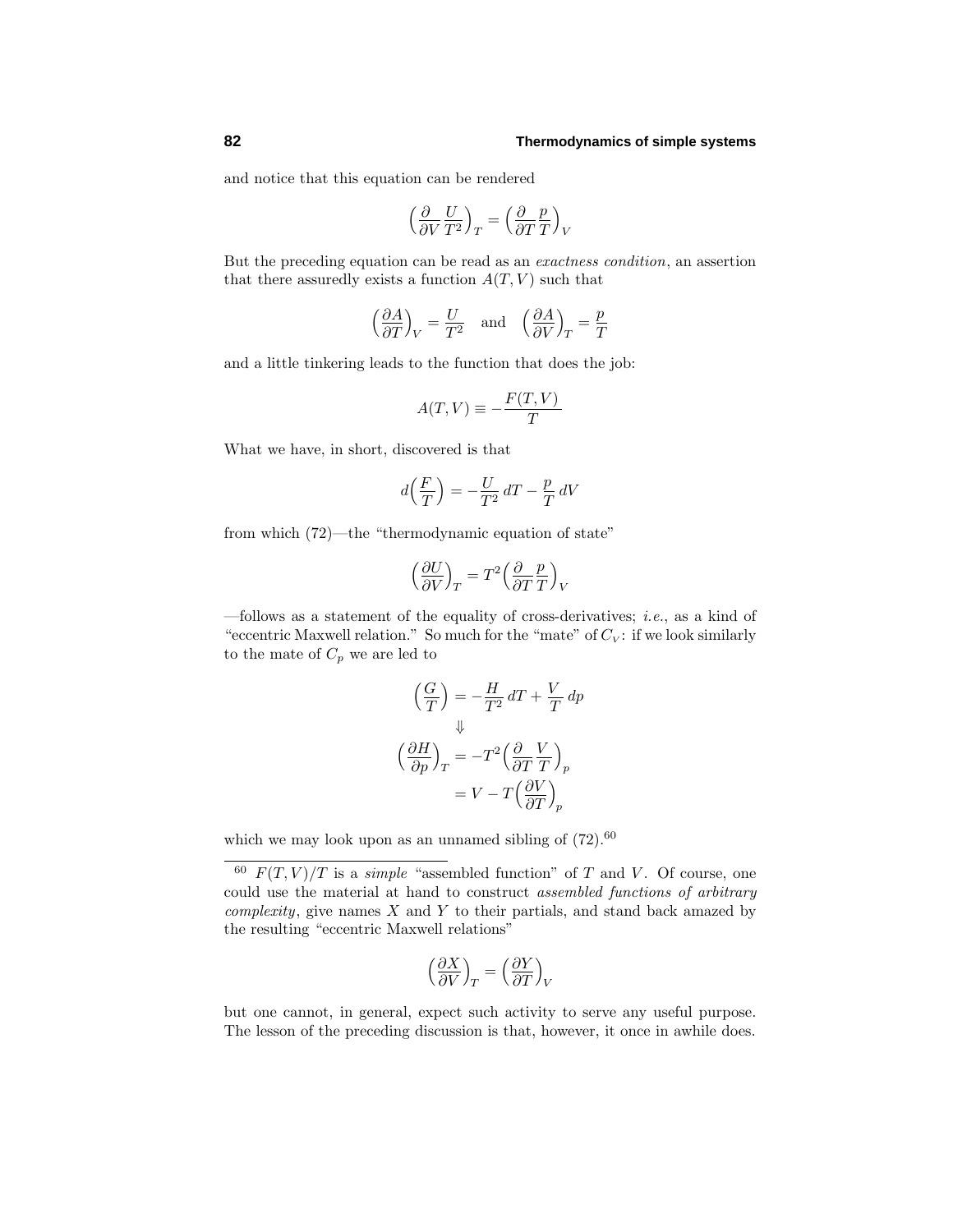and notice that this equation can be rendered

$$\Big(\frac{\partial}{\partial V}\frac{U}{T^2}\Big)_T = \Big(\frac{\partial}{\partial T}\frac{p}{T}\Big)_V$$

But the preceding equation can be read as an *exactness condition*, an assertion that there assuredly exists a function $A(T, V)$ such that

$$\Big(\frac{\partial A}{\partial T}\Big)_V = \frac{U}{T^2} \quad \text{and} \quad \Big(\frac{\partial A}{\partial V}\Big)_T = \frac{p}{T}$$

and a little tinkering leads to the function that does the job:

$$A(T, V) \equiv -\frac{F(T, V)}{T}$$

What we have, in short, discovered is that

$$d\Big(\frac{F}{T}\Big) = -\frac{U}{T^2}\,dT - \frac{p}{T}\,dV$$

from which (72)—the "thermodynamic equation of state"

$$\Big(\frac{\partial U}{\partial V}\Big)_T = T^2\Big(\frac{\partial}{\partial T}\frac{p}{T}\Big)_V$$

—follows as a statement of the equality of cross-derivatives; *i.e.*, as a kind of "eccentric Maxwell relation." So much for the "mate" of $C_V$: if we look similarly to the mate of $C_p$ we are led to

$$\begin{aligned}
\Big(\frac{G}{T}\Big) &= -\frac{H}{T^2}\,dT + \frac{V}{T}\,dp \\
&\Downarrow \\
\Big(\frac{\partial H}{\partial p}\Big)_T &= -T^2\Big(\frac{\partial}{\partial T}\frac{V}{T}\Big)_p \\
&= V - T\Big(\frac{\partial V}{\partial T}\Big)_p
\end{aligned}$$

which we may look upon as an unnamed sibling of (72).[60]

---

[60] $F(T, V)/T$ is a *simple* "assembled function" of $T$ and $V$. Of course, one could use the material at hand to construct *assembled functions of arbitrary complexity*, give names $X$ and $Y$ to their partials, and stand back amazed by the resulting "eccentric Maxwell relations"

$$\Big(\frac{\partial X}{\partial V}\Big)_T = \Big(\frac{\partial Y}{\partial T}\Big)_V$$

but one cannot, in general, expect such activity to serve any useful purpose. The lesson of the preceding discussion is that, however, it once in awhile does.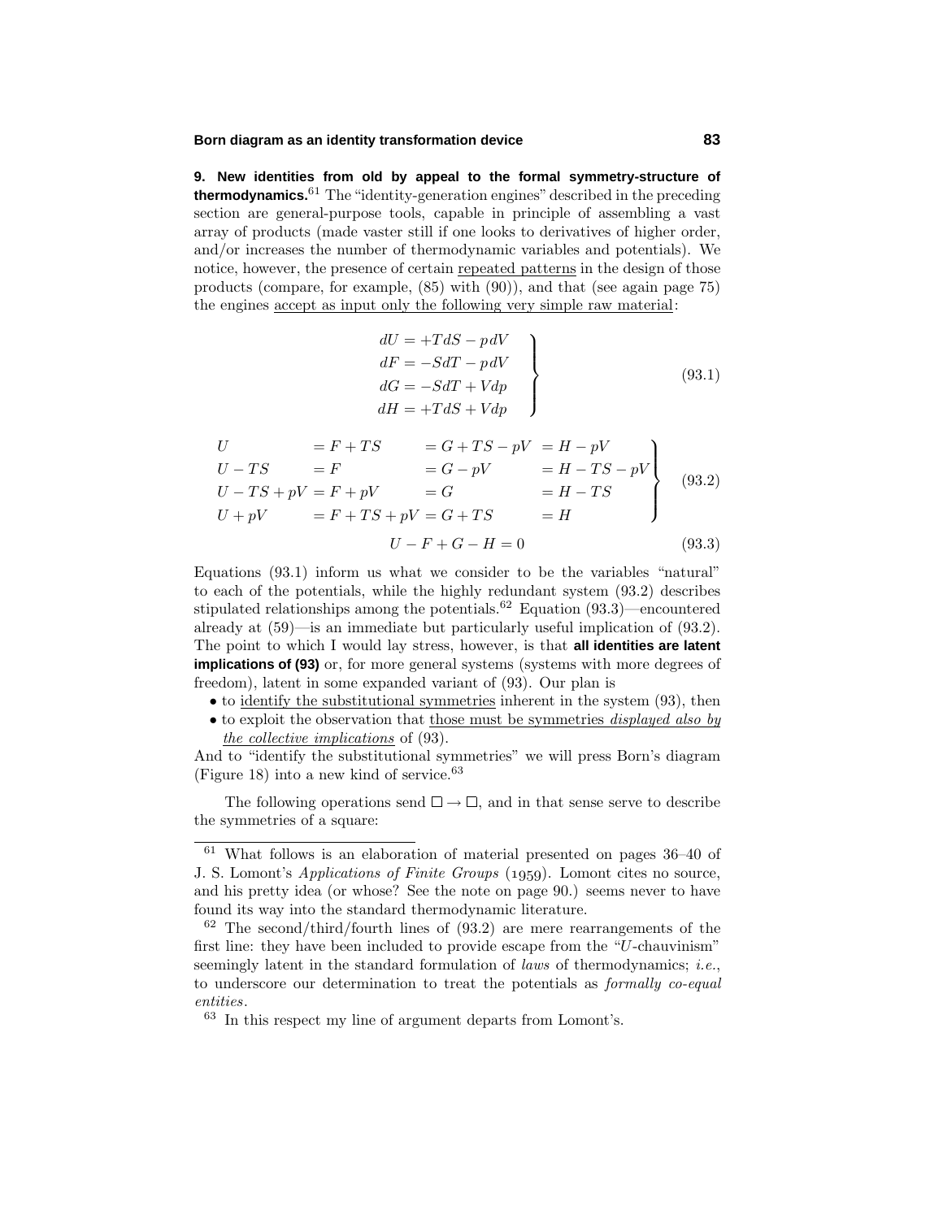**9. New identities from old by appeal to the formal symmetry-structure of thermodynamics.**[61] The "identity-generation engines" described in the preceding section are general-purpose tools, capable in principle of assembling a vast array of products (made vaster still if one looks to derivatives of higher order, and/or increases the number of thermodynamic variables and potentials). We notice, however, the presence of certain repeated patterns in the design of those products (compare, for example, (85) with (90)), and that (see again page 75) the engines accept as input only the following very simple raw material:

$$\left.\begin{aligned} dU &= +TdS - pdV \\ dF &= -SdT - pdV \\ dG &= -SdT + Vdp \\ dH &= +TdS + Vdp \end{aligned}\right\} \tag{93.1}$$

$$\left.\begin{aligned} &U &&= F + TS &&= G + TS - pV &&= H - pV \\ &U - TS &&= F &&= G - pV &&= H - TS - pV \\ &U - TS + pV &&= F + pV &&= G &&= H - TS \\ &U + pV &&= F + TS + pV &&= G + TS &&= H \end{aligned}\right\} \tag{93.2}$$

$$U - F + G - H = 0 \tag{93.3}$$

Equations (93.1) inform us what we consider to be the variables "natural" to each of the potentials, while the highly redundant system (93.2) describes stipulated relationships among the potentials.[62] Equation (93.3)—encountered already at (59)—is an immediate but particularly useful implication of (93.2). The point to which I would lay stress, however, is that **all identities are latent implications of (93)** or, for more general systems (systems with more degrees of freedom), latent in some expanded variant of (93). Our plan is

- to identify the substitutional symmetries inherent in the system (93), then
- to exploit the observation that those must be symmetries *displayed also by the collective implications* of (93).

And to "identify the substitutional symmetries" we will press Born's diagram (Figure 18) into a new kind of service.[63]

The following operations send $\square \to \square$, and in that sense serve to describe the symmetries of a square:

---

[61] What follows is an elaboration of material presented on pages 36–40 of J. S. Lomont's *Applications of Finite Groups* (1959). Lomont cites no source, and his pretty idea (or whose? See the note on page 90.) seems never to have found its way into the standard thermodynamic literature.

[62] The second/third/fourth lines of (93.2) are mere rearrangements of the first line: they have been included to provide escape from the "$U$-chauvinism" seemingly latent in the standard formulation of *laws* of thermodynamics; *i.e.*, to underscore our determination to treat the potentials as *formally co-equal entities*.

[63] In this respect my line of argument departs from Lomont's.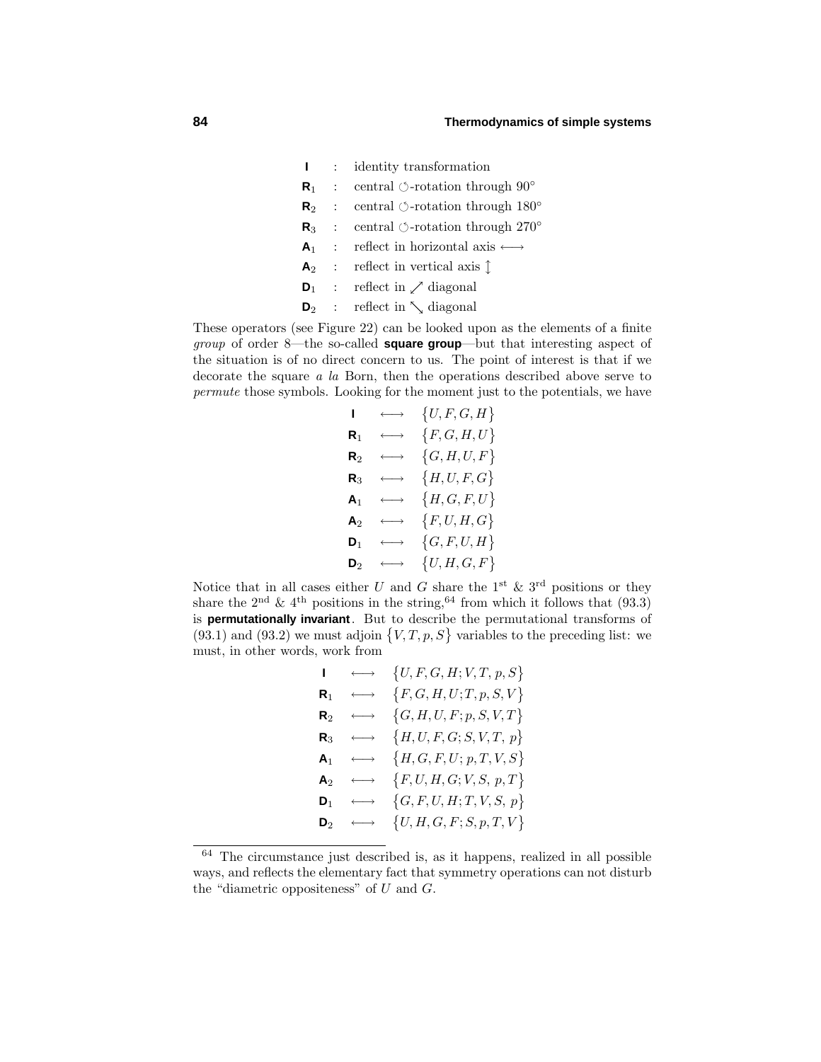| | | |
|---|---|---|
| **I** | : | identity transformation |
| $\mathbf{R}_1$ | : | central ↻-rotation through 90° |
| $\mathbf{R}_2$ | : | central ↻-rotation through 180° |
| $\mathbf{R}_3$ | : | central ↻-rotation through 270° |
| $\mathbf{A}_1$ | : | reflect in horizontal axis ⟷ |
| $\mathbf{A}_2$ | : | reflect in vertical axis ↕ |
| $\mathbf{D}_1$ | : | reflect in ↗ diagonal |
| $\mathbf{D}_2$ | : | reflect in ↘ diagonal |

These operators (see Figure 22) can be looked upon as the elements of a finite *group* of order 8—the so-called **square group**—but that interesting aspect of the situation is of no direct concern to us. The point of interest is that if we decorate the square *a la* Born, then the operations described above serve to *permute* those symbols. Looking for the moment just to the potentials, we have

$$
\begin{aligned}
\mathbf{I} &\longleftrightarrow \{U, F, G, H\} \\
\mathbf{R}_1 &\longleftrightarrow \{F, G, H, U\} \\
\mathbf{R}_2 &\longleftrightarrow \{G, H, U, F\} \\
\mathbf{R}_3 &\longleftrightarrow \{H, U, F, G\} \\
\mathbf{A}_1 &\longleftrightarrow \{H, G, F, U\} \\
\mathbf{A}_2 &\longleftrightarrow \{F, U, H, G\} \\
\mathbf{D}_1 &\longleftrightarrow \{G, F, U, H\} \\
\mathbf{D}_2 &\longleftrightarrow \{U, H, G, F\}
\end{aligned}
$$

Notice that in all cases either $U$ and $G$ share the 1st & 3rd positions or they share the 2nd & 4th positions in the string,[64] from which it follows that (93.3) is **permutationally invariant**. But to describe the permutational transforms of (93.1) and (93.2) we must adjoin $\{V, T, p, S\}$ variables to the preceding list: we must, in other words, work from

$$
\begin{aligned}
\mathbf{I} &\longleftrightarrow \{U, F, G, H; V, T, p, S\} \\
\mathbf{R}_1 &\longleftrightarrow \{F, G, H, U; T, p, S, V\} \\
\mathbf{R}_2 &\longleftrightarrow \{G, H, U, F; p, S, V, T\} \\
\mathbf{R}_3 &\longleftrightarrow \{H, U, F, G; S, V, T, p\} \\
\mathbf{A}_1 &\longleftrightarrow \{H, G, F, U; p, T, V, S\} \\
\mathbf{A}_2 &\longleftrightarrow \{F, U, H, G; V, S, p, T\} \\
\mathbf{D}_1 &\longleftrightarrow \{G, F, U, H; T, V, S, p\} \\
\mathbf{D}_2 &\longleftrightarrow \{U, H, G, F; S, p, T, V\}
\end{aligned}
$$

---

[64] The circumstance just described is, as it happens, realized in all possible ways, and reflects the elementary fact that symmetry operations can not disturb the "diametric oppositeness" of $U$ and $G$.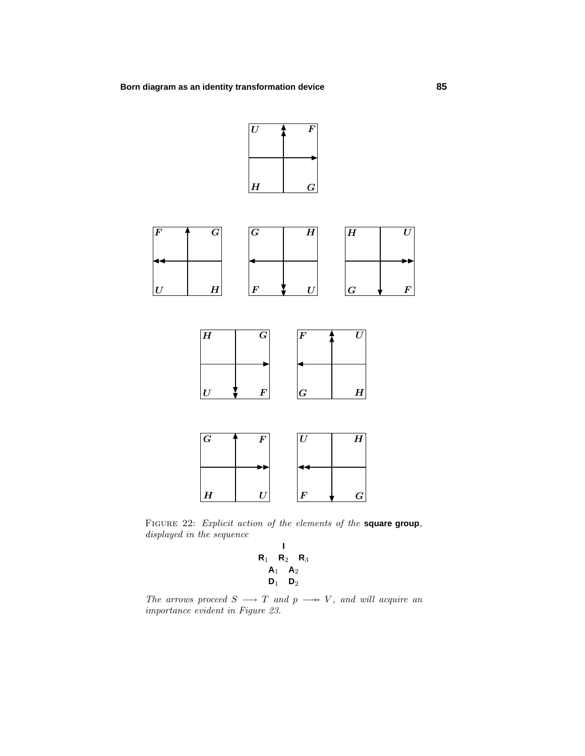FIGURE 22: *Explicit action of the elements of the* **square group**, *displayed in the sequence*

$$
\begin{array}{ccc}
 & \mathbf{I} & \\
\mathbf{R}_1 & \mathbf{R}_2 & \mathbf{R}_3 \\
 & \mathbf{A}_1 \quad \mathbf{A}_2 & \\
 & \mathbf{D}_1 \quad \mathbf{D}_2 &
\end{array}
$$

*The arrows proceed* $S \longrightarrow T$ *and* $p \longrightarrow\!\!\!\!\!\rightarrow V$, *and will acquire an importance evident in Figure 23.*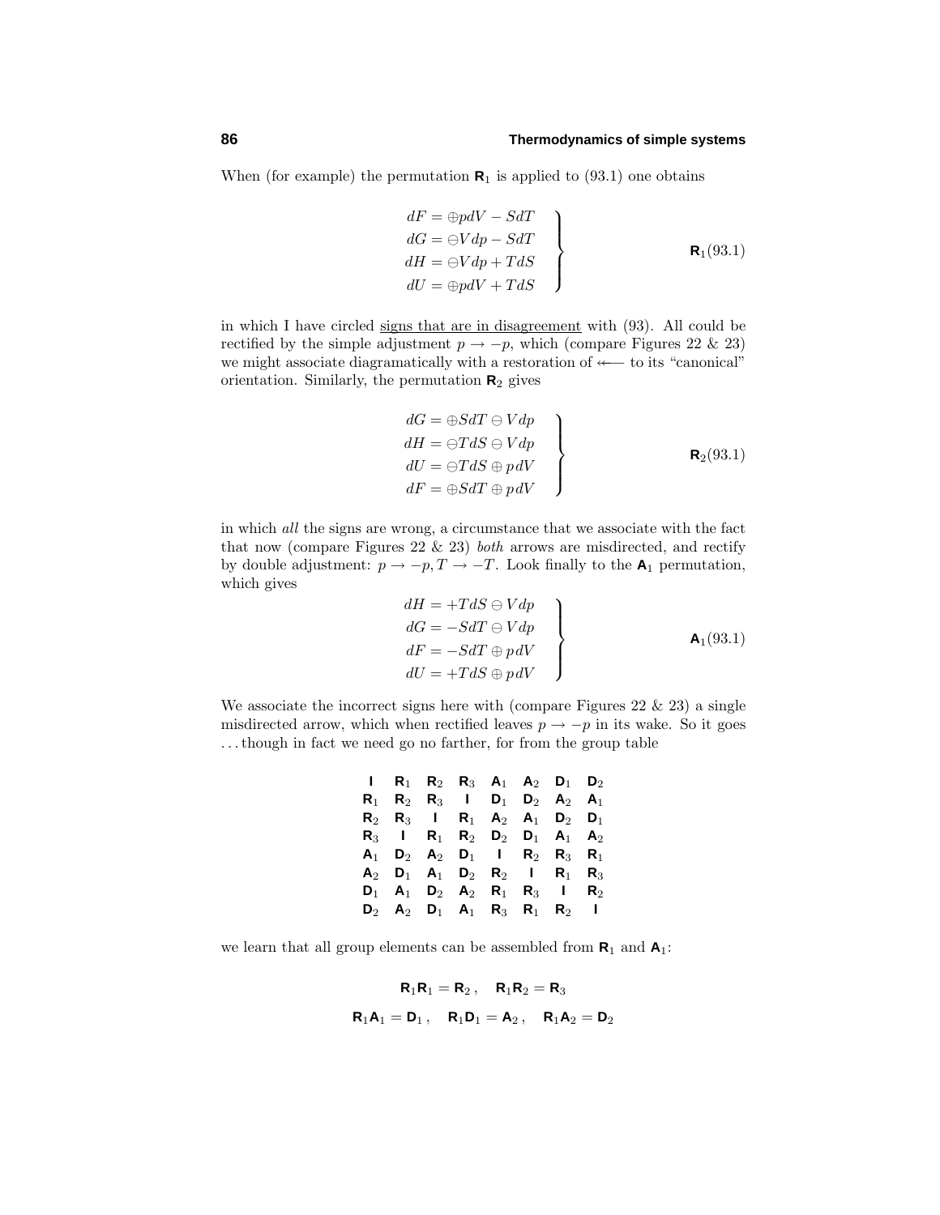When (for example) the permutation $\mathbf{R}_1$ is applied to (93.1) one obtains

$$
\left.\begin{aligned}
dF &= \oplus pdV - SdT \\
dG &= \ominus V dp - SdT \\
dH &= \ominus V dp + TdS \\
dU &= \oplus pdV + TdS
\end{aligned}\right\} \qquad \mathbf{R}_1(93.1)
$$

in which I have circled <u>signs that are in disagreement</u> with (93). All could be rectified by the simple adjustment $p \to -p$, which (compare Figures 22 & 23) we might associate diagramatically with a restoration of $\leftarrow$ to its "canonical" orientation. Similarly, the permutation $\mathbf{R}_2$ gives

$$
\left.\begin{aligned}
dG &= \oplus SdT \ominus V dp \\
dH &= \ominus TdS \ominus V dp \\
dU &= \ominus TdS \oplus pdV \\
dF &= \oplus SdT \oplus pdV
\end{aligned}\right\} \qquad \mathbf{R}_2(93.1)
$$

in which *all* the signs are wrong, a circumstance that we associate with the fact that now (compare Figures 22 & 23) *both* arrows are misdirected, and rectify by double adjustment: $p \to -p, T \to -T$. Look finally to the $\mathbf{A}_1$ permutation, which gives

$$
\left.\begin{aligned}
dH &= +TdS \ominus V dp \\
dG &= -SdT \ominus V dp \\
dF &= -SdT \oplus pdV \\
dU &= +TdS \oplus pdV
\end{aligned}\right\} \qquad \mathbf{A}_1(93.1)
$$

We associate the incorrect signs here with (compare Figures 22 & 23) a single misdirected arrow, which when rectified leaves $p \to -p$ in its wake. So it goes ...though in fact we need go no farther, for from the group table

| | | | | | | | |
|---|---|---|---|---|---|---|---|
| $\mathbf{I}$ | $\mathbf{R}_1$ | $\mathbf{R}_2$ | $\mathbf{R}_3$ | $\mathbf{A}_1$ | $\mathbf{A}_2$ | $\mathbf{D}_1$ | $\mathbf{D}_2$ |
| $\mathbf{R}_1$ | $\mathbf{R}_2$ | $\mathbf{R}_3$ | $\mathbf{I}$ | $\mathbf{D}_1$ | $\mathbf{D}_2$ | $\mathbf{A}_2$ | $\mathbf{A}_1$ |
| $\mathbf{R}_2$ | $\mathbf{R}_3$ | $\mathbf{I}$ | $\mathbf{R}_1$ | $\mathbf{A}_2$ | $\mathbf{A}_1$ | $\mathbf{D}_2$ | $\mathbf{D}_1$ |
| $\mathbf{R}_3$ | $\mathbf{I}$ | $\mathbf{R}_1$ | $\mathbf{R}_2$ | $\mathbf{D}_2$ | $\mathbf{D}_1$ | $\mathbf{A}_1$ | $\mathbf{A}_2$ |
| $\mathbf{A}_1$ | $\mathbf{D}_2$ | $\mathbf{A}_2$ | $\mathbf{D}_1$ | $\mathbf{I}$ | $\mathbf{R}_2$ | $\mathbf{R}_3$ | $\mathbf{R}_1$ |
| $\mathbf{A}_2$ | $\mathbf{D}_1$ | $\mathbf{A}_1$ | $\mathbf{D}_2$ | $\mathbf{R}_2$ | $\mathbf{I}$ | $\mathbf{R}_1$ | $\mathbf{R}_3$ |
| $\mathbf{D}_1$ | $\mathbf{A}_1$ | $\mathbf{D}_2$ | $\mathbf{A}_2$ | $\mathbf{R}_1$ | $\mathbf{R}_3$ | $\mathbf{I}$ | $\mathbf{R}_2$ |
| $\mathbf{D}_2$ | $\mathbf{A}_2$ | $\mathbf{D}_1$ | $\mathbf{A}_1$ | $\mathbf{R}_3$ | $\mathbf{R}_1$ | $\mathbf{R}_2$ | $\mathbf{I}$ |

we learn that all group elements can be assembled from $\mathbf{R}_1$ and $\mathbf{A}_1$:

$$
\mathbf{R}_1\mathbf{R}_1 = \mathbf{R}_2\,, \quad \mathbf{R}_1\mathbf{R}_2 = \mathbf{R}_3
$$

$$
\mathbf{R}_1\mathbf{A}_1 = \mathbf{D}_1\,, \quad \mathbf{R}_1\mathbf{D}_1 = \mathbf{A}_2\,, \quad \mathbf{R}_1\mathbf{A}_2 = \mathbf{D}_2
$$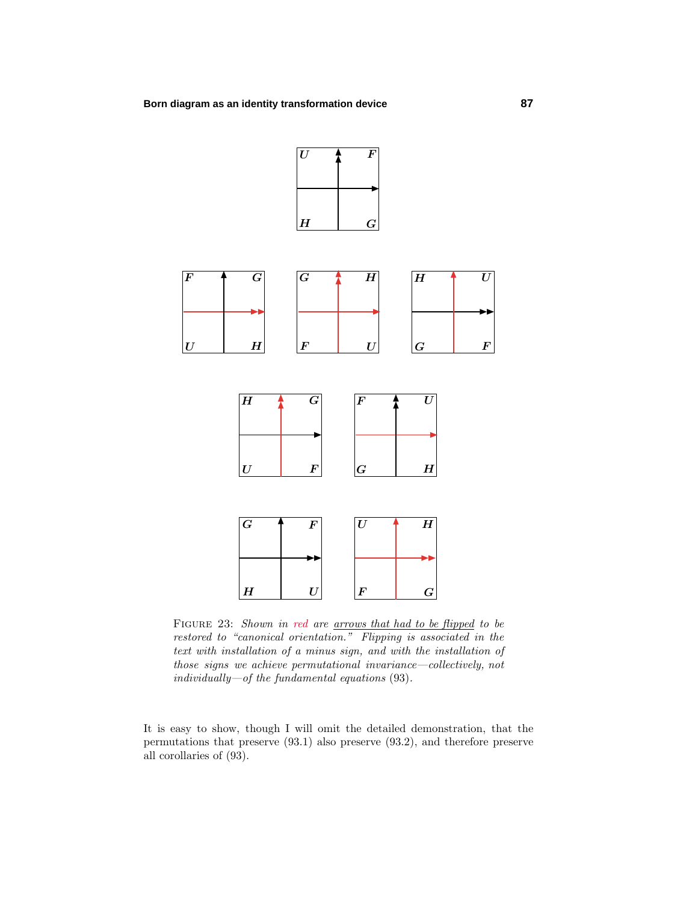FIGURE 23: *Shown in red are arrows that had to be flipped to be restored to "canonical orientation." Flipping is associated in the text with installation of a minus sign, and with the installation of those signs we achieve permutational invariance—collectively, not individually—of the fundamental equations* (93).

It is easy to show, though I will omit the detailed demonstration, that the permutations that preserve (93.1) also preserve (93.2), and therefore preserve all corollaries of (93).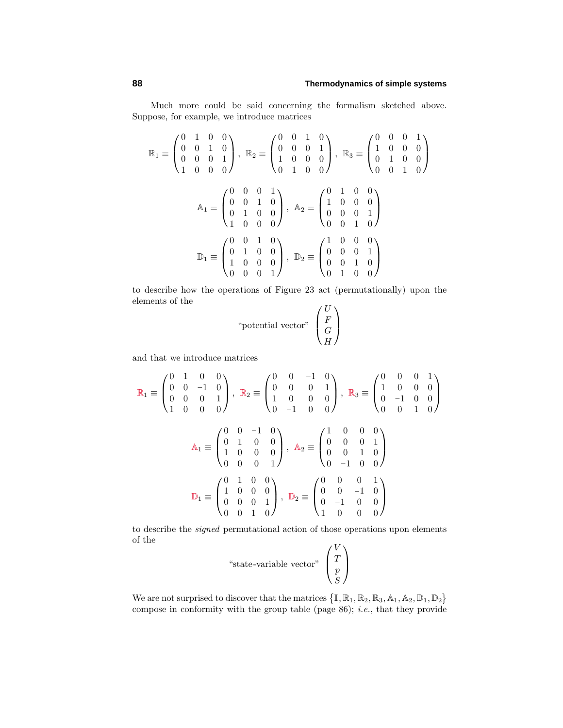Much more could be said concerning the formalism sketched above. Suppose, for example, we introduce matrices

$$\mathbb{R}_1 \equiv \begin{pmatrix} 0 & 1 & 0 & 0 \\ 0 & 0 & 1 & 0 \\ 0 & 0 & 0 & 1 \\ 1 & 0 & 0 & 0 \end{pmatrix}, \ \mathbb{R}_2 \equiv \begin{pmatrix} 0 & 0 & 1 & 0 \\ 0 & 0 & 0 & 1 \\ 1 & 0 & 0 & 0 \\ 0 & 1 & 0 & 0 \end{pmatrix}, \ \mathbb{R}_3 \equiv \begin{pmatrix} 0 & 0 & 0 & 1 \\ 1 & 0 & 0 & 0 \\ 0 & 1 & 0 & 0 \\ 0 & 0 & 1 & 0 \end{pmatrix}$$

$$\mathbb{A}_1 \equiv \begin{pmatrix} 0 & 0 & 0 & 1 \\ 0 & 0 & 1 & 0 \\ 0 & 1 & 0 & 0 \\ 1 & 0 & 0 & 0 \end{pmatrix}, \ \mathbb{A}_2 \equiv \begin{pmatrix} 0 & 1 & 0 & 0 \\ 1 & 0 & 0 & 0 \\ 0 & 0 & 0 & 1 \\ 0 & 0 & 1 & 0 \end{pmatrix}$$

$$\mathbb{D}_1 \equiv \begin{pmatrix} 0 & 0 & 1 & 0 \\ 0 & 1 & 0 & 0 \\ 1 & 0 & 0 & 0 \\ 0 & 0 & 0 & 1 \end{pmatrix}, \ \mathbb{D}_2 \equiv \begin{pmatrix} 1 & 0 & 0 & 0 \\ 0 & 0 & 0 & 1 \\ 0 & 0 & 1 & 0 \\ 0 & 1 & 0 & 0 \end{pmatrix}$$

to describe how the operations of Figure 23 act (permutationally) upon the elements of the

$$\text{“potential vector”} \ \begin{pmatrix} U \\ F \\ G \\ H \end{pmatrix}$$

and that we introduce matrices

$$\mathbb{R}_1 \equiv \begin{pmatrix} 0 & 1 & 0 & 0 \\ 0 & 0 & -1 & 0 \\ 0 & 0 & 0 & 1 \\ 1 & 0 & 0 & 0 \end{pmatrix}, \ \mathbb{R}_2 \equiv \begin{pmatrix} 0 & 0 & -1 & 0 \\ 0 & 0 & 0 & 1 \\ 1 & 0 & 0 & 0 \\ 0 & -1 & 0 & 0 \end{pmatrix}, \ \mathbb{R}_3 \equiv \begin{pmatrix} 0 & 0 & 0 & 1 \\ 1 & 0 & 0 & 0 \\ 0 & -1 & 0 & 0 \\ 0 & 0 & 1 & 0 \end{pmatrix}$$

$$\mathbb{A}_1 \equiv \begin{pmatrix} 0 & 0 & -1 & 0 \\ 0 & 1 & 0 & 0 \\ 1 & 0 & 0 & 0 \\ 0 & 0 & 0 & 1 \end{pmatrix}, \ \mathbb{A}_2 \equiv \begin{pmatrix} 1 & 0 & 0 & 0 \\ 0 & 0 & 0 & 1 \\ 0 & 0 & 1 & 0 \\ 0 & -1 & 0 & 0 \end{pmatrix}$$

$$\mathbb{D}_1 \equiv \begin{pmatrix} 0 & 1 & 0 & 0 \\ 1 & 0 & 0 & 0 \\ 0 & 0 & 0 & 1 \\ 0 & 0 & 1 & 0 \end{pmatrix}, \ \mathbb{D}_2 \equiv \begin{pmatrix} 0 & 0 & 0 & 1 \\ 0 & 0 & -1 & 0 \\ 0 & -1 & 0 & 0 \\ 1 & 0 & 0 & 0 \end{pmatrix}$$

to describe the *signed* permutational action of those operations upon elements of the

$$\text{“state-variable vector”} \ \begin{pmatrix} V \\ T \\ p \\ S \end{pmatrix}$$

We are not surprised to discover that the matrices $\{\mathbb{I}, \mathbb{R}_1, \mathbb{R}_2, \mathbb{R}_3, \mathbb{A}_1, \mathbb{A}_2, \mathbb{D}_1, \mathbb{D}_2\}$ compose in conformity with the group table (page 86); *i.e.*, that they provide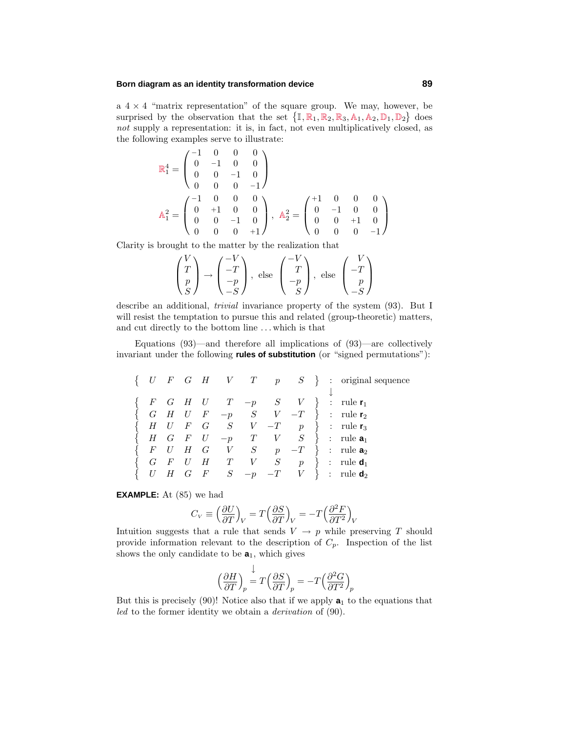a $4\times 4$ "matrix representation" of the square group. We may, however, be surprised by the observation that the set $\{\mathbb{I},\mathbb{R}_1,\mathbb{R}_2,\mathbb{R}_3,\mathbb{A}_1,\mathbb{A}_2,\mathbb{D}_1,\mathbb{D}_2\}$ does *not* supply a representation: it is, in fact, not even multiplicatively closed, as the following examples serve to illustrate:

$$\mathbb{R}_1^4 = \begin{pmatrix} -1 & 0 & 0 & 0 \\ 0 & -1 & 0 & 0 \\ 0 & 0 & -1 & 0 \\ 0 & 0 & 0 & -1 \end{pmatrix}$$

$$\mathbb{A}_1^2 = \begin{pmatrix} -1 & 0 & 0 & 0 \\ 0 & +1 & 0 & 0 \\ 0 & 0 & -1 & 0 \\ 0 & 0 & 0 & +1 \end{pmatrix},\quad \mathbb{A}_2^2 = \begin{pmatrix} +1 & 0 & 0 & 0 \\ 0 & -1 & 0 & 0 \\ 0 & 0 & +1 & 0 \\ 0 & 0 & 0 & -1 \end{pmatrix}$$

Clarity is brought to the matter by the realization that

$$\begin{pmatrix} V \\ T \\ p \\ S \end{pmatrix} \rightarrow \begin{pmatrix} -V \\ -T \\ -p \\ -S \end{pmatrix},\ \text{else}\ \begin{pmatrix} -V \\ T \\ -p \\ S \end{pmatrix},\ \text{else}\ \begin{pmatrix} V \\ -T \\ p \\ -S \end{pmatrix}$$

describe an additional, *trivial* invariance property of the system (93). But I will resist the temptation to pursue this and related (group-theoretic) matters, and cut directly to the bottom line . . . which is that

Equations (93)—and therefore all implications of (93)—are collectively invariant under the following **rules of substitution** (or "signed permutations"):

$$\begin{array}{lcccccccccl}
\{ & U & F & G & H & V & T & p & S & \} & :\ \text{original sequence} \\
 & & & & & & & & & & \quad\downarrow \\
\{ & F & G & H & U & T & -p & S & V & \} & :\ \text{rule } \mathbf{r}_1 \\
\{ & G & H & U & F & -p & S & V & -T & \} & :\ \text{rule } \mathbf{r}_2 \\
\{ & H & U & F & G & S & V & -T & p & \} & :\ \text{rule } \mathbf{r}_3 \\
\{ & H & G & F & U & -p & T & V & S & \} & :\ \text{rule } \mathbf{a}_1 \\
\{ & F & U & H & G & V & S & p & -T & \} & :\ \text{rule } \mathbf{a}_2 \\
\{ & G & F & U & H & T & V & S & p & \} & :\ \text{rule } \mathbf{d}_1 \\
\{ & U & H & G & F & S & -p & -T & V & \} & :\ \text{rule } \mathbf{d}_2
\end{array}$$

**EXAMPLE:** At (85) we had

$$C_V \equiv \Big(\frac{\partial U}{\partial T}\Big)_V = T\Big(\frac{\partial S}{\partial T}\Big)_V = -T\Big(\frac{\partial^2 F}{\partial T^2}\Big)_V$$

Intuition suggests that a rule that sends $V \rightarrow p$ while preserving $T$ should provide information relevant to the description of $C_p$. Inspection of the list shows the only candidate to be $\mathbf{a}_1$, which gives

$$\Big(\frac{\partial H}{\partial T}\Big)_p \overset{\downarrow}{=} T\Big(\frac{\partial S}{\partial T}\Big)_p = -T\Big(\frac{\partial^2 G}{\partial T^2}\Big)_p$$

But this is precisely (90)! Notice also that if we apply $\mathbf{a}_1$ to the equations that *led* to the former identity we obtain a *derivation* of (90).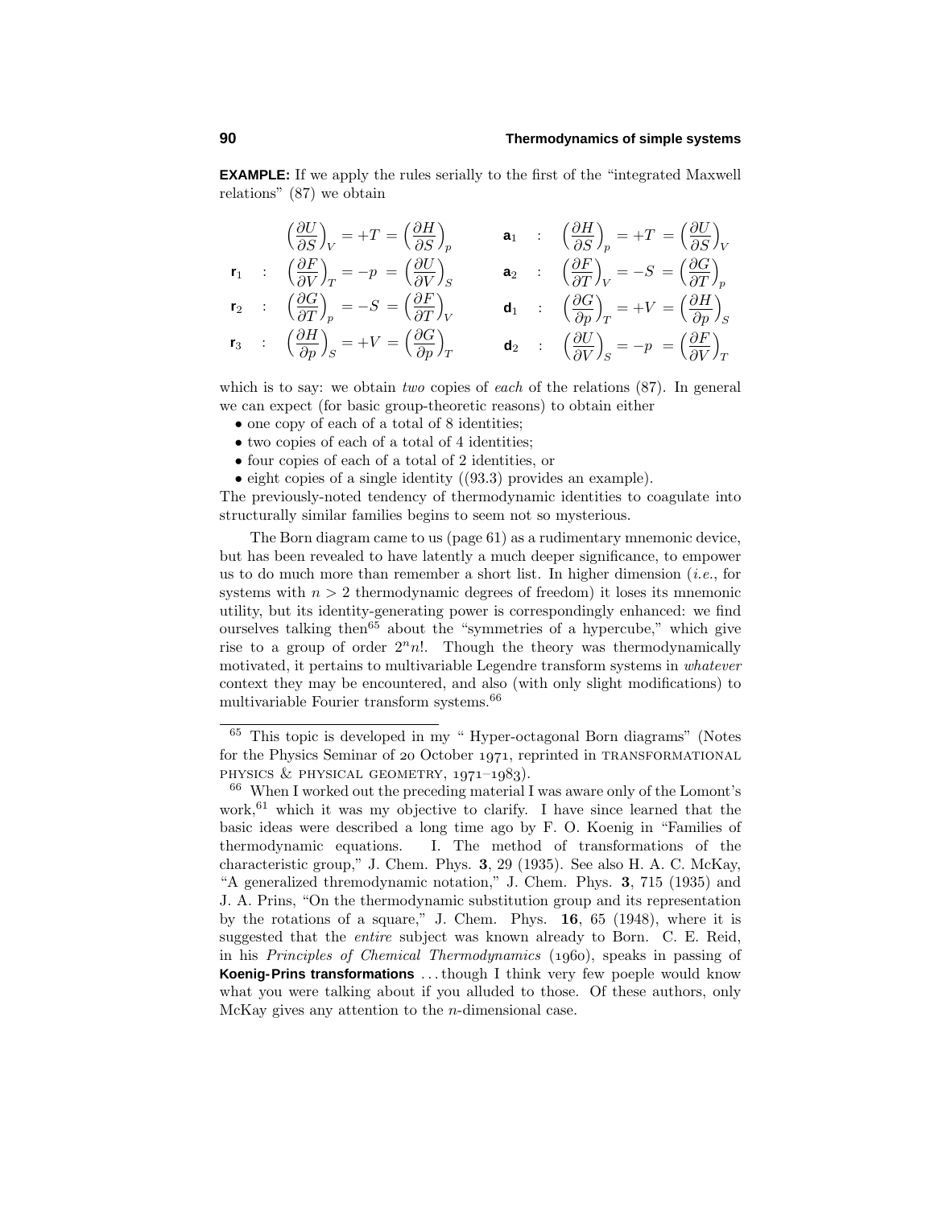**EXAMPLE:** If we apply the rules serially to the first of the "integrated Maxwell relations" (87) we obtain

$$
\begin{array}{llll}
 & \left(\dfrac{\partial U}{\partial S}\right)_V = +T = \left(\dfrac{\partial H}{\partial S}\right)_p & \mathbf{a}_1 : & \left(\dfrac{\partial H}{\partial S}\right)_p = +T = \left(\dfrac{\partial U}{\partial S}\right)_V \\
\mathbf{r}_1 : & \left(\dfrac{\partial F}{\partial V}\right)_T = -p = \left(\dfrac{\partial U}{\partial V}\right)_S & \mathbf{a}_2 : & \left(\dfrac{\partial F}{\partial T}\right)_V = -S = \left(\dfrac{\partial G}{\partial T}\right)_p \\
\mathbf{r}_2 : & \left(\dfrac{\partial G}{\partial T}\right)_p = -S = \left(\dfrac{\partial F}{\partial T}\right)_V & \mathbf{d}_1 : & \left(\dfrac{\partial G}{\partial p}\right)_T = +V = \left(\dfrac{\partial H}{\partial p}\right)_S \\
\mathbf{r}_3 : & \left(\dfrac{\partial H}{\partial p}\right)_S = +V = \left(\dfrac{\partial G}{\partial p}\right)_T & \mathbf{d}_2 : & \left(\dfrac{\partial U}{\partial V}\right)_S = -p = \left(\dfrac{\partial F}{\partial V}\right)_T
\end{array}
$$

which is to say: we obtain *two* copies of *each* of the relations (87). In general we can expect (for basic group-theoretic reasons) to obtain either

- one copy of each of a total of 8 identities;
- two copies of each of a total of 4 identities;
- four copies of each of a total of 2 identities, or
- eight copies of a single identity ((93.3) provides an example).

The previously-noted tendency of thermodynamic identities to coagulate into structurally similar families begins to seem not so mysterious.

The Born diagram came to us (page 61) as a rudimentary mnemonic device, but has been revealed to have latently a much deeper significance, to empower us to do much more than remember a short list. In higher dimension (*i.e.*, for systems with $n > 2$ thermodynamic degrees of freedom) it loses its mnemonic utility, but its identity-generating power is correspondingly enhanced: we find ourselves talking then[65] about the "symmetries of a hypercube," which give rise to a group of order $2^n n!$. Though the theory was thermodynamically motivated, it pertains to multivariable Legendre transform systems in *whatever* context they may be encountered, and also (with only slight modifications) to multivariable Fourier transform systems.[66]

---

[65] This topic is developed in my " Hyper-octagonal Born diagrams" (Notes for the Physics Seminar of 20 October 1971, reprinted in TRANSFORMATIONAL PHYSICS & PHYSICAL GEOMETRY, 1971–1983).

[66] When I worked out the preceding material I was aware only of the Lomont's work,[61] which it was my objective to clarify. I have since learned that the basic ideas were described a long time ago by F. O. Koenig in "Families of thermodynamic equations. I. The method of transformations of the characteristic group," J. Chem. Phys. **3**, 29 (1935). See also H. A. C. McKay, "A generalized thremodynamic notation," J. Chem. Phys. **3**, 715 (1935) and J. A. Prins, "On the thermodynamic substitution group and its representation by the rotations of a square," J. Chem. Phys. **16**, 65 (1948), where it is suggested that the *entire* subject was known already to Born. C. E. Reid, in his *Principles of Chemical Thermodynamics* (1960), speaks in passing of **Koenig-Prins transformations** . . . though I think very few poeple would know what you were talking about if you alluded to those. Of these authors, only McKay gives any attention to the $n$-dimensional case.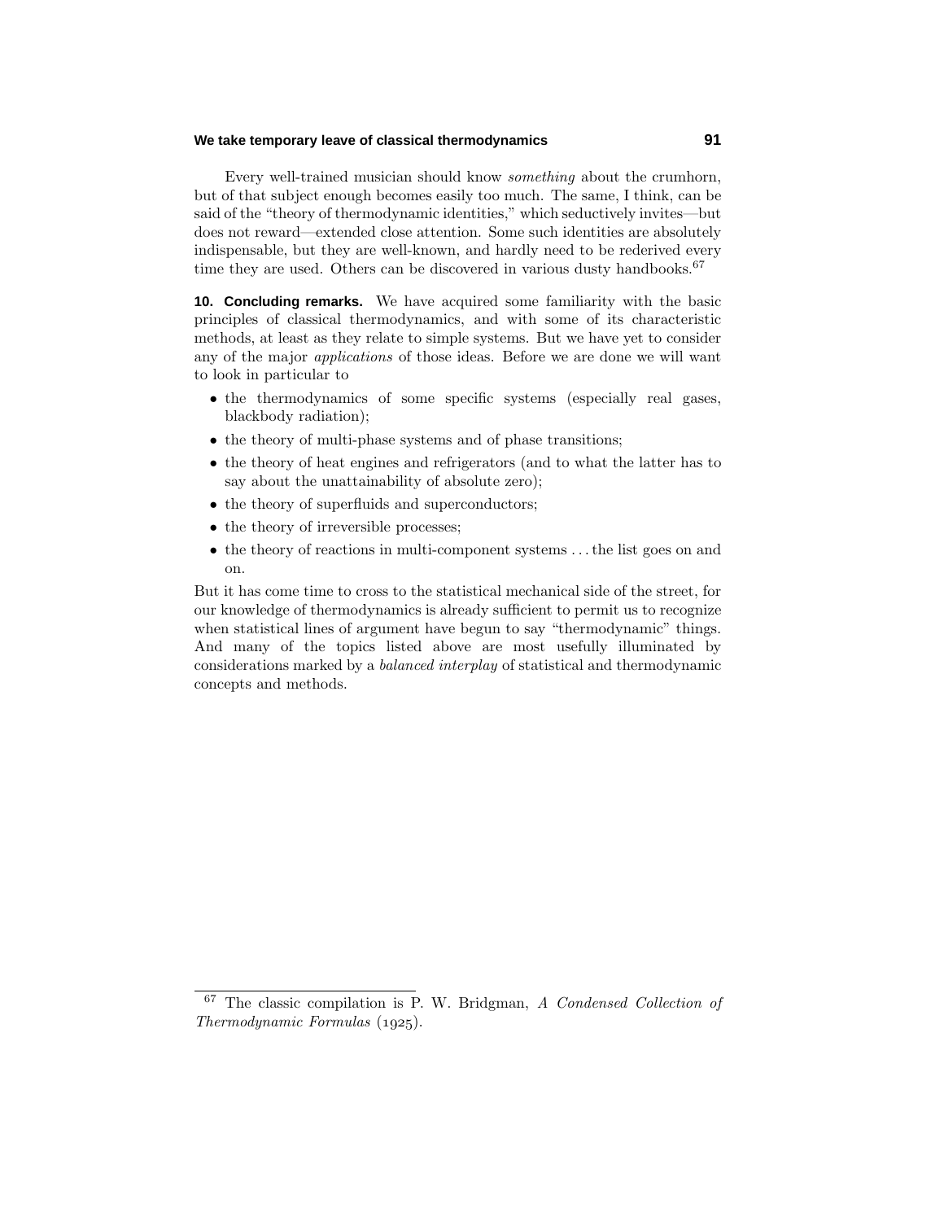Every well-trained musician should know *something* about the crumhorn, but of that subject enough becomes easily too much. The same, I think, can be said of the "theory of thermodynamic identities," which seductively invites—but does not reward—extended close attention. Some such identities are absolutely indispensable, but they are well-known, and hardly need to be rederived every time they are used. Others can be discovered in various dusty handbooks.[67]

**10. Concluding remarks.** We have acquired some familiarity with the basic principles of classical thermodynamics, and with some of its characteristic methods, at least as they relate to simple systems. But we have yet to consider any of the major *applications* of those ideas. Before we are done we will want to look in particular to

- the thermodynamics of some specific systems (especially real gases, blackbody radiation);
- the theory of multi-phase systems and of phase transitions;
- the theory of heat engines and refrigerators (and to what the latter has to say about the unattainability of absolute zero);
- the theory of superfluids and superconductors;
- the theory of irreversible processes;
- the theory of reactions in multi-component systems . . . the list goes on and on.

But it has come time to cross to the statistical mechanical side of the street, for our knowledge of thermodynamics is already sufficient to permit us to recognize when statistical lines of argument have begun to say "thermodynamic" things. And many of the topics listed above are most usefully illuminated by considerations marked by a *balanced interplay* of statistical and thermodynamic concepts and methods.

---

[67] The classic compilation is P. W. Bridgman, *A Condensed Collection of Thermodynamic Formulas* (1925).